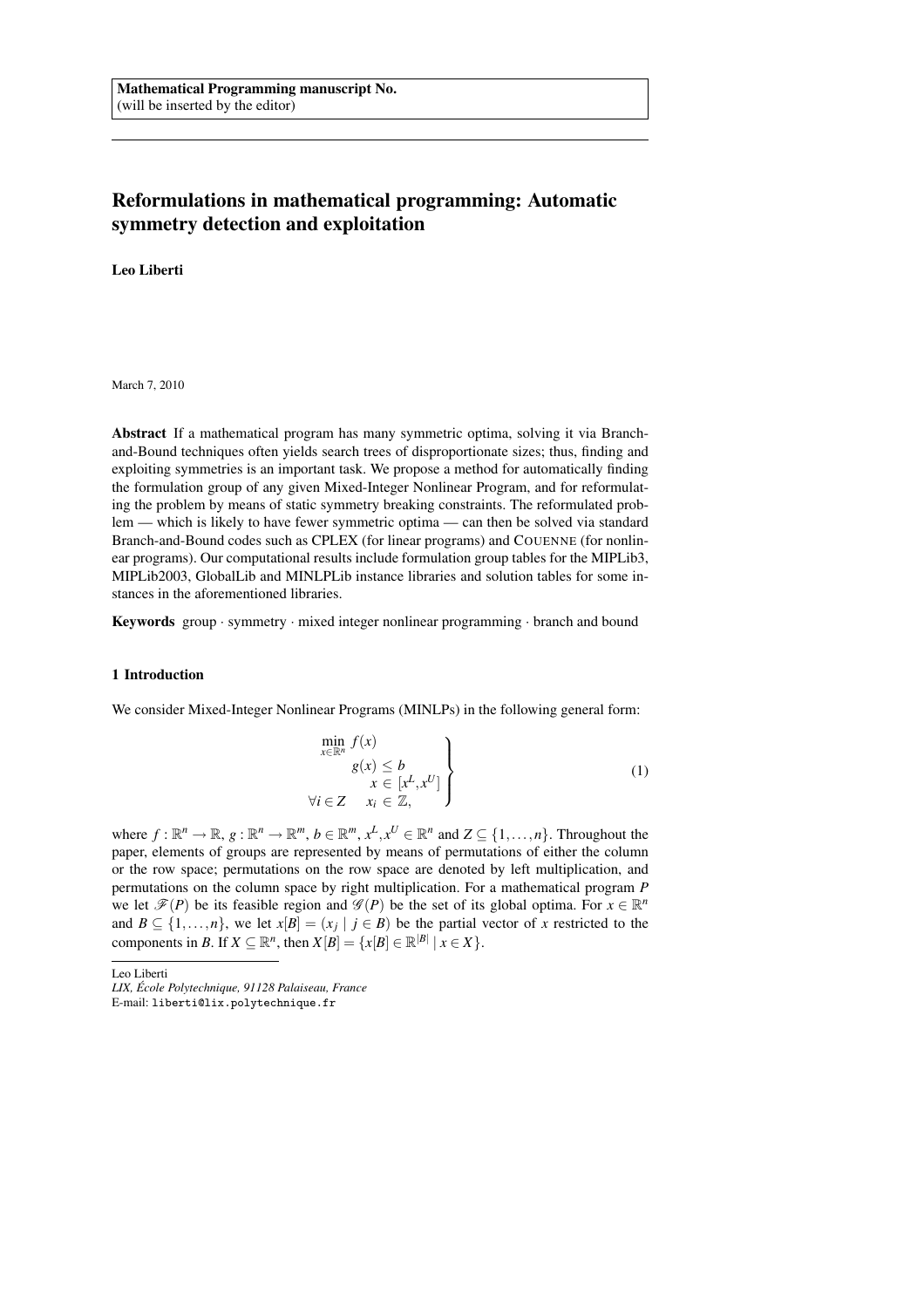**Mathematical Programming manuscript No.**
(will be inserted by the editor)

# Reformulations in mathematical programming: Automatic symmetry detection and exploitation

**Leo Liberti**

March 7, 2010

**Abstract** If a mathematical program has many symmetric optima, solving it via Branch-and-Bound techniques often yields search trees of disproportionate sizes; thus, finding and exploiting symmetries is an important task. We propose a method for automatically finding the formulation group of any given Mixed-Integer Nonlinear Program, and for reformulating the problem by means of static symmetry breaking constraints. The reformulated problem — which is likely to have fewer symmetric optima — can then be solved via standard Branch-and-Bound codes such as CPLEX (for linear programs) and COUENNE (for nonlinear programs). Our computational results include formulation group tables for the MIPLib3, MIPLib2003, GlobalLib and MINLPLib instance libraries and solution tables for some instances in the aforementioned libraries.

**Keywords** group · symmetry · mixed integer nonlinear programming · branch and bound

## 1 Introduction

We consider Mixed-Integer Nonlinear Programs (MINLPs) in the following general form:

$$
\left.
\begin{array}{rl}
\min\limits_{x\in\mathbb{R}^n} & f(x) \\
 & g(x) \leq b \\
 & x \in [x^L, x^U] \\
\forall i \in Z & x_i \in \mathbb{Z},
\end{array}
\right\}
\tag{1}
$$

where $f:\mathbb{R}^n \to \mathbb{R}$, $g:\mathbb{R}^n \to \mathbb{R}^m$, $b \in \mathbb{R}^m$, $x^L, x^U \in \mathbb{R}^n$ and $Z \subseteq \{1,\ldots,n\}$. Throughout the paper, elements of groups are represented by means of permutations of either the column or the row space; permutations on the row space are denoted by left multiplication, and permutations on the column space by right multiplication. For a mathematical program $P$ we let $\mathscr{F}(P)$ be its feasible region and $\mathscr{G}(P)$ be the set of its global optima. For $x \in \mathbb{R}^n$ and $B \subseteq \{1,\ldots,n\}$, we let $x[B] = (x_j \mid j \in B)$ be the partial vector of $x$ restricted to the components in $B$. If $X \subseteq \mathbb{R}^n$, then $X[B] = \{x[B] \in \mathbb{R}^{|B|} \mid x \in X\}$.

Leo Liberti
*LIX, École Polytechnique, 91128 Palaiseau, France*
E-mail: liberti@lix.polytechnique.fr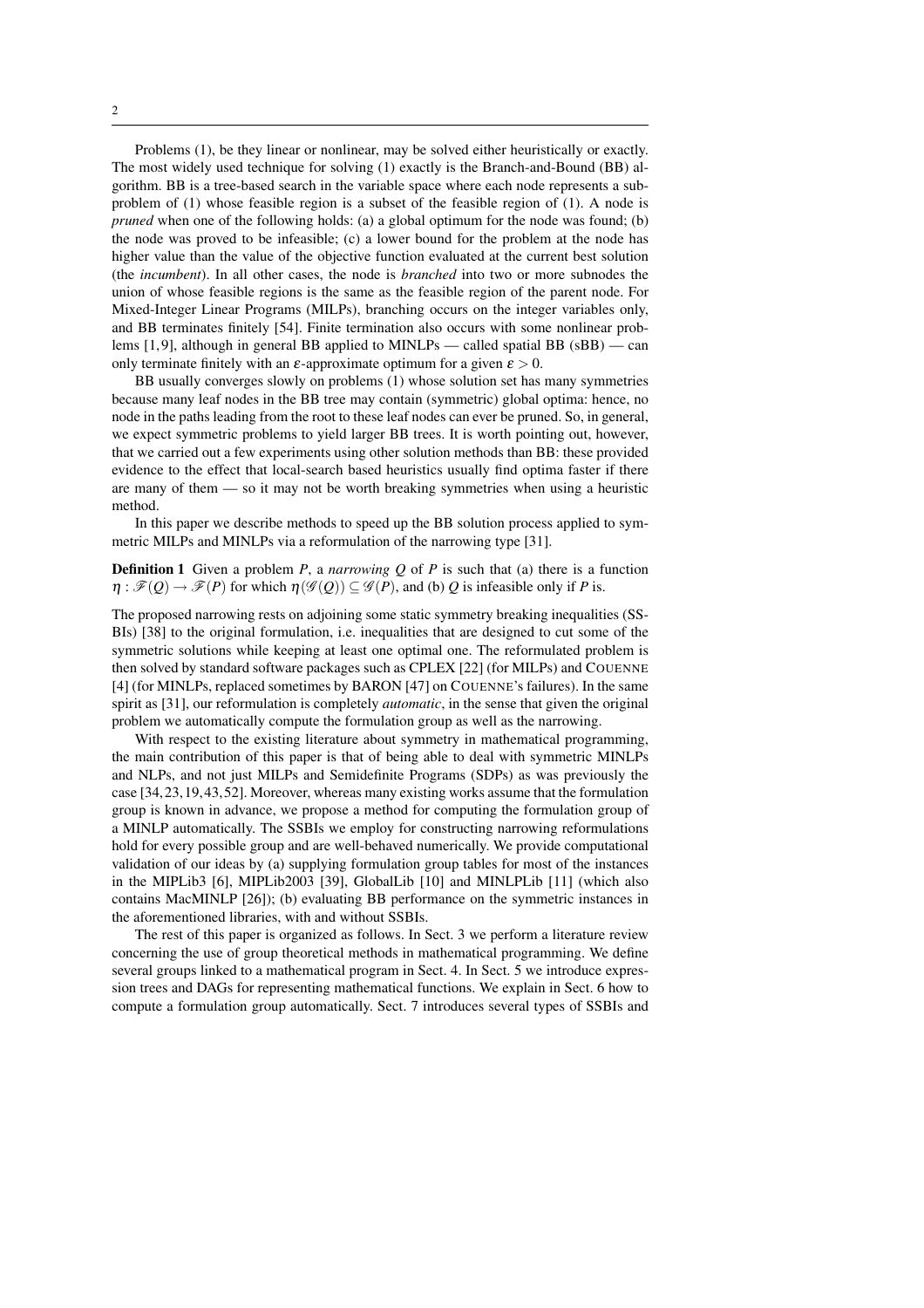Problems (1), be they linear or nonlinear, may be solved either heuristically or exactly. The most widely used technique for solving (1) exactly is the Branch-and-Bound (BB) algorithm. BB is a tree-based search in the variable space where each node represents a subproblem of (1) whose feasible region is a subset of the feasible region of (1). A node is *pruned* when one of the following holds: (a) a global optimum for the node was found; (b) the node was proved to be infeasible; (c) a lower bound for the problem at the node has higher value than the value of the objective function evaluated at the current best solution (the *incumbent*). In all other cases, the node is *branched* into two or more subnodes the union of whose feasible regions is the same as the feasible region of the parent node. For Mixed-Integer Linear Programs (MILPs), branching occurs on the integer variables only, and BB terminates finitely [54]. Finite termination also occurs with some nonlinear problems [1,9], although in general BB applied to MINLPs — called spatial BB (sBB) — can only terminate finitely with an $\varepsilon$-approximate optimum for a given $\varepsilon > 0$.

BB usually converges slowly on problems (1) whose solution set has many symmetries because many leaf nodes in the BB tree may contain (symmetric) global optima: hence, no node in the paths leading from the root to these leaf nodes can ever be pruned. So, in general, we expect symmetric problems to yield larger BB trees. It is worth pointing out, however, that we carried out a few experiments using other solution methods than BB: these provided evidence to the effect that local-search based heuristics usually find optima faster if there are many of them — so it may not be worth breaking symmetries when using a heuristic method.

In this paper we describe methods to speed up the BB solution process applied to symmetric MILPs and MINLPs via a reformulation of the narrowing type [31].

**Definition 1** Given a problem $P$, a *narrowing* $Q$ of $P$ is such that (a) there is a function $\eta : \mathscr{F}(Q) \to \mathscr{F}(P)$ for which $\eta(\mathscr{G}(Q)) \subseteq \mathscr{G}(P)$, and (b) $Q$ is infeasible only if $P$ is.

The proposed narrowing rests on adjoining some static symmetry breaking inequalities (SSBIs) [38] to the original formulation, i.e. inequalities that are designed to cut some of the symmetric solutions while keeping at least one optimal one. The reformulated problem is then solved by standard software packages such as CPLEX [22] (for MILPs) and COUENNE [4] (for MINLPs, replaced sometimes by BARON [47] on COUENNE's failures). In the same spirit as [31], our reformulation is completely *automatic*, in the sense that given the original problem we automatically compute the formulation group as well as the narrowing.

With respect to the existing literature about symmetry in mathematical programming, the main contribution of this paper is that of being able to deal with symmetric MINLPs and NLPs, and not just MILPs and Semidefinite Programs (SDPs) as was previously the case [34,23,19,43,52]. Moreover, whereas many existing works assume that the formulation group is known in advance, we propose a method for computing the formulation group of a MINLP automatically. The SSBIs we employ for constructing narrowing reformulations hold for every possible group and are well-behaved numerically. We provide computational validation of our ideas by (a) supplying formulation group tables for most of the instances in the MIPLib3 [6], MIPLib2003 [39], GlobalLib [10] and MINLPLib [11] (which also contains MacMINLP [26]); (b) evaluating BB performance on the symmetric instances in the aforementioned libraries, with and without SSBIs.

The rest of this paper is organized as follows. In Sect. 3 we perform a literature review concerning the use of group theoretical methods in mathematical programming. We define several groups linked to a mathematical program in Sect. 4. In Sect. 5 we introduce expression trees and DAGs for representing mathematical functions. We explain in Sect. 6 how to compute a formulation group automatically. Sect. 7 introduces several types of SSBIs and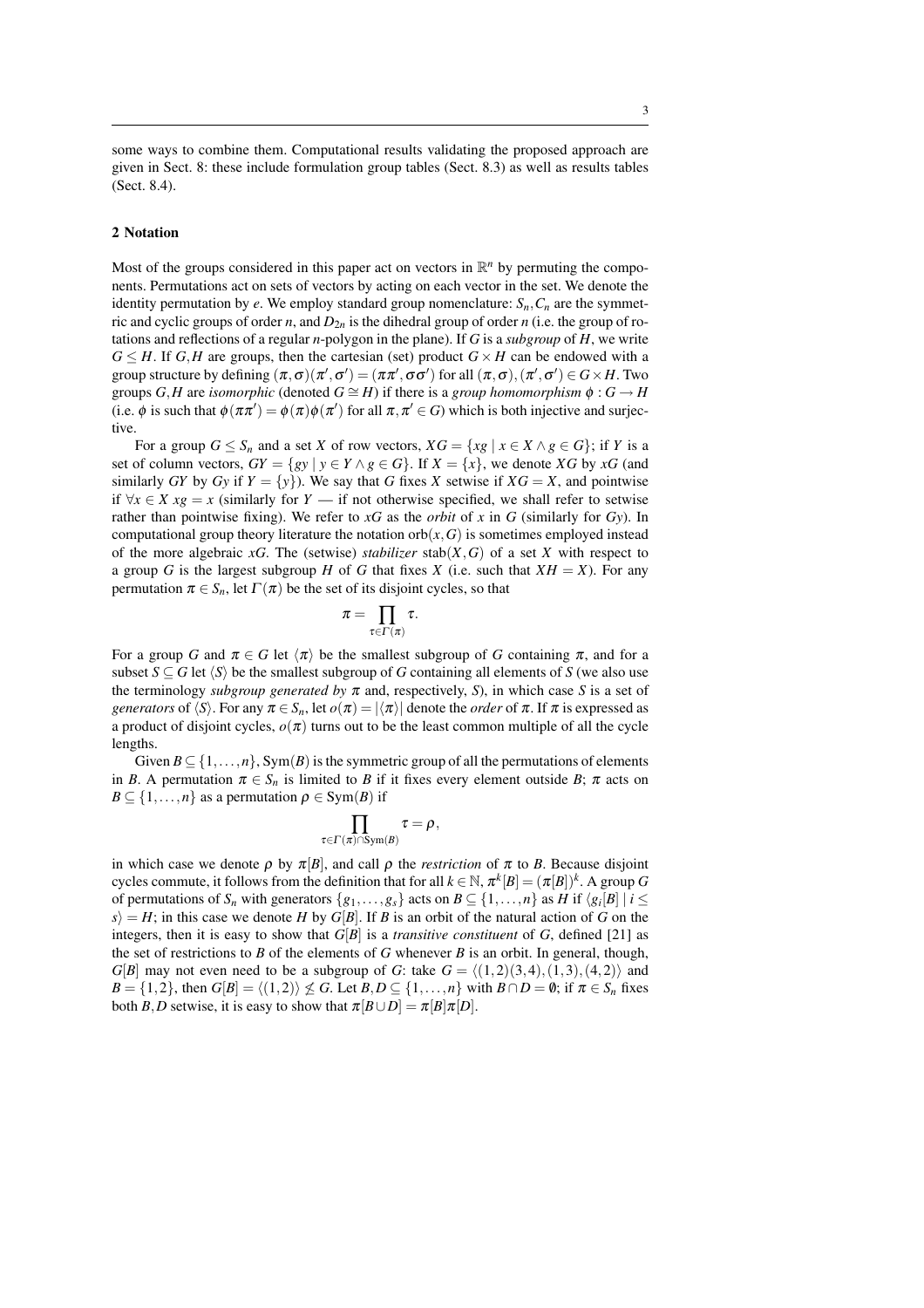some ways to combine them. Computational results validating the proposed approach are given in Sect. 8: these include formulation group tables (Sect. 8.3) as well as results tables (Sect. 8.4).

## 2 Notation

Most of the groups considered in this paper act on vectors in $\mathbb{R}^n$ by permuting the components. Permutations act on sets of vectors by acting on each vector in the set. We denote the identity permutation by $e$. We employ standard group nomenclature: $S_n, C_n$ are the symmetric and cyclic groups of order $n$, and $D_{2n}$ is the dihedral group of order $n$ (i.e. the group of rotations and reflections of a regular $n$-polygon in the plane). If $G$ is a *subgroup* of $H$, we write $G \leq H$. If $G, H$ are groups, then the cartesian (set) product $G \times H$ can be endowed with a group structure by defining $(\pi,\sigma)(\pi',\sigma') = (\pi\pi',\sigma\sigma')$ for all $(\pi,\sigma),(\pi',\sigma') \in G \times H$. Two groups $G, H$ are *isomorphic* (denoted $G \cong H$) if there is a *group homomorphism* $\phi : G \to H$ (i.e. $\phi$ is such that $\phi(\pi\pi') = \phi(\pi)\phi(\pi')$ for all $\pi, \pi' \in G$) which is both injective and surjective.

For a group $G \leq S_n$ and a set $X$ of row vectors, $XG = \{xg \mid x \in X \wedge g \in G\}$; if $Y$ is a set of column vectors, $GY = \{gy \mid y \in Y \wedge g \in G\}$. If $X = \{x\}$, we denote $XG$ by $xG$ (and similarly $GY$ by $Gy$ if $Y = \{y\}$). We say that $G$ fixes $X$ setwise if $XG = X$, and pointwise if $\forall x \in X\ xg = x$ (similarly for $Y$ — if not otherwise specified, we shall refer to setwise rather than pointwise fixing). We refer to $xG$ as the *orbit* of $x$ in $G$ (similarly for $Gy$). In computational group theory literature the notation $\mathrm{orb}(x, G)$ is sometimes employed instead of the more algebraic $xG$. The (setwise) *stabilizer* $\mathrm{stab}(X, G)$ of a set $X$ with respect to a group $G$ is the largest subgroup $H$ of $G$ that fixes $X$ (i.e. such that $XH = X$). For any permutation $\pi \in S_n$, let $\Gamma(\pi)$ be the set of its disjoint cycles, so that

$$\pi = \prod_{\tau \in \Gamma(\pi)} \tau.$$

For a group $G$ and $\pi \in G$ let $\langle\pi\rangle$ be the smallest subgroup of $G$ containing $\pi$, and for a subset $S \subseteq G$ let $\langle S\rangle$ be the smallest subgroup of $G$ containing all elements of $S$ (we also use the terminology *subgroup generated by* $\pi$ and, respectively, $S$), in which case $S$ is a set of *generators* of $\langle S\rangle$. For any $\pi \in S_n$, let $o(\pi) = |\langle\pi\rangle|$ denote the *order* of $\pi$. If $\pi$ is expressed as a product of disjoint cycles, $o(\pi)$ turns out to be the least common multiple of all the cycle lengths.

Given $B \subseteq \{1,\dots,n\}$, $\mathrm{Sym}(B)$ is the symmetric group of all the permutations of elements in $B$. A permutation $\pi \in S_n$ is limited to $B$ if it fixes every element outside $B$; $\pi$ acts on $B \subseteq \{1,\dots,n\}$ as a permutation $\rho \in \mathrm{Sym}(B)$ if

$$\prod_{\tau \in \Gamma(\pi) \cap \mathrm{Sym}(B)} \tau = \rho,$$

in which case we denote $\rho$ by $\pi[B]$, and call $\rho$ the *restriction* of $\pi$ to $B$. Because disjoint cycles commute, it follows from the definition that for all $k \in \mathbb{N}$, $\pi^k[B] = (\pi[B])^k$. A group $G$ of permutations of $S_n$ with generators $\{g_1,\dots,g_s\}$ acts on $B \subseteq \{1,\dots,n\}$ as $H$ if $\langle g_i[B] \mid i \leq s\rangle = H$; in this case we denote $H$ by $G[B]$. If $B$ is an orbit of the natural action of $G$ on the integers, then it is easy to show that $G[B]$ is a *transitive constituent* of $G$, defined [21] as the set of restrictions to $B$ of the elements of $G$ whenever $B$ is an orbit. In general, though, $G[B]$ may not even need to be a subgroup of $G$: take $G = \langle(1,2)(3,4),(1,3),(4,2)\rangle$ and $B = \{1,2\}$, then $G[B] = \langle(1,2)\rangle \not\leq G$. Let $B, D \subseteq \{1,\dots,n\}$ with $B \cap D = \emptyset$; if $\pi \in S_n$ fixes both $B, D$ setwise, it is easy to show that $\pi[B \cup D] = \pi[B]\pi[D]$.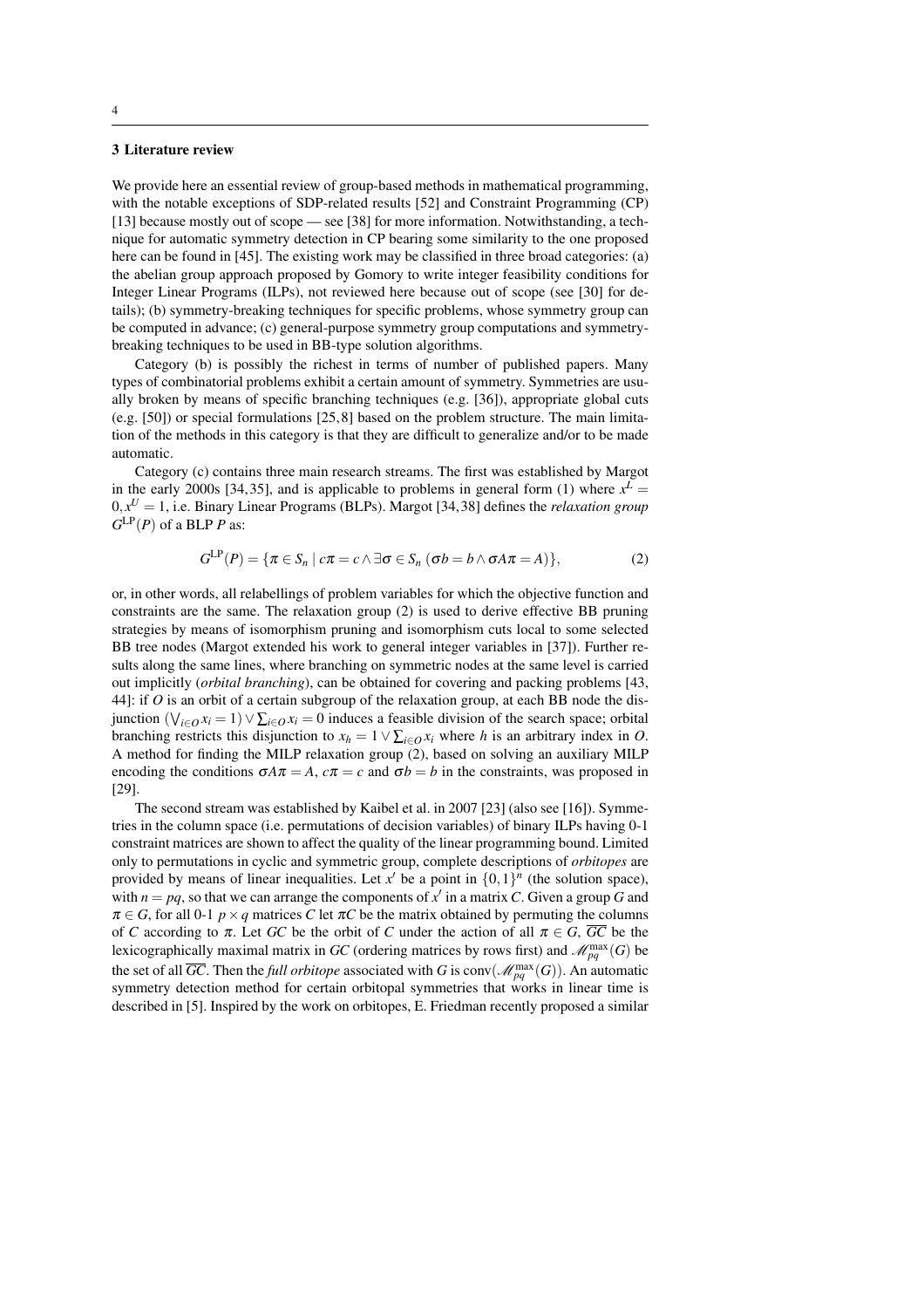## 3 Literature review

We provide here an essential review of group-based methods in mathematical programming, with the notable exceptions of SDP-related results [52] and Constraint Programming (CP) [13] because mostly out of scope — see [38] for more information. Notwithstanding, a technique for automatic symmetry detection in CP bearing some similarity to the one proposed here can be found in [45]. The existing work may be classified in three broad categories: (a) the abelian group approach proposed by Gomory to write integer feasibility conditions for Integer Linear Programs (ILPs), not reviewed here because out of scope (see [30] for details); (b) symmetry-breaking techniques for specific problems, whose symmetry group can be computed in advance; (c) general-purpose symmetry group computations and symmetry-breaking techniques to be used in BB-type solution algorithms.

Category (b) is possibly the richest in terms of number of published papers. Many types of combinatorial problems exhibit a certain amount of symmetry. Symmetries are usually broken by means of specific branching techniques (e.g. [36]), appropriate global cuts (e.g. [50]) or special formulations [25,8] based on the problem structure. The main limitation of the methods in this category is that they are difficult to generalize and/or to be made automatic.

Category (c) contains three main research streams. The first was established by Margot in the early 2000s [34,35], and is applicable to problems in general form (1) where $x^L = 0, x^U = 1$, i.e. Binary Linear Programs (BLPs). Margot [34,38] defines the *relaxation group* $G^{\mathrm{LP}}(P)$ of a BLP $P$ as:

$$G^{\mathrm{LP}}(P) = \{\pi \in S_n \mid c\pi = c \wedge \exists \sigma \in S_n \ (\sigma b = b \wedge \sigma A \pi = A)\}, \tag{2}$$

or, in other words, all relabellings of problem variables for which the objective function and constraints are the same. The relaxation group (2) is used to derive effective BB pruning strategies by means of isomorphism pruning and isomorphism cuts local to some selected BB tree nodes (Margot extended his work to general integer variables in [37]). Further results along the same lines, where branching on symmetric nodes at the same level is carried out implicitly (*orbital branching*), can be obtained for covering and packing problems [43, 44]: if $O$ is an orbit of a certain subgroup of the relaxation group, at each BB node the disjunction $(\bigvee_{i \in O} x_i = 1) \vee \sum_{i \in O} x_i = 0$ induces a feasible division of the search space; orbital branching restricts this disjunction to $x_h = 1 \vee \sum_{i \in O} x_i$ where $h$ is an arbitrary index in $O$. A method for finding the MILP relaxation group (2), based on solving an auxiliary MILP encoding the conditions $\sigma A \pi = A$, $c\pi = c$ and $\sigma b = b$ in the constraints, was proposed in [29].

The second stream was established by Kaibel et al. in 2007 [23] (also see [16]). Symmetries in the column space (i.e. permutations of decision variables) of binary ILPs having 0-1 constraint matrices are shown to affect the quality of the linear programming bound. Limited only to permutations in cyclic and symmetric group, complete descriptions of *orbitopes* are provided by means of linear inequalities. Let $x'$ be a point in $\{0,1\}^n$ (the solution space), with $n = pq$, so that we can arrange the components of $x'$ in a matrix $C$. Given a group $G$ and $\pi \in G$, for all 0-1 $p \times q$ matrices $C$ let $\pi C$ be the matrix obtained by permuting the columns of $C$ according to $\pi$. Let $GC$ be the orbit of $C$ under the action of all $\pi \in G$, $\overline{GC}$ be the lexicographically maximal matrix in $GC$ (ordering matrices by rows first) and $\mathscr{M}_{pq}^{\max}(G)$ be the set of all $\overline{GC}$. Then the *full orbitope* associated with $G$ is $\mathrm{conv}(\mathscr{M}_{pq}^{\max}(G))$. An automatic symmetry detection method for certain orbitopal symmetries that works in linear time is described in [5]. Inspired by the work on orbitopes, E. Friedman recently proposed a similar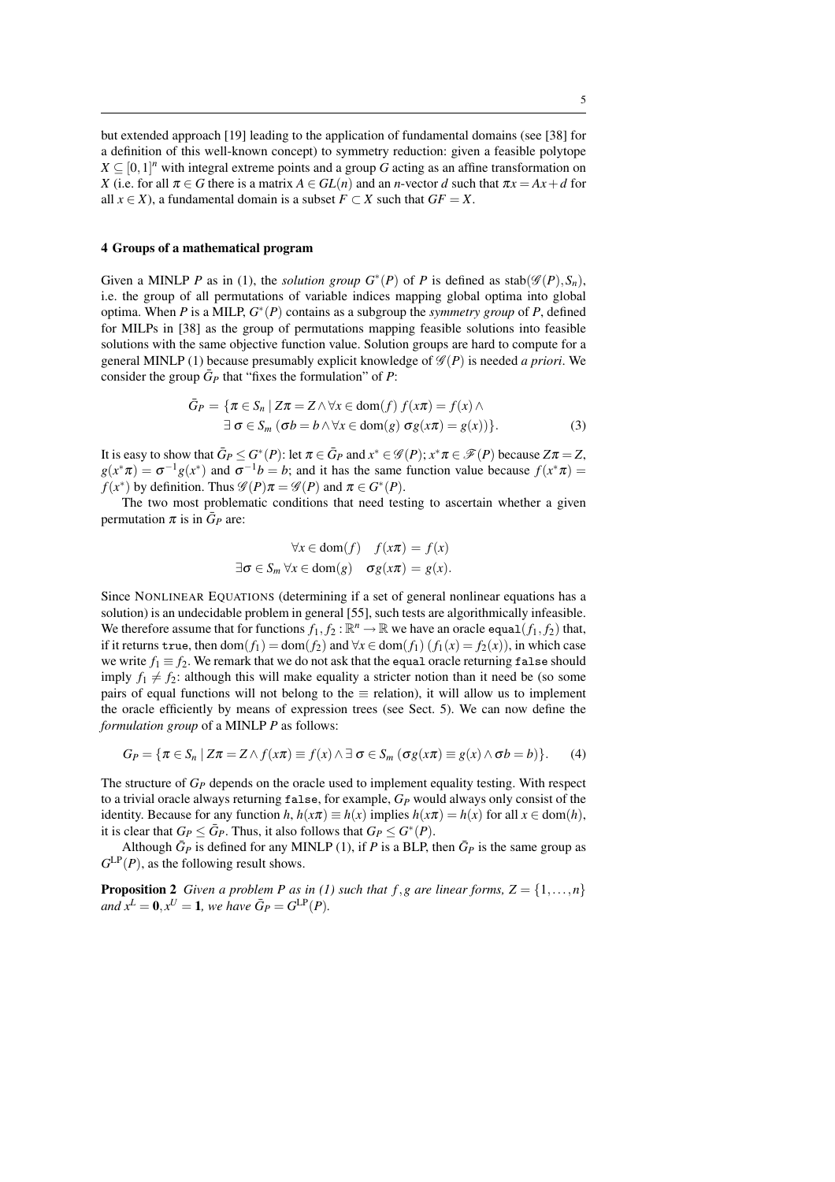but extended approach [19] leading to the application of fundamental domains (see [38] for a definition of this well-known concept) to symmetry reduction: given a feasible polytope $X \subseteq [0,1]^n$ with integral extreme points and a group $G$ acting as an affine transformation on $X$ (i.e. for all $\pi \in G$ there is a matrix $A \in GL(n)$ and an $n$-vector $d$ such that $\pi x = Ax + d$ for all $x \in X$), a fundamental domain is a subset $F \subset X$ such that $GF = X$.

## 4 Groups of a mathematical program

Given a MINLP $P$ as in (1), the *solution group* $G^*(P)$ of $P$ is defined as $\mathrm{stab}(\mathscr{G}(P), S_n)$, i.e. the group of all permutations of variable indices mapping global optima into global optima. When $P$ is a MILP, $G^*(P)$ contains as a subgroup the *symmetry group* of $P$, defined for MILPs in [38] as the group of permutations mapping feasible solutions into feasible solutions with the same objective function value. Solution groups are hard to compute for a general MINLP (1) because presumably explicit knowledge of $\mathscr{G}(P)$ is needed *a priori*. We consider the group $\bar{G}_P$ that "fixes the formulation" of $P$:

$$\begin{aligned}\bar{G}_P = \{\pi \in S_n \mid Z\pi = Z \wedge \forall x \in \mathrm{dom}(f)\ f(x\pi) = f(x) \wedge \\ \exists\, \sigma \in S_m\ (\sigma b = b \wedge \forall x \in \mathrm{dom}(g)\ \sigma g(x\pi) = g(x))\}.\end{aligned} \quad (3)$$

It is easy to show that $\bar{G}_P \leq G^*(P)$: let $\pi \in \bar{G}_P$ and $x^* \in \mathscr{G}(P)$; $x^*\pi \in \mathscr{F}(P)$ because $Z\pi = Z$, $g(x^*\pi) = \sigma^{-1}g(x^*)$ and $\sigma^{-1}b = b$; and it has the same function value because $f(x^*\pi) = f(x^*)$ by definition. Thus $\mathscr{G}(P)\pi = \mathscr{G}(P)$ and $\pi \in G^*(P)$.

The two most problematic conditions that need testing to ascertain whether a given permutation $\pi$ is in $\bar{G}_P$ are:

$$\begin{aligned}\forall x \in \mathrm{dom}(f) \quad f(x\pi) &= f(x) \\ \exists \sigma \in S_m\ \forall x \in \mathrm{dom}(g) \quad \sigma g(x\pi) &= g(x).\end{aligned}$$

Since NONLINEAR EQUATIONS (determining if a set of general nonlinear equations has a solution) is an undecidable problem in general [55], such tests are algorithmically infeasible. We therefore assume that for functions $f_1, f_2 : \mathbb{R}^n \to \mathbb{R}$ we have an oracle `equal`$(f_1, f_2)$ that, if it returns `true`, then $\mathrm{dom}(f_1) = \mathrm{dom}(f_2)$ and $\forall x \in \mathrm{dom}(f_1)\ (f_1(x) = f_2(x))$, in which case we write $f_1 \equiv f_2$. We remark that we do not ask that the `equal` oracle returning `false` should imply $f_1 \neq f_2$: although this will make equality a stricter notion than it need be (so some pairs of equal functions will not belong to the $\equiv$ relation), it will allow us to implement the oracle efficiently by means of expression trees (see Sect. 5). We can now define the *formulation group* of a MINLP $P$ as follows:

$$G_P = \{\pi \in S_n \mid Z\pi = Z \wedge f(x\pi) \equiv f(x) \wedge \exists\, \sigma \in S_m\ (\sigma g(x\pi) \equiv g(x) \wedge \sigma b = b)\}. \quad (4)$$

The structure of $G_P$ depends on the oracle used to implement equality testing. With respect to a trivial oracle always returning `false`, for example, $G_P$ would always only consist of the identity. Because for any function $h$, $h(x\pi) \equiv h(x)$ implies $h(x\pi) = h(x)$ for all $x \in \mathrm{dom}(h)$, it is clear that $G_P \leq \bar{G}_P$. Thus, it also follows that $G_P \leq G^*(P)$.

Although $\bar{G}_P$ is defined for any MINLP (1), if $P$ is a BLP, then $\bar{G}_P$ is the same group as $G^{\mathrm{LP}}(P)$, as the following result shows.

**Proposition 2** *Given a problem $P$ as in (1) such that $f, g$ are linear forms, $Z = \{1, \ldots, n\}$ and $x^L = \mathbf{0}, x^U = \mathbf{1}$, we have $\bar{G}_P = G^{\mathrm{LP}}(P)$.*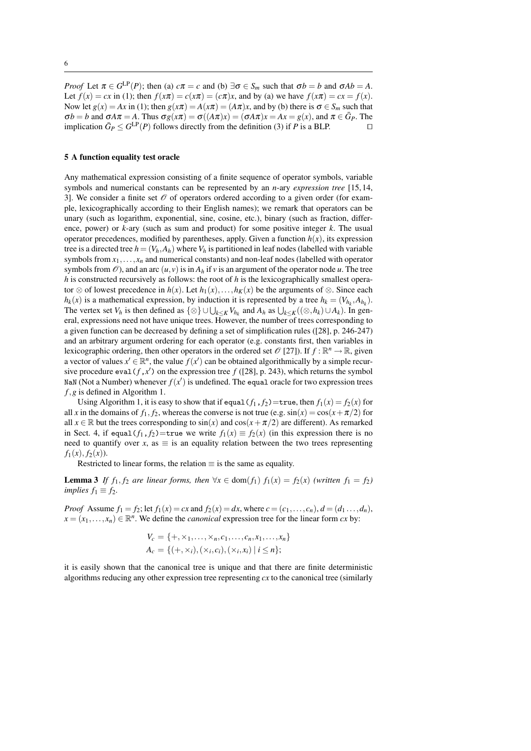*Proof* Let $\pi \in G^{\mathrm{LP}}(P)$; then (a) $c\pi = c$ and (b) $\exists \sigma \in S_m$ such that $\sigma b = b$ and $\sigma A b = A$. Let $f(x) = cx$ in (1); then $f(x\pi) = c(x\pi) = (c\pi)x$, and by (a) we have $f(x\pi) = cx = f(x)$. Now let $g(x) = Ax$ in (1); then $g(x\pi) = A(x\pi) = (A\pi)x$, and by (b) there is $\sigma \in S_m$ such that $\sigma b = b$ and $\sigma A \pi = A$. Thus $\sigma g(x\pi) = \sigma((A\pi)x) = (\sigma A \pi)x = Ax = g(x)$, and $\pi \in \bar{G}_P$. The implication $\bar{G}_P \leq G^{\mathrm{LP}}(P)$ follows directly from the definition (3) if $P$ is a BLP. $\square$

## 5 A function equality test oracle

Any mathematical expression consisting of a finite sequence of operator symbols, variable symbols and numerical constants can be represented by an $n$-ary *expression tree* [15, 14, 3]. We consider a finite set $\mathscr{O}$ of operators ordered according to a given order (for example, lexicographically according to their English names); we remark that operators can be unary (such as logarithm, exponential, sine, cosine, etc.), binary (such as fraction, difference, power) or $k$-ary (such as sum and product) for some positive integer $k$. The usual operator precedences, modified by parentheses, apply. Given a function $h(x)$, its expression tree is a directed tree $h = (V_h, A_h)$ where $V_h$ is partitioned in leaf nodes (labelled with variable symbols from $x_1, \ldots, x_n$ and numerical constants) and non-leaf nodes (labelled with operator symbols from $\mathscr{O}$), and an arc $(u, v)$ is in $A_h$ if $v$ is an argument of the operator node $u$. The tree $h$ is constructed recursively as follows: the root of $h$ is the lexicographically smallest operator $\otimes$ of lowest precedence in $h(x)$. Let $h_1(x), \ldots, h_K(x)$ be the arguments of $\otimes$. Since each $h_k(x)$ is a mathematical expression, by induction it is represented by a tree $h_k = (V_{h_k}, A_{h_k})$. The vertex set $V_h$ is then defined as $\{\otimes\} \cup \bigcup_{k \leq K} V_{h_k}$ and $A_h$ as $\bigcup_{k \leq K} ((\otimes, h_k) \cup A_k)$. In general, expressions need not have unique trees. However, the number of trees corresponding to a given function can be decreased by defining a set of simplification rules ([28], p. 246-247) and an arbitrary argument ordering for each operator (e.g. constants first, then variables in lexicographic ordering, then other operators in the ordered set $\mathscr{O}$ [27]). If $f : \mathbb{R}^n \to \mathbb{R}$, given a vector of values $x' \in \mathbb{R}^n$, the value $f(x')$ can be obtained algorithmically by a simple recursive procedure `eval(f,x')` on the expression tree $f$ ([28], p. 243), which returns the symbol `NaN` (Not a Number) whenever $f(x')$ is undefined. The `equal` oracle for two expression trees $f, g$ is defined in Algorithm 1.

Using Algorithm 1, it is easy to show that if `equal(`$f_1$`,`$f_2$`)=true`, then $f_1(x) = f_2(x)$ for all $x$ in the domains of $f_1, f_2$, whereas the converse is not true (e.g. $\sin(x) = \cos(x + \pi/2)$ for all $x \in \mathbb{R}$ but the trees corresponding to $\sin(x)$ and $\cos(x + \pi/2)$ are different). As remarked in Sect. 4, if `equal(`$f_1$`,`$f_2$`)=true` we write $f_1(x) \equiv f_2(x)$ (in this expression there is no need to quantify over $x$, as $\equiv$ is an equality relation between the two trees representing $f_1(x), f_2(x)$).

Restricted to linear forms, the relation $\equiv$ is the same as equality.

**Lemma 3** *If $f_1, f_2$ are linear forms, then $\forall x \in \mathrm{dom}(f_1)\ f_1(x) = f_2(x)$ (written $f_1 = f_2$) implies $f_1 \equiv f_2$.*

*Proof* Assume $f_1 = f_2$; let $f_1(x) = cx$ and $f_2(x) = dx$, where $c = (c_1, \ldots, c_n)$, $d = (d_1 \ldots, d_n)$, $x = (x_1, \ldots, x_n) \in \mathbb{R}^n$. We define the *canonical* expression tree for the linear form $cx$ by:

$$V_c = \{+, \times_1, \ldots, \times_n, c_1, \ldots, c_n, x_1, \ldots, x_n\}$$
$$A_c = \{(+, \times_i), (\times_i, c_i), (\times_i, x_i) \mid i \leq n\};$$

it is easily shown that the canonical tree is unique and that there are finite deterministic algorithms reducing any other expression tree representing $cx$ to the canonical tree (similarly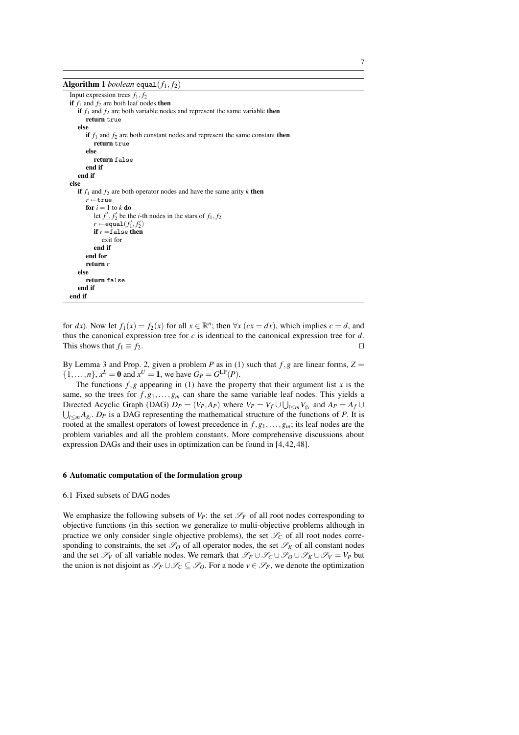**Algorithm 1** *boolean* `equal`$(f_1, f_2)$

```
Input expression trees f1, f2
if f1 and f2 are both leaf nodes then
   if f1 and f2 are both variable nodes and represent the same variable then
      return true
   else
      if f1 and f2 are both constant nodes and represent the same constant then
         return true
      else
         return false
      end if
   end if
else
   if f1 and f2 are both operator nodes and have the same arity k then
      r ← true
      for i = 1 to k do
         let f1', f2' be the i-th nodes in the stars of f1, f2
         r ← equal(f1', f2')
         if r = false then
            exit for
         end if
      end for
      return r
   else
      return false
   end if
end if
```

for $dx$). Now let $f_1(x) = f_2(x)$ for all $x \in \mathbb{R}^n$; then $\forall x\ (cx = dx)$, which implies $c = d$, and thus the canonical expression tree for $c$ is identical to the canonical expression tree for $d$. This shows that $f_1 \equiv f_2$. $\square$

By Lemma 3 and Prop. 2, given a problem $P$ as in (1) such that $f, g$ are linear forms, $Z = \{1, \ldots, n\}$, $x^L = \mathbf{0}$ and $x^U = \mathbf{1}$, we have $G_P = G^{\mathrm{LP}}(P)$.

The functions $f, g$ appearing in (1) have the property that their argument list $x$ is the same, so the trees for $f, g_1, \ldots, g_m$ can share the same variable leaf nodes. This yields a Directed Acyclic Graph (DAG) $D_P = (V_P, A_P)$ where $V_P = V_f \cup \bigcup_{i \le m} V_{g_i}$ and $A_P = A_f \cup \bigcup_{i \le m} A_{g_i}$. $D_P$ is a DAG representing the mathematical structure of the functions of $P$. It is rooted at the smallest operators of lowest precedence in $f, g_1, \ldots, g_m$; its leaf nodes are the problem variables and all the problem constants. More comprehensive discussions about expression DAGs and their uses in optimization can be found in [4, 42, 48].

## 6 Automatic computation of the formulation group

### 6.1 Fixed subsets of DAG nodes

We emphasize the following subsets of $V_P$: the set $\mathscr{S}_F$ of all root nodes corresponding to objective functions (in this section we generalize to multi-objective problems although in practice we only consider single objective problems), the set $\mathscr{S}_C$ of all root nodes corresponding to constraints, the set $\mathscr{S}_O$ of all operator nodes, the set $\mathscr{S}_K$ of all constant nodes and the set $\mathscr{S}_V$ of all variable nodes. We remark that $\mathscr{S}_F \cup \mathscr{S}_C \cup \mathscr{S}_O \cup \mathscr{S}_K \cup \mathscr{S}_V = V_P$ but the union is not disjoint as $\mathscr{S}_F \cup \mathscr{S}_C \subseteq \mathscr{S}_O$. For a node $v \in \mathscr{S}_F$, we denote the optimization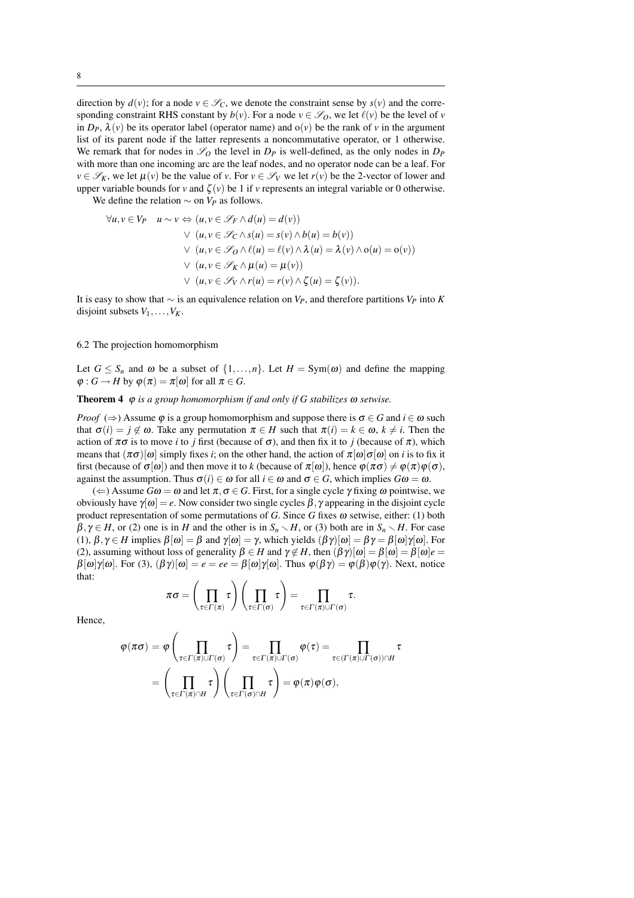direction by $d(v)$; for a node $v \in \mathscr{S}_C$, we denote the constraint sense by $s(v)$ and the corresponding constraint RHS constant by $b(v)$. For a node $v \in \mathscr{S}_O$, we let $\ell(v)$ be the level of $v$ in $D_P$, $\lambda(v)$ be its operator label (operator name) and $\mathrm{o}(v)$ be the rank of $v$ in the argument list of its parent node if the latter represents a noncommutative operator, or 1 otherwise. We remark that for nodes in $\mathscr{S}_O$ the level in $D_P$ is well-defined, as the only nodes in $D_P$ with more than one incoming arc are the leaf nodes, and no operator node can be a leaf. For $v \in \mathscr{S}_K$, we let $\mu(v)$ be the value of $v$. For $v \in \mathscr{S}_V$ we let $r(v)$ be the 2-vector of lower and upper variable bounds for $v$ and $\zeta(v)$ be 1 if $v$ represents an integral variable or 0 otherwise.

We define the relation $\sim$ on $V_P$ as follows.

$$
\begin{aligned}
\forall u, v \in V_P \quad u \sim v \Leftrightarrow\; & (u, v \in \mathscr{S}_F \wedge d(u) = d(v)) \\
\vee\; & (u, v \in \mathscr{S}_C \wedge s(u) = s(v) \wedge b(u) = b(v)) \\
\vee\; & (u, v \in \mathscr{S}_O \wedge \ell(u) = \ell(v) \wedge \lambda(u) = \lambda(v) \wedge \mathrm{o}(u) = \mathrm{o}(v)) \\
\vee\; & (u, v \in \mathscr{S}_K \wedge \mu(u) = \mu(v)) \\
\vee\; & (u, v \in \mathscr{S}_V \wedge r(u) = r(v) \wedge \zeta(u) = \zeta(v)).
\end{aligned}
$$

It is easy to show that $\sim$ is an equivalence relation on $V_P$, and therefore partitions $V_P$ into $K$ disjoint subsets $V_1, \ldots, V_K$.

### 6.2 The projection homomorphism

Let $G \leq S_n$ and $\omega$ be a subset of $\{1, \ldots, n\}$. Let $H = \mathrm{Sym}(\omega)$ and define the mapping $\varphi : G \to H$ by $\varphi(\pi) = \pi[\omega]$ for all $\pi \in G$.

**Theorem 4** *$\varphi$ is a group homomorphism if and only if $G$ stabilizes $\omega$ setwise.*

*Proof* ($\Rightarrow$) Assume $\varphi$ is a group homomorphism and suppose there is $\sigma \in G$ and $i \in \omega$ such that $\sigma(i) = j \notin \omega$. Take any permutation $\pi \in H$ such that $\pi(i) = k \in \omega$, $k \neq i$. Then the action of $\pi\sigma$ is to move $i$ to $j$ first (because of $\sigma$), and then fix it to $j$ (because of $\pi$), which means that $(\pi\sigma)[\omega]$ simply fixes $i$; on the other hand, the action of $\pi[\omega]\sigma[\omega]$ on $i$ is to fix it first (because of $\sigma[\omega]$) and then move it to $k$ (because of $\pi[\omega]$), hence $\varphi(\pi\sigma) \neq \varphi(\pi)\varphi(\sigma)$, against the assumption. Thus $\sigma(i) \in \omega$ for all $i \in \omega$ and $\sigma \in G$, which implies $G\omega = \omega$.

($\Leftarrow$) Assume $G\omega = \omega$ and let $\pi, \sigma \in G$. First, for a single cycle $\gamma$ fixing $\omega$ pointwise, we obviously have $\gamma[\omega] = e$. Now consider two single cycles $\beta, \gamma$ appearing in the disjoint cycle product representation of some permutations of $G$. Since $G$ fixes $\omega$ setwise, either: (1) both $\beta, \gamma \in H$, or (2) one is in $H$ and the other is in $S_n \smallsetminus H$, or (3) both are in $S_n \smallsetminus H$. For case (1), $\beta, \gamma \in H$ implies $\beta[\omega] = \beta$ and $\gamma[\omega] = \gamma$, which yields $(\beta\gamma)[\omega] = \beta\gamma = \beta[\omega]\gamma[\omega]$. For (2), assuming without loss of generality $\beta \in H$ and $\gamma \notin H$, then $(\beta\gamma)[\omega] = \beta[\omega] = \beta[\omega]e = \beta[\omega]\gamma[\omega]$. For (3), $(\beta\gamma)[\omega] = e = ee = \beta[\omega]\gamma[\omega]$. Thus $\varphi(\beta\gamma) = \varphi(\beta)\varphi(\gamma)$. Next, notice that:

$$
\pi\sigma = \left(\prod_{\tau \in \Gamma(\pi)} \tau\right)\left(\prod_{\tau \in \Gamma(\sigma)} \tau\right) = \prod_{\tau \in \Gamma(\pi) \cup \Gamma(\sigma)} \tau.
$$

Hence,

$$
\begin{aligned}
\varphi(\pi\sigma) &= \varphi\left(\prod_{\tau \in \Gamma(\pi) \cup \Gamma(\sigma)} \tau\right) = \prod_{\tau \in \Gamma(\pi) \cup \Gamma(\sigma)} \varphi(\tau) = \prod_{\tau \in (\Gamma(\pi) \cup \Gamma(\sigma)) \cap H} \tau \\
&= \left(\prod_{\tau \in \Gamma(\pi) \cap H} \tau\right)\left(\prod_{\tau \in \Gamma(\sigma) \cap H} \tau\right) = \varphi(\pi)\varphi(\sigma),
\end{aligned}
$$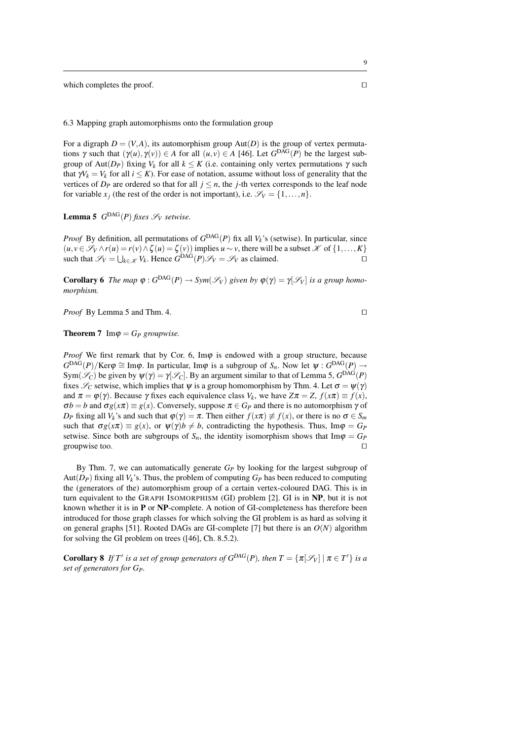which completes the proof. □

### 6.3 Mapping graph automorphisms onto the formulation group

For a digraph $D = (V, A)$, its automorphism group $\mathrm{Aut}(D)$ is the group of vertex permutations $\gamma$ such that $(\gamma(u), \gamma(v)) \in A$ for all $(u, v) \in A$ [46]. Let $G^{\mathrm{DAG}}(P)$ be the largest subgroup of $\mathrm{Aut}(D_P)$ fixing $V_k$ for all $k \leq K$ (i.e. containing only vertex permutations $\gamma$ such that $\gamma V_k = V_k$ for all $i \leq K$). For ease of notation, assume without loss of generality that the vertices of $D_P$ are ordered so that for all $j \leq n$, the $j$-th vertex corresponds to the leaf node for variable $x_j$ (the rest of the order is not important), i.e. $\mathscr{S}_V = \{1, \ldots, n\}$.

**Lemma 5** *$G^{\mathrm{DAG}}(P)$ fixes $\mathscr{S}_V$ setwise.*

*Proof* By definition, all permutations of $G^{\mathrm{DAG}}(P)$ fix all $V_k$'s (setwise). In particular, since $(u, v \in \mathscr{S}_V \wedge r(u) = r(v) \wedge \zeta(u) = \zeta(v))$ implies $u \sim v$, there will be a subset $\mathscr{K}$ of $\{1, \ldots, K\}$ such that $\mathscr{S}_V = \bigcup_{k \in \mathscr{K}} V_k$. Hence $G^{\mathrm{DAG}}(P)\mathscr{S}_V = \mathscr{S}_V$ as claimed. □

**Corollary 6** *The map $\varphi : G^{\mathrm{DAG}}(P) \to \mathit{Sym}(\mathscr{S}_V)$ given by $\varphi(\gamma) = \gamma[\mathscr{S}_V]$ is a group homomorphism.*

*Proof* By Lemma 5 and Thm. 4. □

**Theorem 7** *$\mathrm{Im}\varphi = G_P$ groupwise.*

*Proof* We first remark that by Cor. 6, $\mathrm{Im}\varphi$ is endowed with a group structure, because $G^{\mathrm{DAG}}(P)/\mathrm{Ker}\varphi \cong \mathrm{Im}\varphi$. In particular, $\mathrm{Im}\varphi$ is a subgroup of $S_n$. Now let $\psi : G^{\mathrm{DAG}}(P) \to \mathrm{Sym}(\mathscr{S}_C)$ be given by $\psi(\gamma) = \gamma[\mathscr{S}_C]$. By an argument similar to that of Lemma 5, $G^{\mathrm{DAG}}(P)$ fixes $\mathscr{S}_C$ setwise, which implies that $\psi$ is a group homomorphism by Thm. 4. Let $\sigma = \psi(\gamma)$ and $\pi = \varphi(\gamma)$. Because $\gamma$ fixes each equivalence class $V_k$, we have $Z\pi = Z$, $f(x\pi) \equiv f(x)$, $\sigma b = b$ and $\sigma g(x\pi) \equiv g(x)$. Conversely, suppose $\pi \in G_P$ and there is no automorphism $\gamma$ of $D_P$ fixing all $V_k$'s and such that $\varphi(\gamma) = \pi$. Then either $f(x\pi) \not\equiv f(x)$, or there is no $\sigma \in S_m$ such that $\sigma g(x\pi) \equiv g(x)$, or $\psi(\gamma)b \neq b$, contradicting the hypothesis. Thus, $\mathrm{Im}\varphi = G_P$ setwise. Since both are subgroups of $S_n$, the identity isomorphism shows that $\mathrm{Im}\varphi = G_P$ groupwise too. □

By Thm. 7, we can automatically generate $G_P$ by looking for the largest subgroup of $\mathrm{Aut}(D_P)$ fixing all $V_k$'s. Thus, the problem of computing $G_P$ has been reduced to computing (the generators of) the automorphism group of a certain vertex-coloured DAG. This is in turn equivalent to the GRAPH ISOMORPHISM (GI) problem [2]. GI is in **NP**, but it is not known whether it is in **P** or **NP**-complete. A notion of GI-completeness has therefore been introduced for those graph classes for which solving the GI problem is as hard as solving it on general graphs [51]. Rooted DAGs are GI-complete [7] but there is an $O(N)$ algorithm for solving the GI problem on trees ([46], Ch. 8.5.2).

**Corollary 8** *If $T'$ is a set of group generators of $G^{DAG}(P)$, then $T = \{\pi[\mathscr{S}_V] \mid \pi \in T'\}$ is a set of generators for $G_P$.*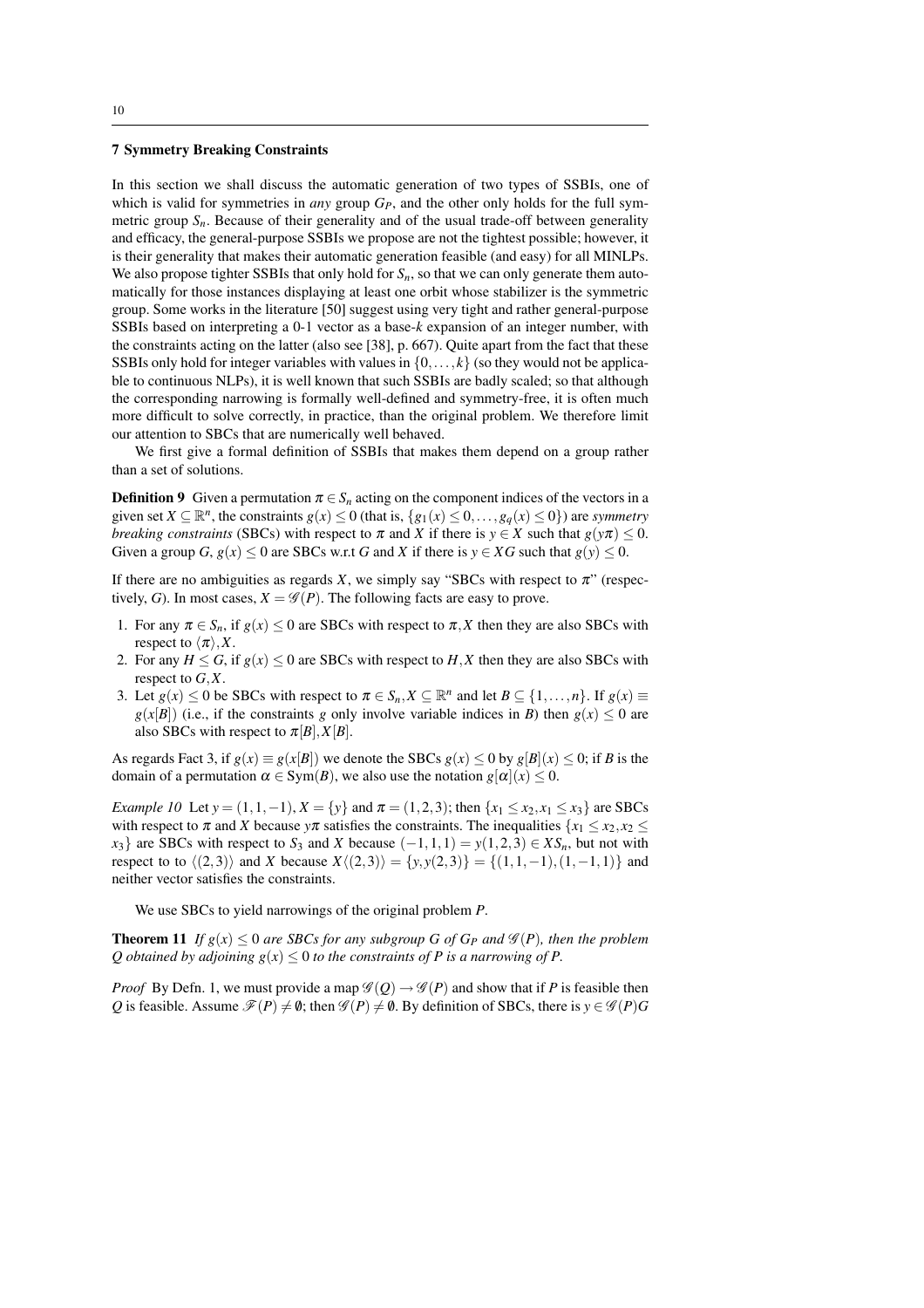## 7 Symmetry Breaking Constraints

In this section we shall discuss the automatic generation of two types of SSBIs, one of which is valid for symmetries in *any* group $G_P$, and the other only holds for the full symmetric group $S_n$. Because of their generality and of the usual trade-off between generality and efficacy, the general-purpose SSBIs we propose are not the tightest possible; however, it is their generality that makes their automatic generation feasible (and easy) for all MINLPs. We also propose tighter SSBIs that only hold for $S_n$, so that we can only generate them automatically for those instances displaying at least one orbit whose stabilizer is the symmetric group. Some works in the literature [50] suggest using very tight and rather general-purpose SSBIs based on interpreting a 0-1 vector as a base-$k$ expansion of an integer number, with the constraints acting on the latter (also see [38], p. 667). Quite apart from the fact that these SSBIs only hold for integer variables with values in $\{0,\ldots,k\}$ (so they would not be applicable to continuous NLPs), it is well known that such SSBIs are badly scaled; so that although the corresponding narrowing is formally well-defined and symmetry-free, it is often much more difficult to solve correctly, in practice, than the original problem. We therefore limit our attention to SBCs that are numerically well behaved.

We first give a formal definition of SSBIs that makes them depend on a group rather than a set of solutions.

**Definition 9** Given a permutation $\pi \in S_n$ acting on the component indices of the vectors in a given set $X \subseteq \mathbb{R}^n$, the constraints $g(x) \le 0$ (that is, $\{g_1(x) \le 0, \ldots, g_q(x) \le 0\}$) are *symmetry breaking constraints* (SBCs) with respect to $\pi$ and $X$ if there is $y \in X$ such that $g(y\pi) \le 0$. Given a group $G$, $g(x) \le 0$ are SBCs w.r.t $G$ and $X$ if there is $y \in XG$ such that $g(y) \le 0$.

If there are no ambiguities as regards $X$, we simply say "SBCs with respect to $\pi$" (respectively, $G$). In most cases, $X = \mathscr{G}(P)$. The following facts are easy to prove.

1. For any $\pi \in S_n$, if $g(x) \le 0$ are SBCs with respect to $\pi, X$ then they are also SBCs with respect to $\langle \pi \rangle, X$.
2. For any $H \le G$, if $g(x) \le 0$ are SBCs with respect to $H, X$ then they are also SBCs with respect to $G, X$.
3. Let $g(x) \le 0$ be SBCs with respect to $\pi \in S_n, X \subseteq \mathbb{R}^n$ and let $B \subseteq \{1,\ldots,n\}$. If $g(x) \equiv g(x[B])$ (i.e., if the constraints $g$ only involve variable indices in $B$) then $g(x) \le 0$ are also SBCs with respect to $\pi[B], X[B]$.

As regards Fact 3, if $g(x) \equiv g(x[B])$ we denote the SBCs $g(x) \le 0$ by $g[B](x) \le 0$; if $B$ is the domain of a permutation $\alpha \in \mathrm{Sym}(B)$, we also use the notation $g[\alpha](x) \le 0$.

*Example 10* Let $y = (1,1,-1)$, $X = \{y\}$ and $\pi = (1,2,3)$; then $\{x_1 \le x_2, x_1 \le x_3\}$ are SBCs with respect to $\pi$ and $X$ because $y\pi$ satisfies the constraints. The inequalities $\{x_1 \le x_2, x_2 \le x_3\}$ are SBCs with respect to $S_3$ and $X$ because $(-1,1,1) = y(1,2,3) \in XS_n$, but not with respect to to $\langle (2,3) \rangle$ and $X$ because $X\langle (2,3) \rangle = \{y, y(2,3)\} = \{(1,1,-1),(1,-1,1)\}$ and neither vector satisfies the constraints.

We use SBCs to yield narrowings of the original problem $P$.

**Theorem 11** *If $g(x) \le 0$ are SBCs for any subgroup $G$ of $G_P$ and $\mathscr{G}(P)$, then the problem $Q$ obtained by adjoining $g(x) \le 0$ to the constraints of $P$ is a narrowing of $P$.*

*Proof* By Defn. 1, we must provide a map $\mathscr{G}(Q) \to \mathscr{G}(P)$ and show that if $P$ is feasible then $Q$ is feasible. Assume $\mathscr{F}(P) \neq \emptyset$; then $\mathscr{G}(P) \neq \emptyset$. By definition of SBCs, there is $y \in \mathscr{G}(P)G$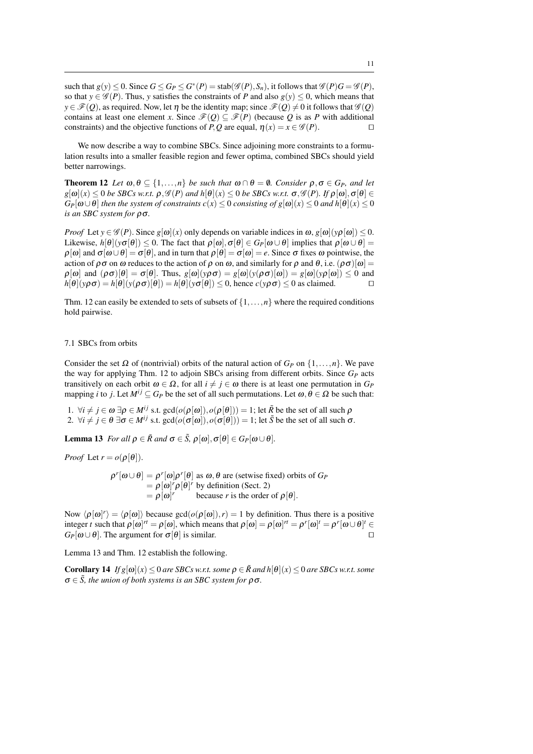such that $g(y) \leq 0$. Since $G \leq G_P \leq G^*(P) = \mathrm{stab}(\mathscr{G}(P), S_n)$, it follows that $\mathscr{G}(P)G = \mathscr{G}(P)$, so that $y \in \mathscr{G}(P)$. Thus, $y$ satisfies the constraints of $P$ and also $g(y) \leq 0$, which means that $y \in \mathscr{F}(Q)$, as required. Now, let $\eta$ be the identity map; since $\mathscr{F}(Q) \neq 0$ it follows that $\mathscr{G}(Q)$ contains at least one element $x$. Since $\mathscr{F}(Q) \subseteq \mathscr{F}(P)$ (because $Q$ is as $P$ with additional constraints) and the objective functions of $P, Q$ are equal, $\eta(x) = x \in \mathscr{G}(P)$. □

We now describe a way to combine SBCs. Since adjoining more constraints to a formulation results into a smaller feasible region and fewer optima, combined SBCs should yield better narrowings.

**Theorem 12** *Let $\omega, \theta \subseteq \{1,\ldots,n\}$ be such that $\omega \cap \theta = \emptyset$. Consider $\rho, \sigma \in G_P$, and let $g[\omega](x) \leq 0$ be SBCs w.r.t. $\rho, \mathscr{G}(P)$ and $h[\theta](x) \leq 0$ be SBCs w.r.t. $\sigma, \mathscr{G}(P)$. If $\rho[\omega], \sigma[\theta] \in G_P[\omega \cup \theta]$ then the system of constraints $c(x) \leq 0$ consisting of $g[\omega](x) \leq 0$ and $h[\theta](x) \leq 0$ is an SBC system for $\rho\sigma$.*

*Proof* Let $y \in \mathscr{G}(P)$. Since $g[\omega](x)$ only depends on variable indices in $\omega$, $g[\omega](y\rho[\omega]) \leq 0$. Likewise, $h[\theta](y\sigma[\theta]) \leq 0$. The fact that $\rho[\omega], \sigma[\theta] \in G_P[\omega \cup \theta]$ implies that $\rho[\omega \cup \theta] = \rho[\omega]$ and $\sigma[\omega \cup \theta] = \sigma[\theta]$, and in turn that $\rho[\theta] = \sigma[\omega] = e$. Since $\sigma$ fixes $\omega$ pointwise, the action of $\rho\sigma$ on $\omega$ reduces to the action of $\rho$ on $\omega$, and similarly for $\rho$ and $\theta$, i.e. $(\rho\sigma)[\omega] = \rho[\omega]$ and $(\rho\sigma)[\theta] = \sigma[\theta]$. Thus, $g[\omega](y\rho\sigma) = g[\omega](y(\rho\sigma)[\omega]) = g[\omega](y\rho[\omega]) \leq 0$ and $h[\theta](y\rho\sigma) = h[\theta](y(\rho\sigma)[\theta]) = h[\theta](y\sigma[\theta]) \leq 0$, hence $c(y\rho\sigma) \leq 0$ as claimed. □

Thm. 12 can easily be extended to sets of subsets of $\{1,\ldots,n\}$ where the required conditions hold pairwise.

### 7.1 SBCs from orbits

Consider the set $\Omega$ of (nontrivial) orbits of the natural action of $G_P$ on $\{1,\ldots,n\}$. We pave the way for applying Thm. 12 to adjoin SBCs arising from different orbits. Since $G_P$ acts transitively on each orbit $\omega \in \Omega$, for all $i \neq j \in \omega$ there is at least one permutation in $G_P$ mapping $i$ to $j$. Let $M^{ij} \subseteq G_P$ be the set of all such permutations. Let $\omega, \theta \in \Omega$ be such that:

1. $\forall i \neq j \in \omega\ \exists \rho \in M^{ij}$ s.t. $\gcd(o(\rho[\omega]), o(\rho[\theta])) = 1$; let $\tilde{R}$ be the set of all such $\rho$
2. $\forall i \neq j \in \theta\ \exists \sigma \in M^{ij}$ s.t. $\gcd(o(\sigma[\omega]), o(\sigma[\theta])) = 1$; let $\tilde{S}$ be the set of all such $\sigma$.

**Lemma 13** *For all $\rho \in \tilde{R}$ and $\sigma \in \tilde{S}$, $\rho[\omega], \sigma[\theta] \in G_P[\omega \cup \theta]$.*

*Proof* Let $r = o(\rho[\theta])$.

$$
\begin{aligned}
\rho^r[\omega \cup \theta] &= \rho^r[\omega]\rho^r[\theta] \text{ as } \omega, \theta \text{ are (setwise fixed) orbits of } G_P \\
&= \rho[\omega]^r \rho[\theta]^r \text{ by definition (Sect. 2)} \\
&= \rho[\omega]^r \qquad \text{because } r \text{ is the order of } \rho[\theta].
\end{aligned}
$$

Now $\langle \rho[\omega]^r \rangle = \langle \rho[\omega] \rangle$ because $\gcd(o(\rho[\omega]), r) = 1$ by definition. Thus there is a positive integer $t$ such that $\rho[\omega]^{rt} = \rho[\omega]$, which means that $\rho[\omega] = \rho[\omega]^{rt} = \rho^r[\omega]^t = \rho^r[\omega \cup \theta]^t \in G_P[\omega \cup \theta]$. The argument for $\sigma[\theta]$ is similar. □

Lemma 13 and Thm. 12 establish the following.

**Corollary 14** *If $g[\omega](x) \leq 0$ are SBCs w.r.t. some $\rho \in \tilde{R}$ and $h[\theta](x) \leq 0$ are SBCs w.r.t. some $\sigma \in \tilde{S}$, the union of both systems is an SBC system for $\rho\sigma$.*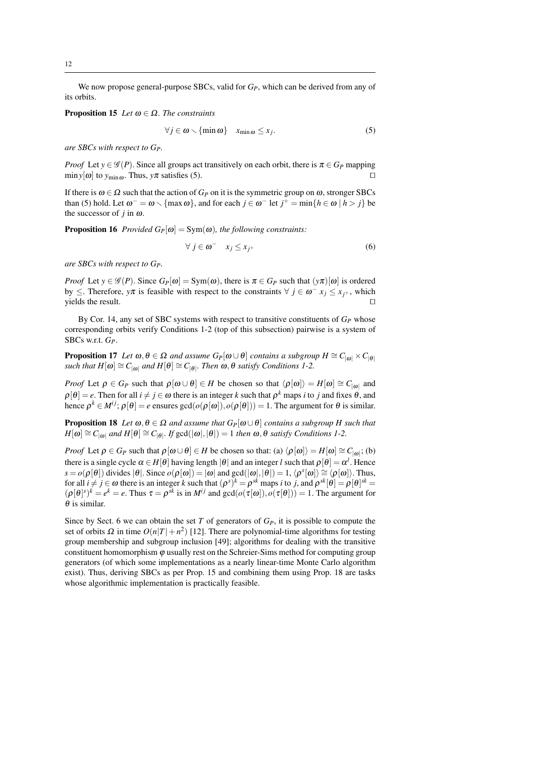We now propose general-purpose SBCs, valid for $G_P$, which can be derived from any of its orbits.

**Proposition 15** *Let $\omega \in \Omega$. The constraints*

$$\forall j \in \omega \smallsetminus \{\min \omega\} \quad x_{\min \omega} \leq x_j. \tag{5}$$

*are SBCs with respect to $G_P$.*

*Proof* Let $y \in \mathscr{G}(P)$. Since all groups act transitively on each orbit, there is $\pi \in G_P$ mapping $\min y[\omega]$ to $y_{\min \omega}$. Thus, $y\pi$ satisfies (5). □

If there is $\omega \in \Omega$ such that the action of $G_P$ on it is the symmetric group on $\omega$, stronger SBCs than (5) hold. Let $\omega^- = \omega \smallsetminus \{\max \omega\}$, and for each $j \in \omega^-$ let $j^+ = \min\{h \in \omega \mid h > j\}$ be the successor of $j$ in $\omega$.

**Proposition 16** *Provided $G_P[\omega] = \mathrm{Sym}(\omega)$, the following constraints:*

$$\forall\ j \in \omega^- \quad x_j \leq x_{j^+} \tag{6}$$

*are SBCs with respect to $G_P$.*

*Proof* Let $y \in \mathscr{G}(P)$. Since $G_P[\omega] = \mathrm{Sym}(\omega)$, there is $\pi \in G_P$ such that $(y\pi)[\omega]$ is ordered by $\leq$. Therefore, $y\pi$ is feasible with respect to the constraints $\forall\ j \in \omega^-\ x_j \leq x_{j^+}$, which yields the result. □

By Cor. 14, any set of SBC systems with respect to transitive constituents of $G_P$ whose corresponding orbits verify Conditions 1-2 (top of this subsection) pairwise is a system of SBCs w.r.t. $G_P$.

**Proposition 17** *Let $\omega, \theta \in \Omega$ and assume $G_P[\omega \cup \theta]$ contains a subgroup $H \cong C_{|\omega|} \times C_{|\theta|}$ such that $H[\omega] \cong C_{|\omega|}$ and $H[\theta] \cong C_{|\theta|}$. Then $\omega, \theta$ satisfy Conditions 1-2.*

*Proof* Let $\rho \in G_P$ such that $\rho[\omega \cup \theta] \in H$ be chosen so that $\langle \rho[\omega] \rangle = H[\omega] \cong C_{|\omega|}$ and $\rho[\theta] = e$. Then for all $i \neq j \in \omega$ there is an integer $k$ such that $\rho^k$ maps $i$ to $j$ and fixes $\theta$, and hence $\rho^k \in M^{ij}$; $\rho[\theta] = e$ ensures $\gcd(o(\rho[\omega]), o(\rho[\theta])) = 1$. The argument for $\theta$ is similar.

**Proposition 18** *Let $\omega, \theta \in \Omega$ and assume that $G_P[\omega \cup \theta]$ contains a subgroup $H$ such that $H[\omega] \cong C_{|\omega|}$ and $H[\theta] \cong C_{|\theta|}$. If $\gcd(|\omega|, |\theta|) = 1$ then $\omega, \theta$ satisfy Conditions 1-2.*

*Proof* Let $\rho \in G_P$ such that $\rho[\omega \cup \theta] \in H$ be chosen so that: (a) $\langle \rho[\omega] \rangle = H[\omega] \cong C_{|\omega|}$; (b) there is a single cycle $\alpha \in H[\theta]$ having length $|\theta|$ and an integer $l$ such that $\rho[\theta] = \alpha^l$. Hence $s = o(\rho[\theta])$ divides $|\theta|$. Since $o(\rho[\omega]) = |\omega|$ and $\gcd(|\omega|, |\theta|) = 1$, $\langle \rho^s[\omega] \rangle \cong \langle \rho[\omega] \rangle$. Thus, for all $i \neq j \in \omega$ there is an integer $k$ such that $(\rho^s)^k = \rho^{sk}$ maps $i$ to $j$, and $\rho^{sk}[\theta] = \rho[\theta]^{sk} = (\rho[\theta]^s)^k = e^k = e$. Thus $\tau = \rho^{sk}$ is in $M^{ij}$ and $\gcd(o(\tau[\omega]), o(\tau[\theta])) = 1$. The argument for $\theta$ is similar.

Since by Sect. 6 we can obtain the set $T$ of generators of $G_P$, it is possible to compute the set of orbits $\Omega$ in time $O(n|T| + n^2)$ [12]. There are polynomial-time algorithms for testing group membership and subgroup inclusion [49]; algorithms for dealing with the transitive constituent homomorphism $\varphi$ usually rest on the Schreier-Sims method for computing group generators (of which some implementations as a nearly linear-time Monte Carlo algorithm exist). Thus, deriving SBCs as per Prop. 15 and combining them using Prop. 18 are tasks whose algorithmic implementation is practically feasible.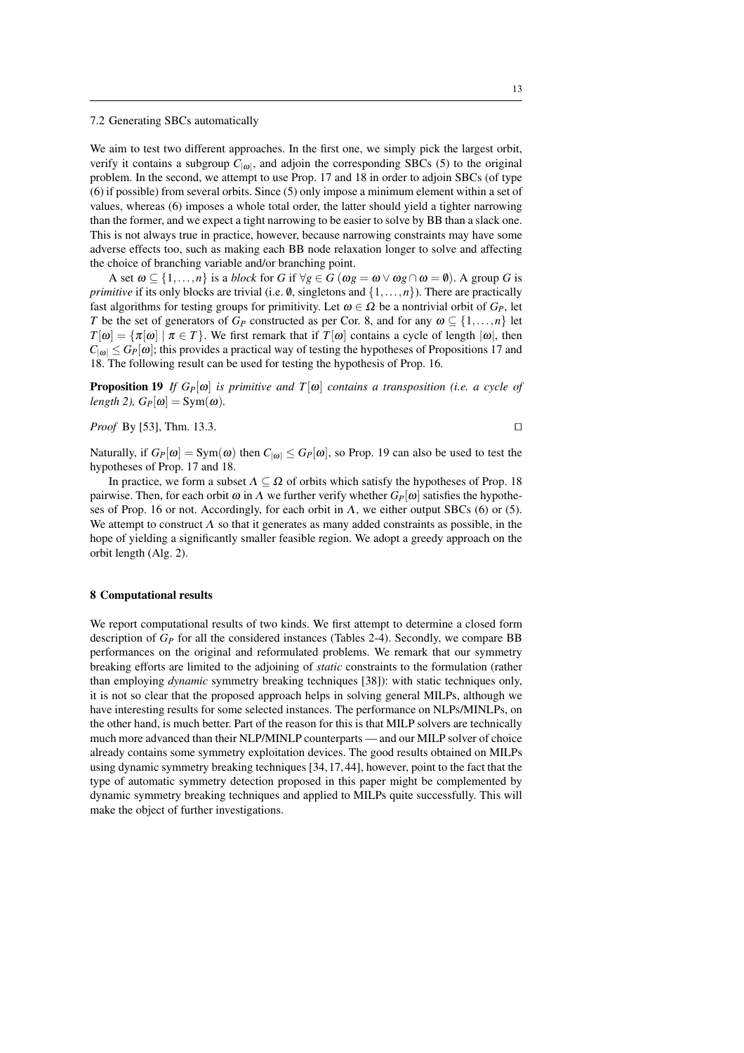### 7.2 Generating SBCs automatically

We aim to test two different approaches. In the first one, we simply pick the largest orbit, verify it contains a subgroup $C_{|\omega|}$, and adjoin the corresponding SBCs (5) to the original problem. In the second, we attempt to use Prop. 17 and 18 in order to adjoin SBCs (of type (6) if possible) from several orbits. Since (5) only impose a minimum element within a set of values, whereas (6) imposes a whole total order, the latter should yield a tighter narrowing than the former, and we expect a tight narrowing to be easier to solve by BB than a slack one. This is not always true in practice, however, because narrowing constraints may have some adverse effects too, such as making each BB node relaxation longer to solve and affecting the choice of branching variable and/or branching point.

A set $\omega \subseteq \{1,\ldots,n\}$ is a *block* for $G$ if $\forall g \in G\ (\omega g = \omega \vee \omega g \cap \omega = \emptyset)$. A group $G$ is *primitive* if its only blocks are trivial (i.e. $\emptyset$, singletons and $\{1,\ldots,n\}$). There are practically fast algorithms for testing groups for primitivity. Let $\omega \in \Omega$ be a nontrivial orbit of $G_P$, let $T$ be the set of generators of $G_P$ constructed as per Cor. 8, and for any $\omega \subseteq \{1,\ldots,n\}$ let $T[\omega] = \{\pi[\omega] \mid \pi \in T\}$. We first remark that if $T[\omega]$ contains a cycle of length $|\omega|$, then $C_{|\omega|} \leq G_P[\omega]$; this provides a practical way of testing the hypotheses of Propositions 17 and 18. The following result can be used for testing the hypothesis of Prop. 16.

**Proposition 19** *If $G_P[\omega]$ is primitive and $T[\omega]$ contains a transposition (i.e. a cycle of length 2), $G_P[\omega] = \mathrm{Sym}(\omega)$.*

*Proof* By [53], Thm. 13.3. □

Naturally, if $G_P[\omega] = \mathrm{Sym}(\omega)$ then $C_{|\omega|} \leq G_P[\omega]$, so Prop. 19 can also be used to test the hypotheses of Prop. 17 and 18.

In practice, we form a subset $\Lambda \subseteq \Omega$ of orbits which satisfy the hypotheses of Prop. 18 pairwise. Then, for each orbit $\omega$ in $\Lambda$ we further verify whether $G_P[\omega]$ satisfies the hypotheses of Prop. 16 or not. Accordingly, for each orbit in $\Lambda$, we either output SBCs (6) or (5). We attempt to construct $\Lambda$ so that it generates as many added constraints as possible, in the hope of yielding a significantly smaller feasible region. We adopt a greedy approach on the orbit length (Alg. 2).

## 8 Computational results

We report computational results of two kinds. We first attempt to determine a closed form description of $G_P$ for all the considered instances (Tables 2-4). Secondly, we compare BB performances on the original and reformulated problems. We remark that our symmetry breaking efforts are limited to the adjoining of *static* constraints to the formulation (rather than employing *dynamic* symmetry breaking techniques [38]): with static techniques only, it is not so clear that the proposed approach helps in solving general MILPs, although we have interesting results for some selected instances. The performance on NLPs/MINLPs, on the other hand, is much better. Part of the reason for this is that MILP solvers are technically much more advanced than their NLP/MINLP counterparts — and our MILP solver of choice already contains some symmetry exploitation devices. The good results obtained on MILPs using dynamic symmetry breaking techniques [34, 17, 44], however, point to the fact that the type of automatic symmetry detection proposed in this paper might be complemented by dynamic symmetry breaking techniques and applied to MILPs quite successfully. This will make the object of further investigations.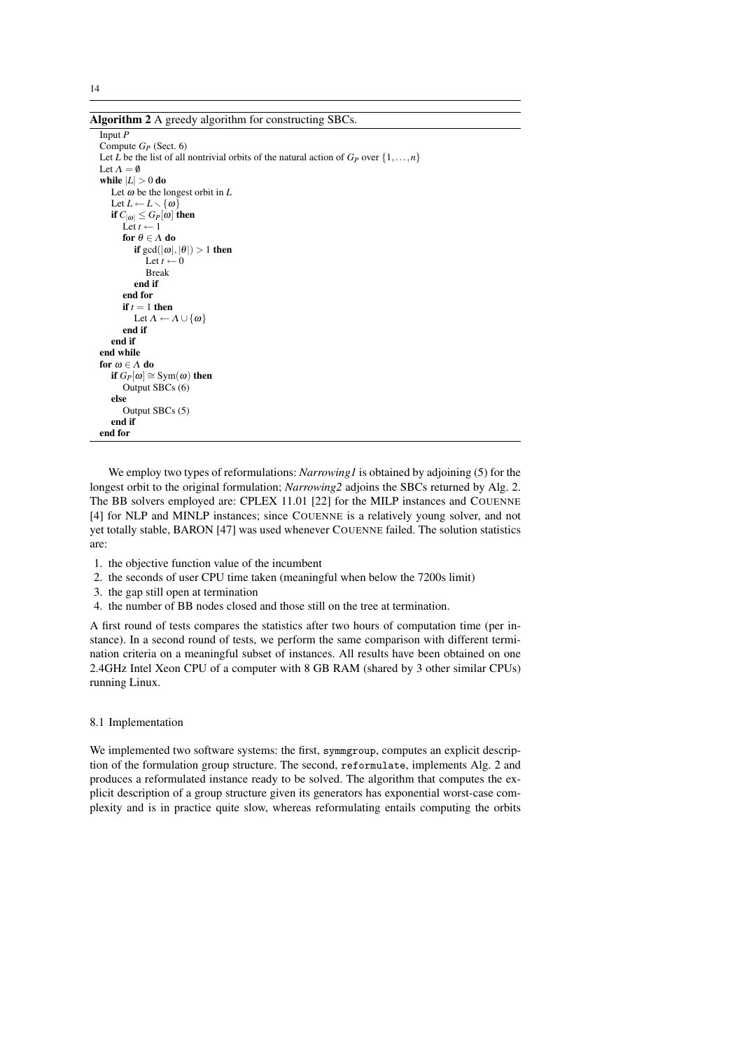**Algorithm 2** A greedy algorithm for constructing SBCs.

```
Input P
Compute G_P (Sect. 6)
Let L be the list of all nontrivial orbits of the natural action of G_P over {1,...,n}
Let Λ = ∅
while |L| > 0 do
    Let ω be the longest orbit in L
    Let L ← L ∖ {ω}
    if C_|ω| ≤ G_P[ω] then
        Let t ← 1
        for θ ∈ Λ do
            if gcd(|ω|,|θ|) > 1 then
                Let t ← 0
                Break
            end if
        end for
        if t = 1 then
            Let Λ ← Λ ∪ {ω}
        end if
    end if
end while
for ω ∈ Λ do
    if G_P[ω] ≅ Sym(ω) then
        Output SBCs (6)
    else
        Output SBCs (5)
    end if
end for
```

We employ two types of reformulations: *Narrowing1* is obtained by adjoining (5) for the longest orbit to the original formulation; *Narrowing2* adjoins the SBCs returned by Alg. 2. The BB solvers employed are: CPLEX 11.01 [22] for the MILP instances and COUENNE [4] for NLP and MINLP instances; since COUENNE is a relatively young solver, and not yet totally stable, BARON [47] was used whenever COUENNE failed. The solution statistics are:

1. the objective function value of the incumbent
2. the seconds of user CPU time taken (meaningful when below the 7200s limit)
3. the gap still open at termination
4. the number of BB nodes closed and those still on the tree at termination.

A first round of tests compares the statistics after two hours of computation time (per instance). In a second round of tests, we perform the same comparison with different termination criteria on a meaningful subset of instances. All results have been obtained on one 2.4GHz Intel Xeon CPU of a computer with 8 GB RAM (shared by 3 other similar CPUs) running Linux.

### 8.1 Implementation

We implemented two software systems: the first, `symmgroup`, computes an explicit description of the formulation group structure. The second, `reformulate`, implements Alg. 2 and produces a reformulated instance ready to be solved. The algorithm that computes the explicit description of a group structure given its generators has exponential worst-case complexity and is in practice quite slow, whereas reformulating entails computing the orbits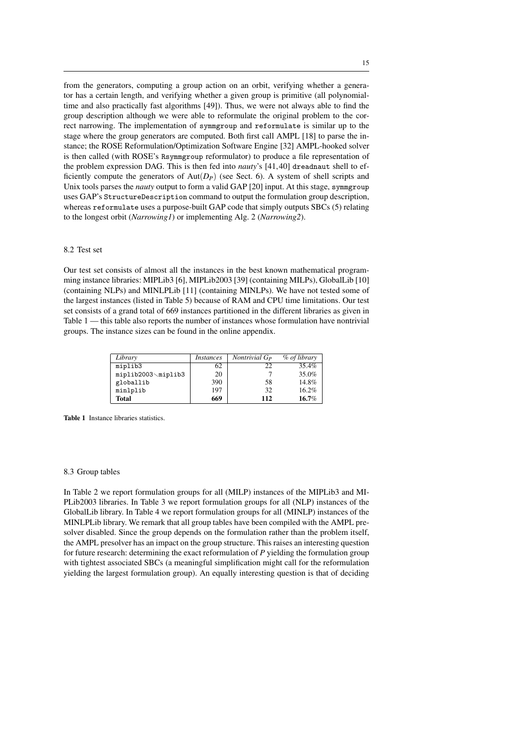from the generators, computing a group action on an orbit, verifying whether a generator has a certain length, and verifying whether a given group is primitive (all polynomial-time and also practically fast algorithms [49]). Thus, we were not always able to find the group description although we were able to reformulate the original problem to the correct narrowing. The implementation of `symmgroup` and `reformulate` is similar up to the stage where the group generators are computed. Both first call AMPL [18] to parse the instance; the ROSE Reformulation/Optimization Software Engine [32] AMPL-hooked solver is then called (with ROSE's `Rsymmgroup` reformulator) to produce a file representation of the problem expression DAG. This is then fed into *nauty*'s [41,40] `dreadnaut` shell to efficiently compute the generators of $\text{Aut}(D_P)$ (see Sect. 6). A system of shell scripts and Unix tools parses the *nauty* output to form a valid GAP [20] input. At this stage, `symmgroup` uses GAP's `StructureDescription` command to output the formulation group description, whereas `reformulate` uses a purpose-built GAP code that simply outputs SBCs (5) relating to the longest orbit (*Narrowing1*) or implementing Alg. 2 (*Narrowing2*).

### 8.2 Test set

Our test set consists of almost all the instances in the best known mathematical programming instance libraries: MIPLib3 [6], MIPLib2003 [39] (containing MILPs), GlobalLib [10] (containing NLPs) and MINLPLib [11] (containing MINLPs). We have not tested some of the largest instances (listed in Table 5) because of RAM and CPU time limitations. Our test set consists of a grand total of 669 instances partitioned in the different libraries as given in Table 1 — this table also reports the number of instances whose formulation have nontrivial groups. The instance sizes can be found in the online appendix.

| *Library* | *Instances* | *Nontrivial $G_P$* | *% of library* |
|---|---|---|---|
| `miplib3` | 62 | 22 | 35.4% |
| `miplib2003∖miplib3` | 20 | 7 | 35.0% |
| `globallib` | 390 | 58 | 14.8% |
| `minlplib` | 197 | 32 | 16.2% |
| **Total** | **669** | **112** | **16.7%** |

**Table 1** Instance libraries statistics.

### 8.3 Group tables

In Table 2 we report formulation groups for all (MILP) instances of the MIPLib3 and MIPLib2003 libraries. In Table 3 we report formulation groups for all (NLP) instances of the GlobalLib library. In Table 4 we report formulation groups for all (MINLP) instances of the MINLPLib library. We remark that all group tables have been compiled with the AMPL presolver disabled. Since the group depends on the formulation rather than the problem itself, the AMPL presolver has an impact on the group structure. This raises an interesting question for future research: determining the exact reformulation of $P$ yielding the formulation group with tightest associated SBCs (a meaningful simplification might call for the reformulation yielding the largest formulation group). An equally interesting question is that of deciding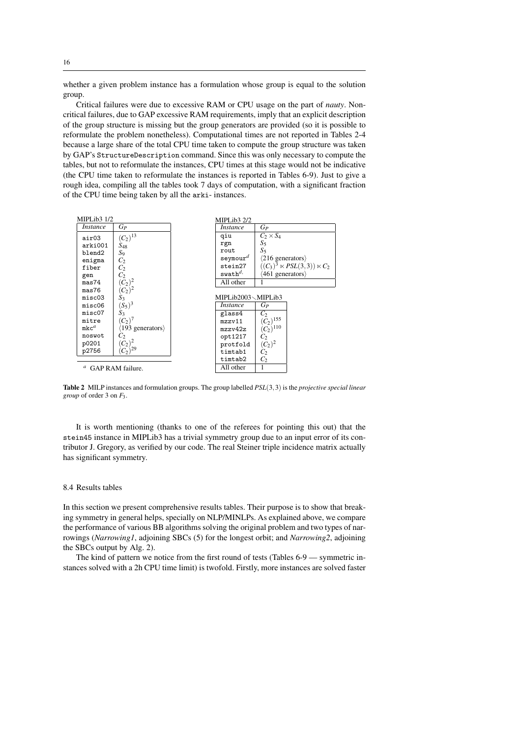whether a given problem instance has a formulation whose group is equal to the solution group.

Critical failures were due to excessive RAM or CPU usage on the part of *nauty*. Non-critical failures, due to GAP excessive RAM requirements, imply that an explicit description of the group structure is missing but the group generators are provided (so it is possible to reformulate the problem nonetheless). Computational times are not reported in Tables 2-4 because a large share of the total CPU time taken to compute the group structure was taken by GAP's `StructureDescription` command. Since this was only necessary to compute the tables, but not to reformulate the instances, CPU times at this stage would not be indicative (the CPU time taken to reformulate the instances is reported in Tables 6-9). Just to give a rough idea, compiling all the tables took 7 days of computation, with a significant fraction of the CPU time being taken by all the `arki-` instances.

MIPLib3 1/2

| *Instance* | $G_P$ |
|---|---|
| air03 | $(C_2)^{13}$ |
| arki001 | $S_{48}$ |
| blend2 | $S_9$ |
| enigma | $C_2$ |
| fiber | $C_2$ |
| gen | $C_2$ |
| mas74 | $(C_2)^2$ |
| mas76 | $(C_2)^2$ |
| misc03 | $S_3$ |
| misc06 | $(S_5)^3$ |
| misc07 | $S_3$ |
| mitre | $(C_2)^7$ |
| mkc[a] | $\langle 193$ generators$\rangle$ |
| noswot | $C_2$ |
| p0201 | $(C_2)^2$ |
| p2756 | $(C_2)^{29}$ |

[a] GAP RAM failure.

MIPLib3 2/2

| *Instance* | $G_P$ |
|---|---|
| qiu | $C_2 \times S_4$ |
| rgn | $S_5$ |
| rout | $S_5$ |
| seymour[a] | $\langle 216$ generators$\rangle$ |
| stein27 | $((C_3)^3 \rtimes PSL(3,3)) \rtimes C_2$ |
| swath[a] | $\langle 461$ generators$\rangle$ |
| All other | 1 |

MIPLib2003 $\smallsetminus$ MIPLib3

| *Instance* | $G_P$ |
|---|---|
| glass4 | $C_2$ |
| mzzv11 | $(C_2)^{155}$ |
| mzzv42z | $(C_2)^{110}$ |
| opt1217 | $C_2$ |
| protfold | $(C_2)^2$ |
| timtab1 | $C_2$ |
| timtab2 | $C_2$ |
| All other | 1 |

**Table 2** MILP instances and formulation groups. The group labelled $PSL(3,3)$ is the *projective special linear group* of order 3 on $F_3$.

It is worth mentioning (thanks to one of the referees for pointing this out) that the `stein45` instance in MIPLib3 has a trivial symmetry group due to an input error of its contributor J. Gregory, as verified by our code. The real Steiner triple incidence matrix actually has significant symmetry.

### 8.4 Results tables

In this section we present comprehensive results tables. Their purpose is to show that breaking symmetry in general helps, specially on NLP/MINLPs. As explained above, we compare the performance of various BB algorithms solving the original problem and two types of narrowings (*Narrowing1*, adjoining SBCs (5) for the longest orbit; and *Narrowing2*, adjoining the SBCs output by Alg. 2).

The kind of pattern we notice from the first round of tests (Tables 6-9 — symmetric instances solved with a 2h CPU time limit) is twofold. Firstly, more instances are solved faster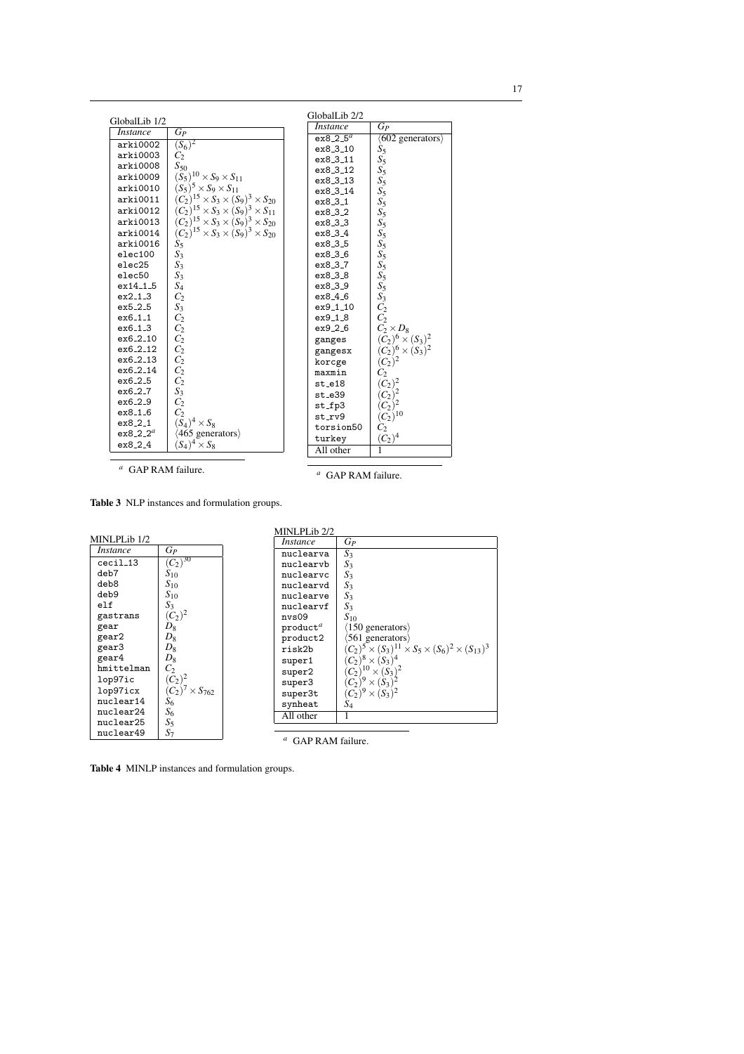GlobalLib 1/2

| *Instance* | $G_P$ |
|---|---|
| arki0002 | $(S_6)^2$ |
| arki0003 | $C_2$ |
| arki0008 | $S_{50}$ |
| arki0009 | $(S_5)^{10} \times S_9 \times S_{11}$ |
| arki0010 | $(S_5)^5 \times S_9 \times S_{11}$ |
| arki0011 | $(C_2)^{15} \times S_3 \times (S_9)^3 \times S_{20}$ |
| arki0012 | $(C_2)^{15} \times S_3 \times (S_9)^3 \times S_{11}$ |
| arki0013 | $(C_2)^{15} \times S_3 \times (S_9)^3 \times S_{20}$ |
| arki0014 | $(C_2)^{15} \times S_3 \times (S_9)^3 \times S_{20}$ |
| arki0016 | $S_5$ |
| elec100 | $S_3$ |
| elec25 | $S_3$ |
| elec50 | $S_3$ |
| ex14_1_5 | $S_4$ |
| ex2_1_3 | $C_2$ |
| ex5_2_5 | $S_3$ |
| ex6_1_1 | $C_2$ |
| ex6_1_3 | $C_2$ |
| ex6_2_10 | $C_2$ |
| ex6_2_12 | $C_2$ |
| ex6_2_13 | $C_2$ |
| ex6_2_14 | $C_2$ |
| ex6_2_5 | $C_2$ |
| ex6_2_7 | $S_3$ |
| ex6_2_9 | $C_2$ |
| ex8_1_6 | $C_2$ |
| ex8_2_1 | $(S_4)^4 \times S_8$ |
| ex8_2_2[a] | ⟨465 generators⟩ |
| ex8_2_4 | $(S_4)^4 \times S_8$ |

[a] GAP RAM failure.

GlobalLib 2/2

| *Instance* | $G_P$ |
|---|---|
| ex8_2_5[a] | ⟨602 generators⟩ |
| ex8_3_10 | $S_5$ |
| ex8_3_11 | $S_5$ |
| ex8_3_12 | $S_5$ |
| ex8_3_13 | $S_5$ |
| ex8_3_14 | $S_5$ |
| ex8_3_1 | $S_5$ |
| ex8_3_2 | $S_5$ |
| ex8_3_3 | $S_5$ |
| ex8_3_4 | $S_5$ |
| ex8_3_5 | $S_5$ |
| ex8_3_6 | $S_5$ |
| ex8_3_7 | $S_5$ |
| ex8_3_8 | $S_5$ |
| ex8_3_9 | $S_5$ |
| ex8_4_6 | $S_3$ |
| ex9_1_10 | $C_2$ |
| ex9_1_8 | $C_2$ |
| ex9_2_6 | $C_2 \times D_8$ |
| ganges | $(C_2)^6 \times (S_3)^2$ |
| gangesx | $(C_2)^6 \times (S_3)^2$ |
| korcge | $(C_2)^2$ |
| maxmin | $C_2$ |
| st_e18 | $(C_2)^2$ |
| st_e39 | $(C_2)^2$ |
| st_fp3 | $(C_2)^2$ |
| st_rv9 | $(C_2)^{10}$ |
| torsion50 | $C_2$ |
| turkey | $(C_2)^4$ |
| All other | 1 |

[a] GAP RAM failure.

**Table 3** NLP instances and formulation groups.

MINLPLib 1/2

| *Instance* | $G_P$ |
|---|---|
| cecil_13 | $(C_2)^{30}$ |
| deb7 | $S_{10}$ |
| deb8 | $S_{10}$ |
| deb9 | $S_{10}$ |
| elf | $S_3$ |
| gastrans | $(C_2)^2$ |
| gear | $D_8$ |
| gear2 | $D_8$ |
| gear3 | $D_8$ |
| gear4 | $D_8$ |
| hmittelman | $C_2$ |
| lop97ic | $(C_2)^2$ |
| lop97icx | $(C_2)^7 \times S_{762}$ |
| nuclear14 | $S_6$ |
| nuclear24 | $S_6$ |
| nuclear25 | $S_5$ |
| nuclear49 | $S_7$ |

MINLPLib 2/2

| *Instance* | $G_P$ |
|---|---|
| nuclearva | $S_3$ |
| nuclearvb | $S_3$ |
| nuclearvc | $S_3$ |
| nuclearvd | $S_3$ |
| nuclearve | $S_3$ |
| nuclearvf | $S_3$ |
| nvs09 | $S_{10}$ |
| product[a] | ⟨150 generators⟩ |
| product2 | ⟨561 generators⟩ |
| risk2b | $(C_2)^5 \times (S_3)^{11} \times S_5 \times (S_6)^2 \times (S_{13})^3$ |
| super1 | $(C_2)^8 \times (S_3)^4$ |
| super2 | $(C_2)^{10} \times (S_3)^2$ |
| super3 | $(C_2)^9 \times (S_3)^2$ |
| super3t | $(C_2)^9 \times (S_3)^2$ |
| synheat | $S_4$ |
| All other | 1 |

[a] GAP RAM failure.

**Table 4** MINLP instances and formulation groups.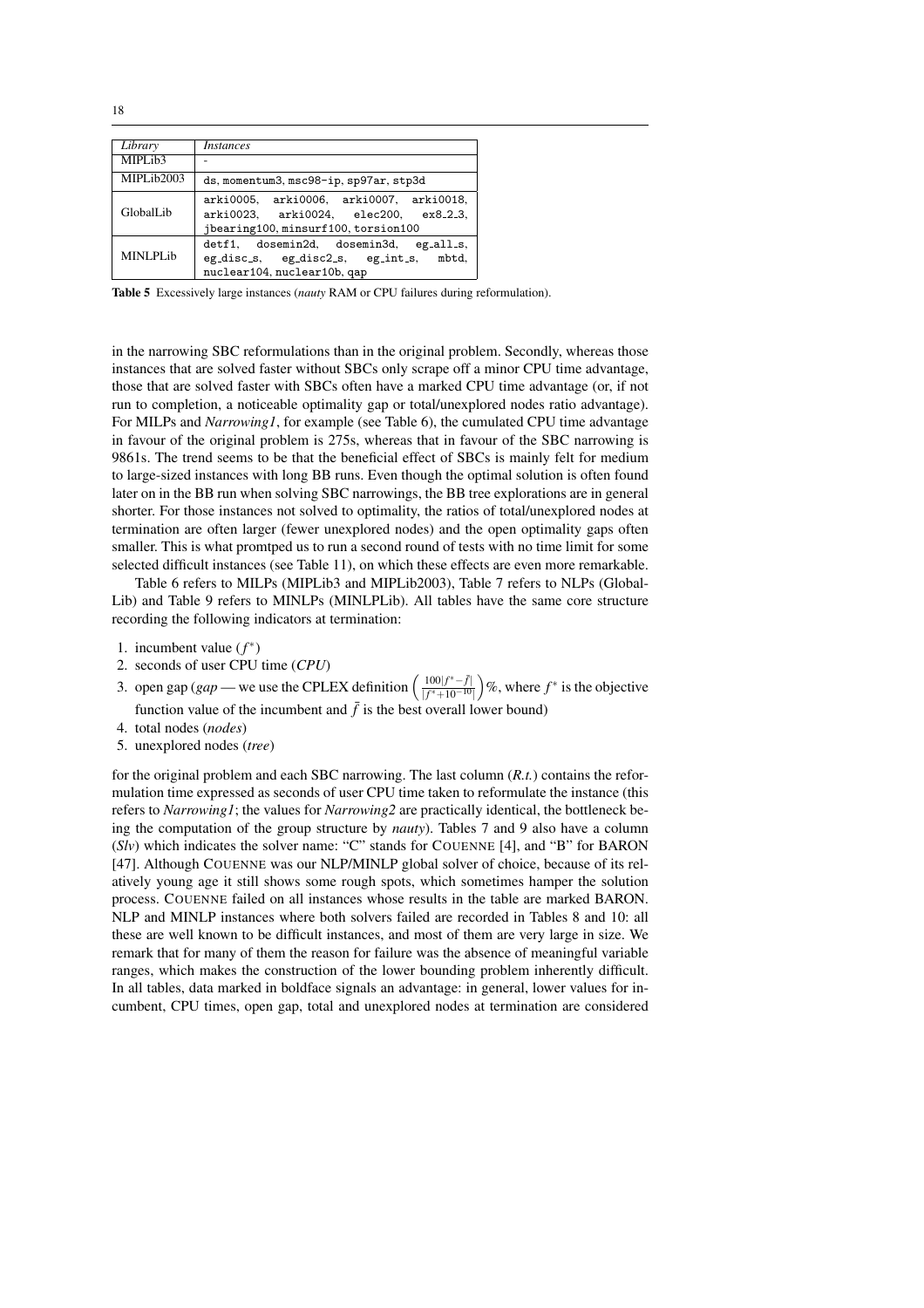| *Library* | *Instances* |
|---|---|
| MIPLib3 | - |
| MIPLib2003 | ds, momentum3, msc98-ip, sp97ar, stp3d |
| GlobalLib | arki0005, arki0006, arki0007, arki0018, arki0023, arki0024, elec200, ex8_2_3, jbearing100, minsurf100, torsion100 |
| MINLPLib | detf1, dosemin2d, dosemin3d, eg_all_s, eg_disc_s, eg_disc2_s, eg_int_s, mbtd, nuclear104, nuclear10b, qap |

**Table 5** Excessively large instances (*nauty* RAM or CPU failures during reformulation).

in the narrowing SBC reformulations than in the original problem. Secondly, whereas those instances that are solved faster without SBCs only scrape off a minor CPU time advantage, those that are solved faster with SBCs often have a marked CPU time advantage (or, if not run to completion, a noticeable optimality gap or total/unexplored nodes ratio advantage). For MILPs and *Narrowing1*, for example (see Table 6), the cumulated CPU time advantage in favour of the original problem is 275s, whereas that in favour of the SBC narrowing is 9861s. The trend seems to be that the beneficial effect of SBCs is mainly felt for medium to large-sized instances with long BB runs. Even though the optimal solution is often found later on in the BB run when solving SBC narrowings, the BB tree explorations are in general shorter. For those instances not solved to optimality, the ratios of total/unexplored nodes at termination are often larger (fewer unexplored nodes) and the open optimality gaps often smaller. This is what promtped us to run a second round of tests with no time limit for some selected difficult instances (see Table 11), on which these effects are even more remarkable.

Table 6 refers to MILPs (MIPLib3 and MIPLib2003), Table 7 refers to NLPs (GlobalLib) and Table 9 refers to MINLPs (MINLPLib). All tables have the same core structure recording the following indicators at termination:

1. incumbent value ($f^*$)
2. seconds of user CPU time (*CPU*)
3. open gap (*gap* — we use the CPLEX definition $\left(\frac{100|f^*-\bar{f}|}{|f^*+10^{-10}|}\right)\%$, where $f^*$ is the objective function value of the incumbent and $\bar{f}$ is the best overall lower bound)
4. total nodes (*nodes*)
5. unexplored nodes (*tree*)

for the original problem and each SBC narrowing. The last column (*R.t.*) contains the reformulation time expressed as seconds of user CPU time taken to reformulate the instance (this refers to *Narrowing1*; the values for *Narrowing2* are practically identical, the bottleneck being the computation of the group structure by *nauty*). Tables 7 and 9 also have a column (*Slv*) which indicates the solver name: "C" stands for COUENNE [4], and "B" for BARON [47]. Although COUENNE was our NLP/MINLP global solver of choice, because of its relatively young age it still shows some rough spots, which sometimes hamper the solution process. COUENNE failed on all instances whose results in the table are marked BARON. NLP and MINLP instances where both solvers failed are recorded in Tables 8 and 10: all these are well known to be difficult instances, and most of them are very large in size. We remark that for many of them the reason for failure was the absence of meaningful variable ranges, which makes the construction of the lower bounding problem inherently difficult. In all tables, data marked in boldface signals an advantage: in general, lower values for incumbent, CPU times, open gap, total and unexplored nodes at termination are considered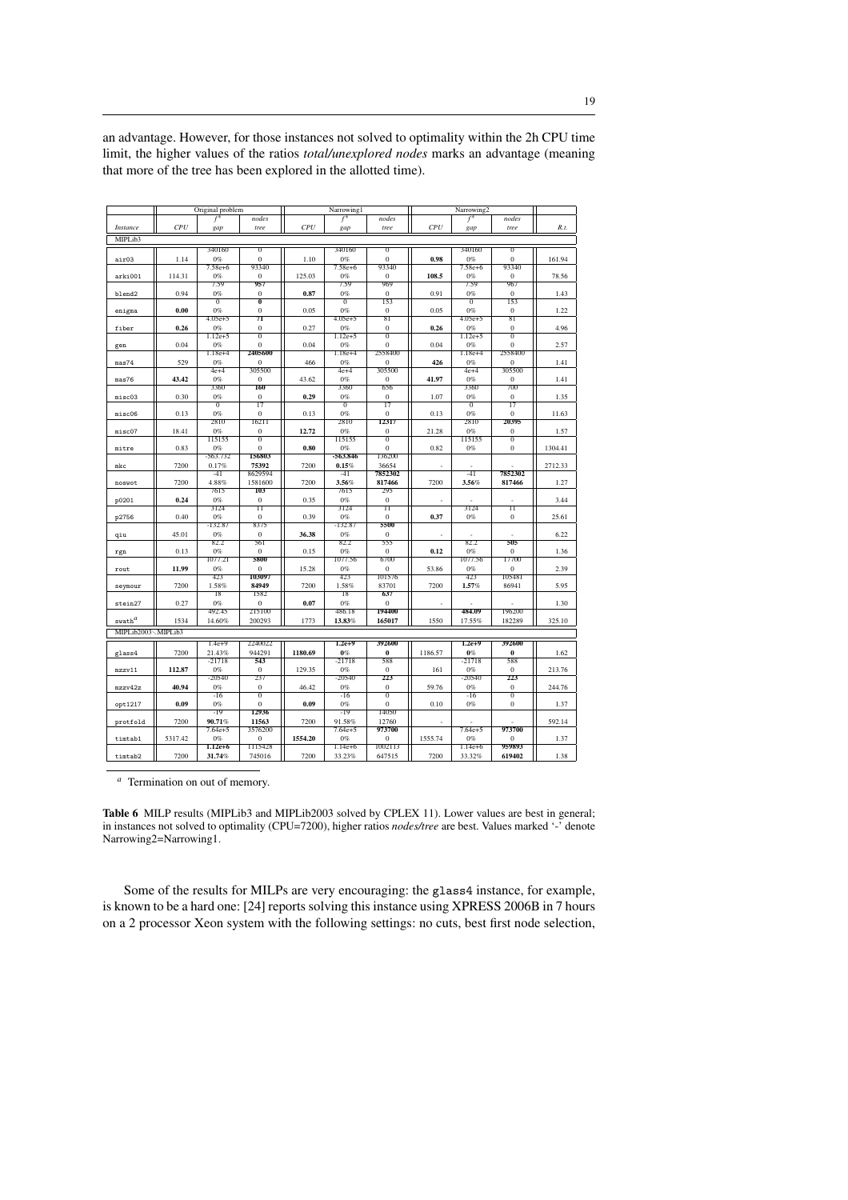an advantage. However, for those instances not solved to optimality within the 2h CPU time limit, the higher values of the ratios *total/unexplored nodes* marks an advantage (meaning that more of the tree has been explored in the allotted time).

| | Original problem | | | Narrowing1 | | | Narrowing2 | | | |
|---|---|---|---|---|---|---|---|---|---|---|
| | | $f^*$ | *nodes* | | $f^*$ | *nodes* | | $f^*$ | *nodes* | |
| *Instance* | *CPU* | *gap* | *tree* | *CPU* | *gap* | *tree* | *CPU* | *gap* | *tree* | *R.t.* |
| MIPLib3 | | | | | | | | | | |
| | | 340160 | 0 | | 340160 | 0 | | 340160 | 0 | |
| air03 | 1.14 | 0% | 0 | 1.10 | 0% | 0 | **0.98** | 0% | 0 | 161.94 |
| | | 7.58e+6 | 93340 | | 7.58e+6 | 93340 | | 7.58e+6 | 93340 | |
| arki001 | 114.31 | 0% | 0 | 125.03 | 0% | 0 | **108.5** | 0% | 0 | 78.56 |
| | | 7.59 | **957** | | 7.59 | 969 | | 7.59 | 967 | |
| blend2 | 0.94 | 0% | 0 | **0.87** | 0% | 0 | 0.91 | 0% | 0 | 1.43 |
| | | 0 | **0** | | 0 | 153 | | 0 | 153 | |
| enigna | **0.00** | 0% | 0 | 0.05 | 0% | 0 | 0.05 | 0% | 0 | 1.22 |
| | | 4.05e+5 | **71** | | 4.05e+5 | 81 | | 4.05e+5 | 81 | |
| fiber | **0.26** | 0% | 0 | 0.27 | 0% | 0 | **0.26** | 0% | 0 | 4.96 |
| | | 1.12e+5 | 0 | | 1.12e+5 | 0 | | 1.12e+5 | 0 | |
| gen | 0.04 | 0% | 0 | 0.04 | 0% | 0 | 0.04 | 0% | 0 | 2.57 |
| | | 1.18e+4 | **2408600** | | 1.18e+4 | 2558400 | | 1.18e+4 | 2558400 | |
| mas74 | 529 | 0% | 0 | 466 | 0% | 0 | **426** | 0% | 0 | 1.41 |
| | | 4e+4 | 305500 | | 4e+4 | 305500 | | 4e+4 | 305500 | |
| mas76 | **43.42** | 0% | 0 | 43.62 | 0% | 0 | **41.97** | 0% | 0 | 1.41 |
| | | 3360 | **160** | | 3360 | 656 | | 3360 | 700 | |
| misc03 | 0.30 | 0% | 0 | **0.29** | 0% | 0 | 1.07 | 0% | 0 | 1.35 |
| | | 0 | 17 | | 0 | 17 | | 0 | 17 | |
| misc06 | 0.13 | 0% | 0 | 0.13 | 0% | 0 | 0.13 | 0% | 0 | 11.63 |
| | | 2810 | 16211 | | 2810 | **12317** | | 2810 | 20395 | |
| misc07 | 18.41 | 0% | 0 | **12.72** | 0% | 0 | 21.28 | 0% | 0 | 1.57 |
| | | 115155 | 0 | | 115155 | 0 | | 115155 | 0 | |
| mitre | 0.83 | 0% | 0 | **0.80** | 0% | 0 | 0.82 | 0% | 0 | 1304.41 |
| | | -563.732 | **156803** | | **-563.846** | 136200 | | | | |
| mkc | 7200 | 0.17% | **75392** | 7200 | **0.15**% | 36654 | - | - | - | 2712.33 |
| | | -41 | 8629594 | | -41 | **7852302** | | -41 | **7852302** | |
| noswot | 7200 | 4.88% | 1581600 | 7200 | **3.56**% | **817466** | 7200 | **3.56**% | **817466** | 1.27 |
| | | 7615 | **103** | | 7615 | 295 | | | | |
| p0201 | **0.24** | 0% | 0 | 0.35 | 0% | 0 | - | - | - | 3.44 |
| | | 3124 | 11 | | 3124 | 11 | | 3124 | 11 | |
| p2756 | 0.40 | 0% | 0 | 0.39 | 0% | 0 | **0.37** | 0% | 0 | 25.61 |
| | | -132.87 | 8375 | | -132.87 | **5500** | | | | |
| qiu | 45.01 | 0% | 0 | **36.38** | 0% | 0 | - | - | - | 6.22 |
| | | 82.2 | 561 | | 82.2 | 555 | | 82.2 | **505** | |
| rgn | 0.13 | 0% | 0 | 0.15 | 0% | 0 | **0.12** | 0% | 0 | 1.36 |
| | | 1077.21 | **5800** | | 1077.56 | 6700 | | 1077.56 | 17700 | |
| rout | **11.99** | 0% | 0 | 15.28 | 0% | 0 | 53.86 | 0% | 0 | 2.39 |
| | | 423 | **103097** | | 423 | 101576 | | 423 | 105481 | |
| seymour | 7200 | 1.58% | **84949** | 7200 | 1.58% | 83701 | 7200 | **1.57**% | 86941 | 5.95 |
| | | 18 | 1582 | | 18 | **637** | | | | |
| stein27 | 0.27 | 0% | 0 | **0.07** | 0% | 0 | - | - | - | 1.30 |
| | | 492.45 | 215100 | | 486.18 | **194400** | | **484.09** | 196200 | |
| swath[a] | 1534 | 14.60% | 200293 | 1773 | **13.83**% | **165017** | 1550 | 17.55% | 182289 | 325.10 |
| MIPLib2003∖MIPLib3 | | | | | | | | | | |
| | | 1.4e+9 | 2240022 | | **1.2e+9** | **392600** | | **1.2e+9** | **392600** | |
| glass4 | 7200 | 21.43% | 944291 | **1180.69** | **0**% | **0** | 1186.57 | **0**% | **0** | 1.62 |
| | | -21718 | **543** | | -21718 | 588 | | -21718 | 588 | |
| mzzv11 | **112.87** | 0% | 0 | 129.35 | 0% | 0 | 161 | 0% | 0 | 213.76 |
| | | -20540 | 237 | | -20540 | **223** | | -20540 | **223** | |
| mzzv42z | **40.94** | 0% | 0 | 46.42 | 0% | 0 | 59.76 | 0% | 0 | 244.76 |
| | | -16 | 0 | | -16 | 0 | | -16 | 0 | |
| opt1217 | **0.09** | 0% | 0 | **0.09** | 0% | 0 | 0.10 | 0% | 0 | 1.37 |
| | | -19 | **12936** | | -19 | 14050 | | | | |
| protfold | 7200 | **90.71**% | **11563** | 7200 | 91.58% | 12760 | - | - | - | 592.14 |
| | | 7.64e+5 | 3576200 | | 7.64e+5 | **973700** | | 7.64e+5 | **973700** | |
| timtab1 | 5317.42 | 0% | 0 | **1554.20** | 0% | 0 | 1555.74 | 0% | 0 | 1.37 |
| | | **1.12e+6** | 1115428 | | 1.14e+6 | 1002113 | | 1.14e+6 | **959893** | |
| timtab2 | 7200 | **31.74**% | 745016 | 7200 | 33.23% | 647515 | 7200 | 33.32% | **619402** | 1.38 |

[a] Termination on out of memory.

**Table 6** MILP results (MIPLib3 and MIPLib2003 solved by CPLEX 11). Lower values are best in general; in instances not solved to optimality (CPU=7200), higher ratios *nodes/tree* are best. Values marked '-' denote Narrowing2=Narrowing1.

Some of the results for MILPs are very encouraging: the glass4 instance, for example, is known to be a hard one: [24] reports solving this instance using XPRESS 2006B in 7 hours on a 2 processor Xeon system with the following settings: no cuts, best first node selection,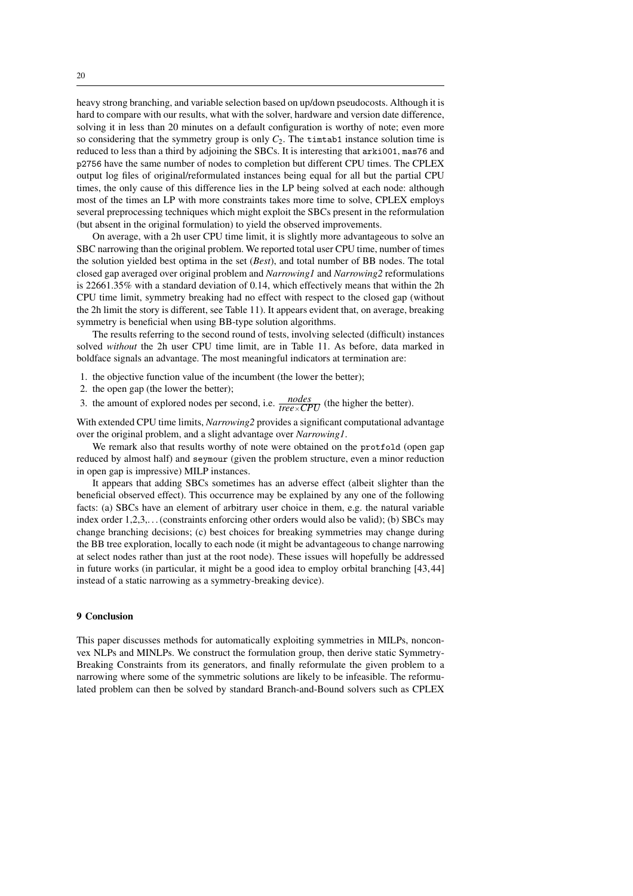heavy strong branching, and variable selection based on up/down pseudocosts. Although it is hard to compare with our results, what with the solver, hardware and version date difference, solving it in less than 20 minutes on a default configuration is worthy of note; even more so considering that the symmetry group is only $C_2$. The `timtab1` instance solution time is reduced to less than a third by adjoining the SBCs. It is interesting that `arki001`, `mas76` and `p2756` have the same number of nodes to completion but different CPU times. The CPLEX output log files of original/reformulated instances being equal for all but the partial CPU times, the only cause of this difference lies in the LP being solved at each node: although most of the times an LP with more constraints takes more time to solve, CPLEX employs several preprocessing techniques which might exploit the SBCs present in the reformulation (but absent in the original formulation) to yield the observed improvements.

On average, with a 2h user CPU time limit, it is slightly more advantageous to solve an SBC narrowing than the original problem. We reported total user CPU time, number of times the solution yielded best optima in the set (*Best*), and total number of BB nodes. The total closed gap averaged over original problem and *Narrowing1* and *Narrowing2* reformulations is 22661.35% with a standard deviation of 0.14, which effectively means that within the 2h CPU time limit, symmetry breaking had no effect with respect to the closed gap (without the 2h limit the story is different, see Table 11). It appears evident that, on average, breaking symmetry is beneficial when using BB-type solution algorithms.

The results referring to the second round of tests, involving selected (difficult) instances solved *without* the 2h user CPU time limit, are in Table 11. As before, data marked in boldface signals an advantage. The most meaningful indicators at termination are:

1. the objective function value of the incumbent (the lower the better);
2. the open gap (the lower the better);
3. the amount of explored nodes per second, i.e. $\frac{nodes}{tree \times CPU}$ (the higher the better).

With extended CPU time limits, *Narrowing2* provides a significant computational advantage over the original problem, and a slight advantage over *Narrowing1*.

We remark also that results worthy of note were obtained on the `protfold` (open gap reduced by almost half) and `seymour` (given the problem structure, even a minor reduction in open gap is impressive) MILP instances.

It appears that adding SBCs sometimes has an adverse effect (albeit slighter than the beneficial observed effect). This occurrence may be explained by any one of the following facts: (a) SBCs have an element of arbitrary user choice in them, e.g. the natural variable index order 1,2,3,... (constraints enforcing other orders would also be valid); (b) SBCs may change branching decisions; (c) best choices for breaking symmetries may change during the BB tree exploration, locally to each node (it might be advantageous to change narrowing at select nodes rather than just at the root node). These issues will hopefully be addressed in future works (in particular, it might be a good idea to employ orbital branching [43,44] instead of a static narrowing as a symmetry-breaking device).

## 9 Conclusion

This paper discusses methods for automatically exploiting symmetries in MILPs, nonconvex NLPs and MINLPs. We construct the formulation group, then derive static Symmetry-Breaking Constraints from its generators, and finally reformulate the given problem to a narrowing where some of the symmetric solutions are likely to be infeasible. The reformulated problem can then be solved by standard Branch-and-Bound solvers such as CPLEX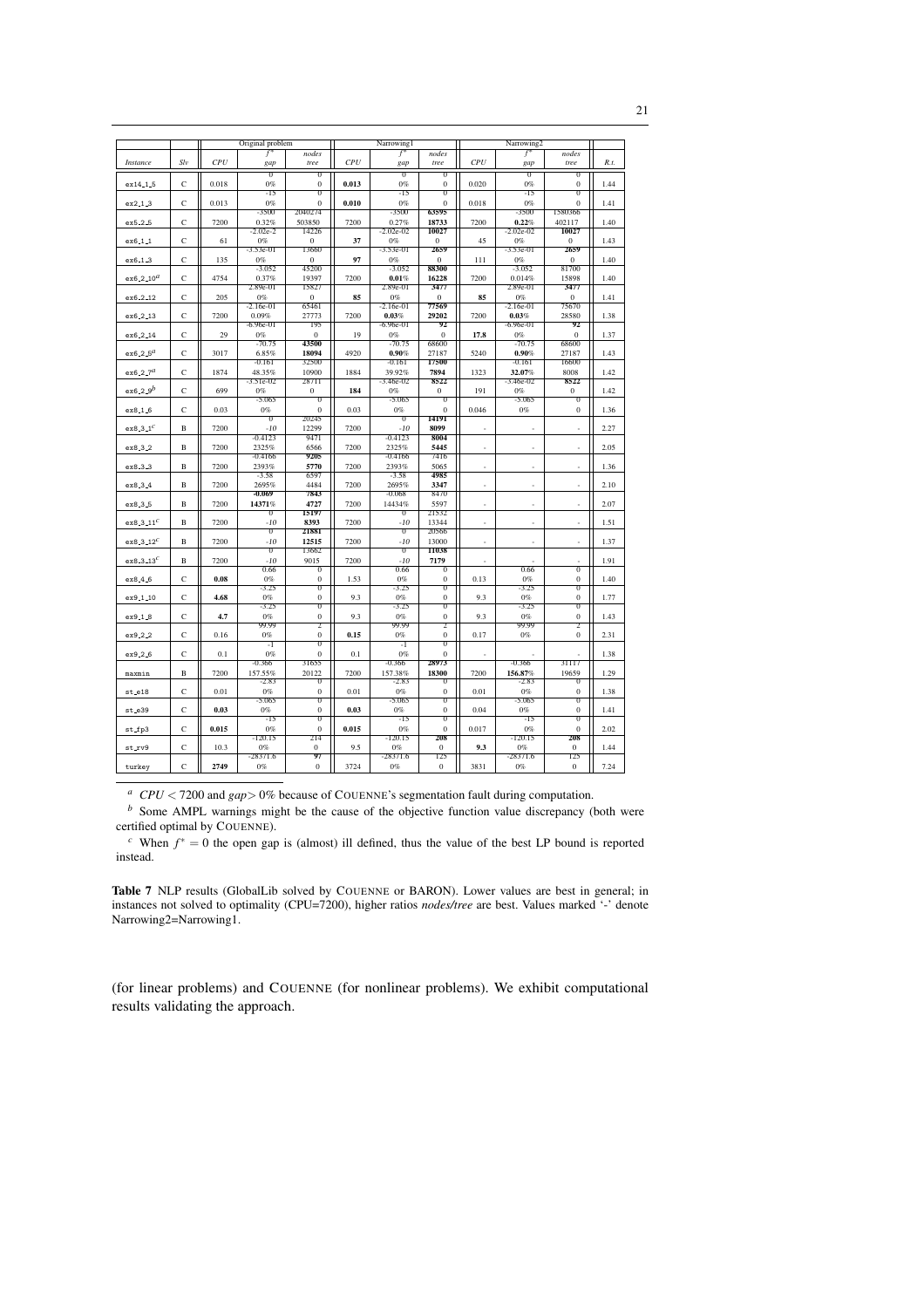| | | Original problem | | | Narrowing1 | | | Narrowing2 | | | |
|---|---|---|---|---|---|---|---|---|---|---|---|
| *Instance* | *Slv* | *CPU* | $f^*$ *gap* | *nodes tree* | *CPU* | $f^*$ *gap* | *nodes tree* | *CPU* | $f^*$ *gap* | *nodes tree* | *R.t.* |
| ex14_1_5 | C | 0.018 | 0 0% | 0 0 | **0.013** | 0 0% | 0 0 | 0.020 | 0 0% | 0 0 | 1.44 |
| ex2_1_3 | C | 0.013 | -15 0% | 0 0 | **0.010** | -15 0% | 0 0 | 0.018 | -15 0% | 0 0 | 1.41 |
| ex5_2_5 | C | 7200 | -3500 0.32% | 2040274 503850 | 7200 | -3500 0.27% | **63595 18733** | 7200 | -3500 **0.22**% | 1580366 402117 | 1.40 |
| ex6_1_1 | C | 61 | -2.02e-2 0% | 14226 0 | **37** | -2.02e-02 0% | **10027** 0 | 45 | -2.02e-02 0% | **10027** 0 | 1.43 |
| ex6_1_3 | C | 135 | -3.53e-01 0% | 13660 0 | **97** | -3.53e-01 0% | **2659** 0 | 111 | -3.53e-01 0% | **2659** 0 | 1.40 |
| ex6_2_10[a] | C | 4754 | -3.052 0.37% | 45200 19397 | 7200 | -3.052 **0.01**% | **88300 16228** | 7200 | -3.052 0.014% | 81700 15898 | 1.40 |
| ex6_2_12 | C | 205 | 2.89e-01 0% | 15827 0 | **85** | 2.89e-01 0% | **3477** 0 | **85** | 2.89e-01 0% | **3477** 0 | 1.41 |
| ex6_2_13 | C | 7200 | -2.16e-01 0.09% | 65461 27773 | 7200 | -2.16e-01 **0.03**% | **77569 29202** | 7200 | -2.16e-01 **0.03**% | 75670 28580 | 1.38 |
| ex6_2_14 | C | 29 | -6.96e-01 0% | 195 0 | 19 | -6.96e-01 0% | **92** 0 | **17.8** | -6.96e-01 0% | **92** 0 | 1.37 |
| ex6_2_5[a] | C | 3017 | -70.75 6.85% | **43500 18094** | 4920 | -70.75 **0.90**% | 68600 27187 | 5240 | -70.75 **0.90**% | 68600 27187 | 1.43 |
| ex6_2_7[a] | C | 1874 | -0.161 48.35% | 32500 10900 | 1884 | -0.161 39.92% | **17500 7894** | 1323 | -0.161 **32.07**% | 16600 8008 | 1.42 |
| ex6_2_9[b] | C | 699 | -3.51e-02 0% | 28711 0 | **184** | -3.46e-02 0% | **8522** 0 | 191 | -3.46e-02 0% | **8522** 0 | 1.42 |
| ex8_1_6 | C | 0.03 | -5.065 0% | 0 0 | 0.03 | -5.065 0% | 0 0 | 0.046 | -5.065 0% | 0 0 | 1.36 |
| ex8_3_1[c] | B | 7200 | 0 *-10* | 20245 12299 | 7200 | 0 *-10* | **14191 8099** | - | - | - | 2.27 |
| ex8_3_2 | B | 7200 | -0.4123 2325% | 9471 6566 | 7200 | -0.4123 2325% | **8004 5445** | - | - | - | 2.05 |
| ex8_3_3 | B | 7200 | -0.4166 2393% | **9205 5770** | 7200 | -0.4166 2393% | 7416 5065 | - | - | - | 1.36 |
| ex8_3_4 | B | 7200 | -3.58 2695% | 6597 4484 | 7200 | -3.58 2695% | **4985 3347** | - | - | - | 2.10 |
| ex8_3_5 | B | 7200 | **-0.069 14371**% | **7843 4727** | 7200 | -0.068 14434% | 8470 5597 | - | - | - | 2.07 |
| ex8_3_11[c] | B | 7200 | 0 *-10* | **15197 8393** | 7200 | 0 *-10* | 21532 13344 | - | - | - | 1.51 |
| ex8_3_12[c] | B | 7200 | 0 *-10* | **21881 12515** | 7200 | 0 *-10* | 20566 13000 | - | - | - | 1.37 |
| ex8_3_13[c] | B | 7200 | 0 *-10* | 13662 9015 | 7200 | 0 *-10* | **11038 7179** | - | - | - | 1.91 |
| ex8_4_6 | C | **0.08** | 0.66 0% | 0 0 | 1.53 | 0.66 0% | 0 0 | 0.13 | 0.66 0% | 0 0 | 1.40 |
| ex9_1_10 | C | **4.68** | -3.25 0% | 0 0 | 9.3 | -3.25 0% | 0 0 | 9.3 | -3.25 0% | 0 0 | 1.77 |
| ex9_1_8 | C | **4.7** | -3.25 0% | 0 0 | 9.3 | -3.25 0% | 0 0 | 9.3 | -3.25 0% | 0 0 | 1.43 |
| ex9_2_2 | C | 0.16 | 99.99 0% | 2 0 | **0.15** | 99.99 0% | 2 0 | 0.17 | 99.99 0% | 2 0 | 2.31 |
| ex9_2_6 | C | 0.1 | -1 0% | 0 0 | 0.1 | -1 0% | 0 0 | - | - | - | 1.38 |
| maxmin | B | 7200 | -0.366 157.55% | 31655 20122 | 7200 | -0.366 157.38% | **28973 18300** | 7200 | -0.366 **156.87**% | 31117 19659 | 1.29 |
| st_e18 | C | 0.01 | -2.83 0% | 0 0 | 0.01 | -2.83 0% | 0 0 | 0.01 | -2.83 0% | 0 0 | 1.38 |
| st_e39 | C | **0.03** | -5.065 0% | 0 0 | **0.03** | -5.065 0% | 0 0 | 0.04 | -5.065 0% | 0 0 | 1.41 |
| st_fp3 | C | **0.015** | -15 0% | 0 0 | **0.015** | -15 0% | 0 0 | 0.017 | -15 0% | 0 0 | 2.02 |
| st_rv9 | C | 10.3 | -120.15 0% | 214 0 | 9.5 | -120.15 0% | **208** 0 | **9.3** | -120.15 0% | **208** 0 | 1.44 |
| turkey | C | **2749** | -28371.6 0% | **97** 0 | 3724 | -28371.6 0% | 125 0 | 3831 | -28371.6 0% | 125 0 | 7.24 |

[a] *CPU* $< 7200$ and *gap*$> 0\%$ because of COUENNE's segmentation fault during computation.

[b] Some AMPL warnings might be the cause of the objective function value discrepancy (both were certified optimal by COUENNE).

[c] When $f^* = 0$ the open gap is (almost) ill defined, thus the value of the best LP bound is reported instead.

**Table 7** NLP results (GlobalLib solved by COUENNE or BARON). Lower values are best in general; in instances not solved to optimality (CPU=7200), higher ratios *nodes/tree* are best. Values marked '-' denote Narrowing2=Narrowing1.

(for linear problems) and COUENNE (for nonlinear problems). We exhibit computational results validating the approach.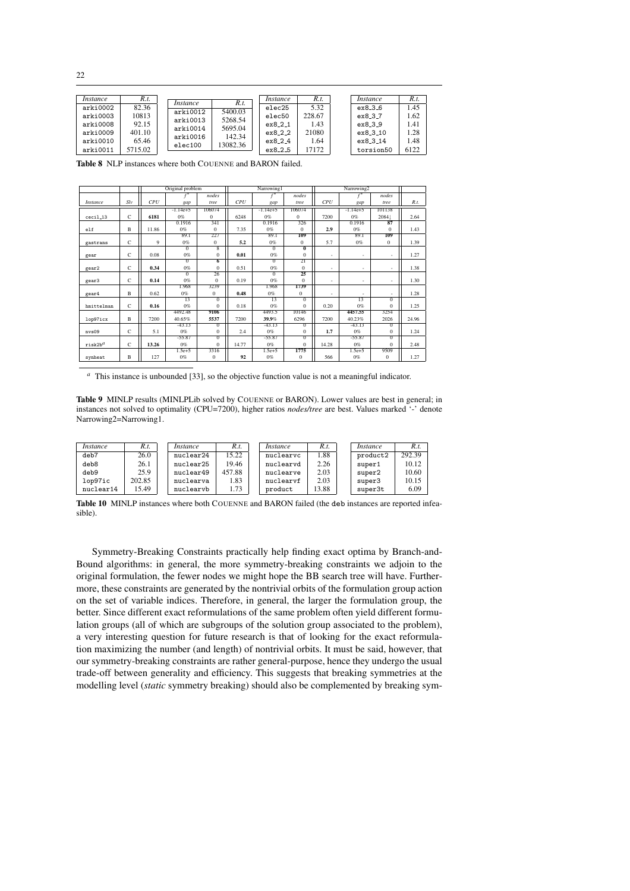| *Instance* | *R.t.* | | *Instance* | *R.t.* | | *Instance* | *R.t.* | | *Instance* | *R.t.* |
|---|---|---|---|---|---|---|---|---|---|---|
| arki0002 | 82.36 | | arki0012 | 5400.03 | | elec25 | 5.32 | | ex8_3_6 | 1.45 |
| arki0003 | 10813 | | arki0013 | 5268.54 | | elec50 | 228.67 | | ex8_3_7 | 1.62 |
| arki0008 | 92.15 | | arki0014 | 5695.04 | | ex8_2_1 | 1.43 | | ex8_3_9 | 1.41 |
| arki0009 | 401.10 | | arki0016 | 142.34 | | ex8_2_2 | 21080 | | ex8_3_10 | 1.28 |
| arki0010 | 65.46 | | elec100 | 13082.36 | | ex8_2_4 | 1.64 | | ex8_3_14 | 1.48 |
| arki0011 | 5715.02 | | | | | ex8_2_5 | 17172 | | torsion50 | 6122 |

**Table 8** NLP instances where both COUENNE and BARON failed.

| | | Original problem | | | Narrowing1 | | | Narrowing2 | | | |
|---|---|---|---|---|---|---|---|---|---|---|---|
| | | | $f^*$ | *nodes* | | $f^*$ | *nodes* | | $f^*$ | *nodes* | |
| *Instance* | *Slv* | *CPU* | *gap* | *tree* | *CPU* | *gap* | *tree* | *CPU* | *gap* | *tree* | *R.t.* |
| cecil_13 | C | **6181** | -1.14e+5 / 0% | 106074 / 0 | 6248 | -1.14e+5 / 0% | 106074 / 0 | 7200 | -1.14e+5 / 0% | 101138 / 2084 | 2.64 |
| elf | B | 11.86 | 0.1916 / 0% | 341 / 0 | 7.35 | 0.1916 / 0% | 326 / 0 | **2.9** | 0.1916 / 0% | **87** / 0 | 1.43 |
| gastrans | C | 9 | 89.1 / 0% | 227 / 0 | **5.2** | 89.1 / 0% | **109** / 0 | 5.7 | 89.1 / 0% | **109** / 0 | 1.39 |
| gear | C | 0.08 | 0 / 0% | 8 / 0 | **0.01** | 0 / 0% | **0** / 0 | - | - | - | 1.27 |
| gear2 | C | **0.34** | 0 / 0% | **6** / 0 | 0.51 | 0 / 0% | 21 / 0 | - | - | - | 1.38 |
| gear3 | C | **0.14** | 0 / 0% | 26 / 0 | 0.19 | 0 / 0% | **25** / 0 | - | - | - | 1.30 |
| gear4 | B | 0.62 | 1.968 / 0% | 3239 / 0 | **0.48** | 1.968 / 0% | **1739** / 0 | - | - | - | 1.28 |
| hmittelman | C | **0.16** | 13 / 0% | 0 / 0 | 0.18 | 13 / 0% | 0 / 0 | 0.20 | 13 / 0% | 0 / 0 | 1.25 |
| lop97icx | B | 7200 | 4492.48 / 40.65% | **9106** / **5537** | 7200 | 4493.5 / **39.9%** | 10146 / 6296 | 7200 | **4457.55** / 40.23% | 3254 / 2026 | 24.96 |
| nvs09 | C | 5.1 | -43.13 / 0% | 0 / 0 | 2.4 | -43.13 / 0% | 0 / 0 | **1.7** | -43.13 / 0% | 0 / 0 | 1.24 |
| risk2b[a] | C | **13.26** | -55.87 / 0% | 0 / 0 | 14.77 | -55.87 / 0% | 0 / 0 | 14.28 | -55.87 / 0% | 0 / 0 | 2.48 |
| synheat | B | 127 | 1.5e+5 / 0% | 3316 / 0 | **92** | 1.5e+5 / 0% | **1775** / 0 | 566 | 1.5e+5 / 0% | 9509 / 0 | 1.27 |

[a] This instance is unbounded [33], so the objective function value is not a meaningful indicator.

**Table 9** MINLP results (MINLPLib solved by COUENNE or BARON). Lower values are best in general; in instances not solved to optimality (CPU=7200), higher ratios *nodes/tree* are best. Values marked '-' denote Narrowing2=Narrowing1.

| *Instance* | *R.t.* | | *Instance* | *R.t.* | | *Instance* | *R.t.* | | *Instance* | *R.t.* |
|---|---|---|---|---|---|---|---|---|---|---|
| deb7 | 26.0 | | nuclear24 | 15.22 | | nuclearvc | 1.88 | | product2 | 292.39 |
| deb8 | 26.1 | | nuclear25 | 19.46 | | nuclearvd | 2.26 | | super1 | 10.12 |
| deb9 | 25.9 | | nuclear49 | 457.88 | | nuclearve | 2.03 | | super2 | 10.60 |
| lop97ic | 202.85 | | nucleara | 1.83 | | nuclearvf | 2.03 | | super3 | 10.15 |
| nuclear14 | 15.49 | | nuclearvb | 1.73 | | product | 13.88 | | super3t | 6.09 |

**Table 10** MINLP instances where both COUENNE and BARON failed (the deb instances are reported infeasible).

Symmetry-Breaking Constraints practically help finding exact optima by Branch-and-Bound algorithms: in general, the more symmetry-breaking constraints we adjoin to the original formulation, the fewer nodes we might hope the BB search tree will have. Furthermore, these constraints are generated by the nontrivial orbits of the formulation group action on the set of variable indices. Therefore, in general, the larger the formulation group, the better. Since different exact reformulations of the same problem often yield different formulation groups (all of which are subgroups of the solution group associated to the problem), a very interesting question for future research is that of looking for the exact reformulation maximizing the number (and length) of nontrivial orbits. It must be said, however, that our symmetry-breaking constraints are rather general-purpose, hence they undergo the usual trade-off between generality and efficiency. This suggests that breaking symmetries at the modelling level (*static* symmetry breaking) should also be complemented by breaking sym-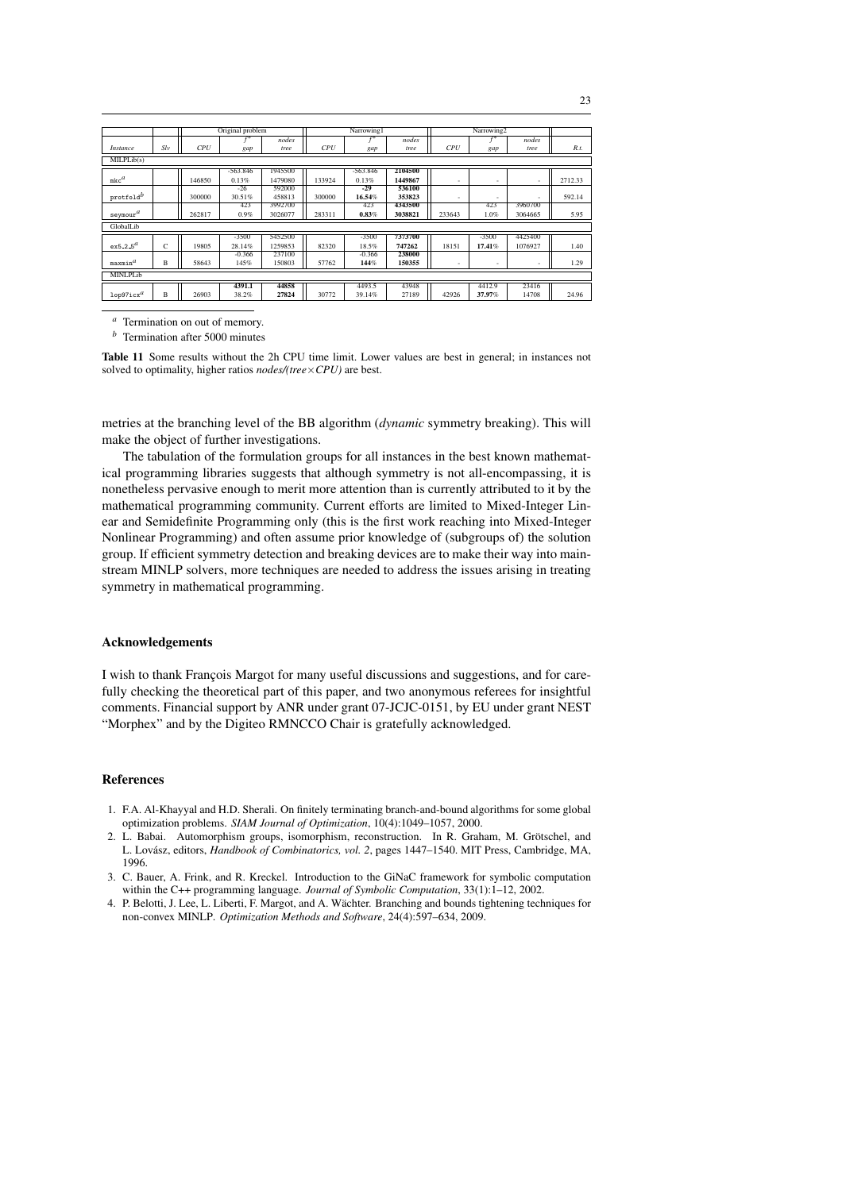| | | Original problem | | | Narrowing1 | | | Narrowing2 | | | |
|---|---|---|---|---|---|---|---|---|---|---|---|
| | | | $f^*$ | nodes | | $f^*$ | nodes | | $f^*$ | nodes | |
| *Instance* | *Slv* | *CPU* | *gap* | *tree* | *CPU* | *gap* | *tree* | *CPU* | *gap* | *tree* | *R.t.* |
| MILPLib(s) | | | | | | | | | | | |
| mkc[a] | | 146850 | -563.846<br>0.13% | 1945500<br>1479080 | 133924 | -563.846<br>0.13% | **2104500**<br>**1449867** | - | - | - | 2712.33 |
| protfold[b] | | 300000 | -26<br>30.51% | 592000<br>458813 | 300000 | **-29**<br>**16.54%** | **536100**<br>**353823** | - | - | - | 592.14 |
| seymour[a] | | 262817 | 423<br>0.9% | 3992700<br>3026077 | 283311 | 423<br>**0.83%** | **4343500**<br>**3038821** | 233643 | 423<br>1.0% | 3960700<br>3064665 | 5.95 |
| GlobalLib | | | | | | | | | | | |
| ex5_2_5[a] | C | 19805 | -3500<br>28.14% | 5452500<br>1259853 | 82320 | -3500<br>18.5% | **7373700**<br>**747262** | 18151 | -3500<br>**17.41%** | 4425400<br>1076927 | 1.40 |
| maxmin[a] | B | 58643 | -0.366<br>145% | 257100<br>150803 | 57762 | -0.366<br>**144%** | **238000**<br>**150355** | - | - | - | 1.29 |
| MINLPLib | | | | | | | | | | | |
| lop97icx[a] | B | 26903 | **4391.1**<br>38.2% | **44858**<br>**27824** | 30772 | 4493.5<br>39.14% | 43948<br>27189 | 42926 | 4412.9<br>**37.97%** | 23416<br>14708 | 24.96 |

[a] Termination on out of memory.

[b] Termination after 5000 minutes

**Table 11** Some results without the 2h CPU time limit. Lower values are best in general; in instances not solved to optimality, higher ratios *nodes/(tree×CPU)* are best.

metries at the branching level of the BB algorithm (*dynamic* symmetry breaking). This will make the object of further investigations.

The tabulation of the formulation groups for all instances in the best known mathematical programming libraries suggests that although symmetry is not all-encompassing, it is nonetheless pervasive enough to merit more attention than is currently attributed to it by the mathematical programming community. Current efforts are limited to Mixed-Integer Linear and Semidefinite Programming only (this is the first work reaching into Mixed-Integer Nonlinear Programming) and often assume prior knowledge of (subgroups of) the solution group. If efficient symmetry detection and breaking devices are to make their way into mainstream MINLP solvers, more techniques are needed to address the issues arising in treating symmetry in mathematical programming.

## Acknowledgements

I wish to thank François Margot for many useful discussions and suggestions, and for carefully checking the theoretical part of this paper, and two anonymous referees for insightful comments. Financial support by ANR under grant 07-JCJC-0151, by EU under grant NEST "Morphex" and by the Digiteo RMNCCO Chair is gratefully acknowledged.

## References

1. F.A. Al-Khayyal and H.D. Sherali. On finitely terminating branch-and-bound algorithms for some global optimization problems. *SIAM Journal of Optimization*, 10(4):1049–1057, 2000.
2. L. Babai. Automorphism groups, isomorphism, reconstruction. In R. Graham, M. Grötschel, and L. Lovász, editors, *Handbook of Combinatorics, vol. 2*, pages 1447–1540. MIT Press, Cambridge, MA, 1996.
3. C. Bauer, A. Frink, and R. Kreckel. Introduction to the GiNaC framework for symbolic computation within the C++ programming language. *Journal of Symbolic Computation*, 33(1):1–12, 2002.
4. P. Belotti, J. Lee, L. Liberti, F. Margot, and A. Wächter. Branching and bounds tightening techniques for non-convex MINLP. *Optimization Methods and Software*, 24(4):597–634, 2009.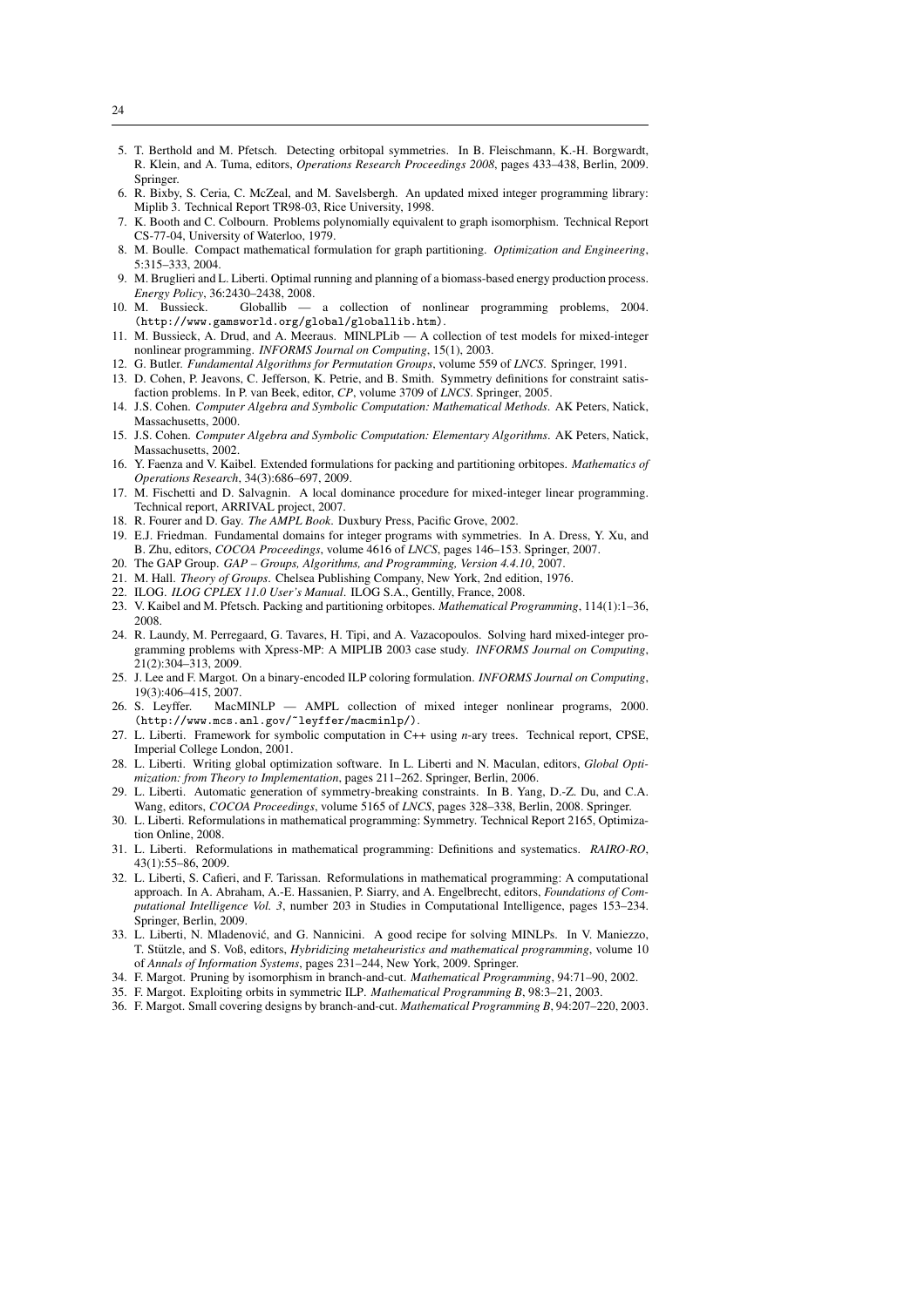5. T. Berthold and M. Pfetsch. Detecting orbitopal symmetries. In B. Fleischmann, K.-H. Borgwardt, R. Klein, and A. Tuma, editors, *Operations Research Proceedings 2008*, pages 433–438, Berlin, 2009. Springer.
6. R. Bixby, S. Ceria, C. McZeal, and M. Savelsbergh. An updated mixed integer programming library: Miplib 3. Technical Report TR98-03, Rice University, 1998.
7. K. Booth and C. Colbourn. Problems polynomially equivalent to graph isomorphism. Technical Report CS-77-04, University of Waterloo, 1979.
8. M. Boulle. Compact mathematical formulation for graph partitioning. *Optimization and Engineering*, 5:315–333, 2004.
9. M. Bruglieri and L. Liberti. Optimal running and planning of a biomass-based energy production process. *Energy Policy*, 36:2430–2438, 2008.
10. M. Bussieck. Globallib — a collection of nonlinear programming problems, 2004. (`http://www.gamsworld.org/global/globallib.htm`).
11. M. Bussieck, A. Drud, and A. Meeraus. MINLPLib — A collection of test models for mixed-integer nonlinear programming. *INFORMS Journal on Computing*, 15(1), 2003.
12. G. Butler. *Fundamental Algorithms for Permutation Groups*, volume 559 of *LNCS*. Springer, 1991.
13. D. Cohen, P. Jeavons, C. Jefferson, K. Petrie, and B. Smith. Symmetry definitions for constraint satisfaction problems. In P. van Beek, editor, *CP*, volume 3709 of *LNCS*. Springer, 2005.
14. J.S. Cohen. *Computer Algebra and Symbolic Computation: Mathematical Methods*. AK Peters, Natick, Massachusetts, 2000.
15. J.S. Cohen. *Computer Algebra and Symbolic Computation: Elementary Algorithms*. AK Peters, Natick, Massachusetts, 2002.
16. Y. Faenza and V. Kaibel. Extended formulations for packing and partitioning orbitopes. *Mathematics of Operations Research*, 34(3):686–697, 2009.
17. M. Fischetti and D. Salvagnin. A local dominance procedure for mixed-integer linear programming. Technical report, ARRIVAL project, 2007.
18. R. Fourer and D. Gay. *The AMPL Book*. Duxbury Press, Pacific Grove, 2002.
19. E.J. Friedman. Fundamental domains for integer programs with symmetries. In A. Dress, Y. Xu, and B. Zhu, editors, *COCOA Proceedings*, volume 4616 of *LNCS*, pages 146–153. Springer, 2007.
20. The GAP Group. *GAP – Groups, Algorithms, and Programming, Version 4.4.10*, 2007.
21. M. Hall. *Theory of Groups*. Chelsea Publishing Company, New York, 2nd edition, 1976.
22. ILOG. *ILOG CPLEX 11.0 User's Manual*. ILOG S.A., Gentilly, France, 2008.
23. V. Kaibel and M. Pfetsch. Packing and partitioning orbitopes. *Mathematical Programming*, 114(1):1–36, 2008.
24. R. Laundy, M. Perregaard, G. Tavares, H. Tipi, and A. Vazacopoulos. Solving hard mixed-integer programming problems with Xpress-MP: A MIPLIB 2003 case study. *INFORMS Journal on Computing*, 21(2):304–313, 2009.
25. J. Lee and F. Margot. On a binary-encoded ILP coloring formulation. *INFORMS Journal on Computing*, 19(3):406–415, 2007.
26. S. Leyffer. MacMINLP — AMPL collection of mixed integer nonlinear programs, 2000. (`http://www.mcs.anl.gov/~leyffer/macminlp/`).
27. L. Liberti. Framework for symbolic computation in C++ using *n*-ary trees. Technical report, CPSE, Imperial College London, 2001.
28. L. Liberti. Writing global optimization software. In L. Liberti and N. Maculan, editors, *Global Optimization: from Theory to Implementation*, pages 211–262. Springer, Berlin, 2006.
29. L. Liberti. Automatic generation of symmetry-breaking constraints. In B. Yang, D.-Z. Du, and C.A. Wang, editors, *COCOA Proceedings*, volume 5165 of *LNCS*, pages 328–338, Berlin, 2008. Springer.
30. L. Liberti. Reformulations in mathematical programming: Symmetry. Technical Report 2165, Optimization Online, 2008.
31. L. Liberti. Reformulations in mathematical programming: Definitions and systematics. *RAIRO-RO*, 43(1):55–86, 2009.
32. L. Liberti, S. Cafieri, and F. Tarissan. Reformulations in mathematical programming: A computational approach. In A. Abraham, A.-E. Hassanien, P. Siarry, and A. Engelbrecht, editors, *Foundations of Computational Intelligence Vol. 3*, number 203 in Studies in Computational Intelligence, pages 153–234. Springer, Berlin, 2009.
33. L. Liberti, N. Mladenović, and G. Nannicini. A good recipe for solving MINLPs. In V. Maniezzo, T. Stützle, and S. Voß, editors, *Hybridizing metaheuristics and mathematical programming*, volume 10 of *Annals of Information Systems*, pages 231–244, New York, 2009. Springer.
34. F. Margot. Pruning by isomorphism in branch-and-cut. *Mathematical Programming*, 94:71–90, 2002.
35. F. Margot. Exploiting orbits in symmetric ILP. *Mathematical Programming B*, 98:3–21, 2003.
36. F. Margot. Small covering designs by branch-and-cut. *Mathematical Programming B*, 94:207–220, 2003.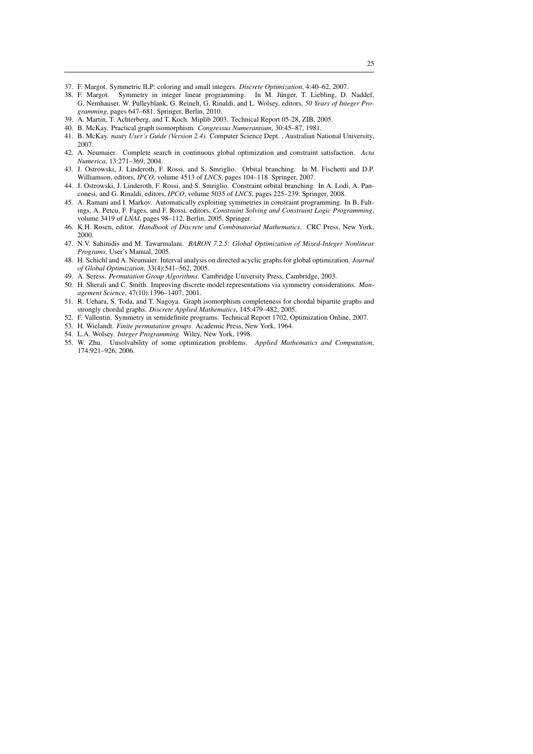37. F. Margot. Symmetric ILP: coloring and small integers. *Discrete Optimization*, 4:40–62, 2007.
38. F. Margot. Symmetry in integer linear programming. In M. Jünger, T. Liebling, D. Naddef, G. Nemhauser, W. Pulleyblank, G. Reinelt, G. Rinaldi, and L. Wolsey, editors, *50 Years of Integer Programming*, pages 647–681. Springer, Berlin, 2010.
39. A. Martin, T. Achterberg, and T. Koch. Miplib 2003. Technical Report 05-28, ZIB, 2005.
40. B. McKay. Practical graph isomorphism. *Congressus Numerantium*, 30:45–87, 1981.
41. B. McKay. *nauty User's Guide (Version 2.4)*. Computer Science Dept. , Australian National University, 2007.
42. A. Neumaier. Complete search in continuous global optimization and constraint satisfaction. *Acta Numerica*, 13:271–369, 2004.
43. J. Ostrowski, J. Linderoth, F. Rossi, and S. Smriglio. Orbital branching. In M. Fischetti and D.P. Williamson, editors, *IPCO*, volume 4513 of *LNCS*, pages 104–118. Springer, 2007.
44. J. Ostrowski, J. Linderoth, F. Rossi, and S. Smriglio. Constraint orbital branching. In A. Lodi, A. Panconesi, and G. Rinaldi, editors, *IPCO*, volume 5035 of *LNCS*, pages 225–239. Springer, 2008.
45. A. Ramani and I. Markov. Automatically exploiting symmetries in constraint programming. In B. Faltings, A. Petcu, F. Fages, and F. Rossi, editors, *Constraint Solving and Constraint Logic Programming*, volume 3419 of *LNAI*, pages 98–112, Berlin, 2005. Springer.
46. K.H. Rosen, editor. *Handbook of Discrete and Combinatorial Mathematics*. CRC Press, New York, 2000.
47. N.V. Sahinidis and M. Tawarmalani. *BARON 7.2.5: Global Optimization of Mixed-Integer Nonlinear Programs,* User's Manual, 2005.
48. H. Schichl and A. Neumaier. Interval analysis on directed acyclic graphs for global optimization. *Journal of Global Optimization*, 33(4):541–562, 2005.
49. A. Seress. *Permutation Group Algorithms*. Cambridge University Press, Cambridge, 2003.
50. H. Sherali and C. Smith. Improving discrete model representations via symmetry considerations. *Management Science*, 47(10):1396–1407, 2001.
51. R. Uehara, S. Toda, and T. Nagoya. Graph isomorphism completeness for chordal bipartite graphs and strongly chordal graphs. *Discrete Applied Mathematics*, 145:479–482, 2005.
52. F. Vallentin. Symmetry in semidefinite programs. Technical Report 1702, Optimization Online, 2007.
53. H. Wielandt. *Finite permutation groups*. Academic Press, New York, 1964.
54. L.A. Wolsey. *Integer Programming*. Wiley, New York, 1998.
55. W. Zhu. Unsolvability of some optimization problems. *Applied Mathematics and Computation*, 174:921–926, 2006.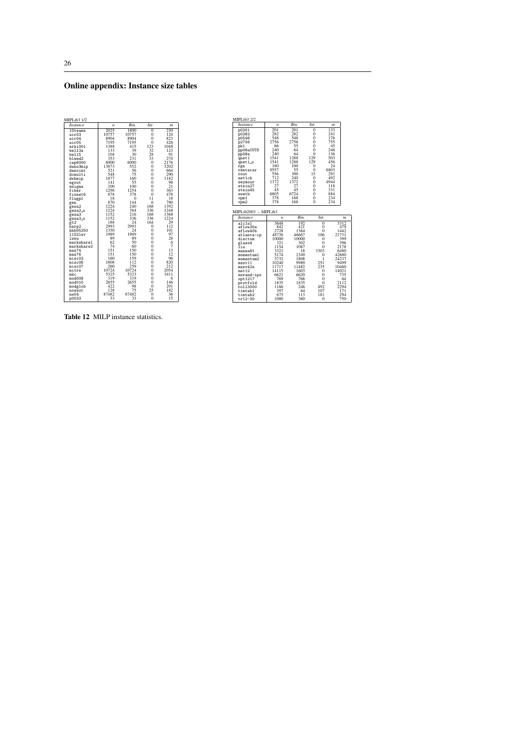## Online appendix: Instance size tables

MIPLib3 1/2

| *Instance* | *n* | *Bin.* | *Int.* | *m* |
|---|---|---|---|---|
| 10teams | 2025 | 1800 | 0 | 230 |
| air03 | 10757 | 10757 | 0 | 124 |
| air04 | 8904 | 8904 | 0 | 823 |
| air05 | 7195 | 7195 | 0 | 426 |
| arki001 | 1388 | 415 | 123 | 1048 |
| bell3a | 133 | 39 | 32 | 123 |
| bell5 | 104 | 30 | 28 | 91 |
| blend2 | 353 | 231 | 33 | 274 |
| cap6000 | 6000 | 6000 | 0 | 2176 |
| dano3mip | 13873 | 552 | 0 | 3202 |
| danoint | 521 | 56 | 0 | 664 |
| dcmulti | 548 | 75 | 0 | 290 |
| dsbmip | 1877 | 160 | 0 | 1182 |
| egout | 141 | 55 | 0 | 98 |
| enigma | 100 | 100 | 0 | 21 |
| fiber | 1298 | 1254 | 0 | 363 |
| fixnet6 | 878 | 378 | 0 | 478 |
| flugpl | 18 | 0 | 11 | 18 |
| gen | 870 | 144 | 6 | 780 |
| gesa2 | 1224 | 240 | 168 | 1392 |
| gesa2_o | 1224 | 384 | 336 | 1248 |
| gesa3 | 1152 | 216 | 168 | 1368 |
| gesa3_o | 1152 | 336 | 336 | 1224 |
| gt2 | 188 | 24 | 164 | 29 |
| harp2 | 2993 | 2993 | 0 | 112 |
| khb05250 | 1350 | 24 | 0 | 101 |
| l152lav | 1989 | 1989 | 0 | 97 |
| lseu | 89 | 89 | 0 | 28 |
| markshare1 | 62 | 50 | 0 | 6 |
| markshare2 | 74 | 60 | 0 | 7 |
| mas74 | 151 | 150 | 0 | 13 |
| mas76 | 151 | 150 | 0 | 12 |
| misc03 | 160 | 159 | 0 | 96 |
| misc06 | 1808 | 112 | 0 | 820 |
| misc07 | 260 | 259 | 0 | 212 |
| mitre | 10724 | 10724 | 0 | 2054 |
| mkc | 5325 | 5323 | 0 | 3411 |
| mod008 | 319 | 319 | 0 | 6 |
| mod010 | 2655 | 2655 | 0 | 146 |
| modglob | 422 | 98 | 0 | 291 |
| noswot | 128 | 75 | 25 | 182 |
| nw04 | 87482 | 87482 | 0 | 36 |
| p0033 | 33 | 33 | 0 | 15 |

MIPLib3 2/2

| *Instance* | *n* | *Bin.* | *Int.* | *m* |
|---|---|---|---|---|
| p0201 | 201 | 201 | 0 | 133 |
| p0282 | 282 | 282 | 0 | 241 |
| p0548 | 548 | 548 | 0 | 176 |
| p2756 | 2756 | 2756 | 0 | 755 |
| pk1 | 86 | 55 | 0 | 45 |
| pp08aCUTS | 240 | 64 | 0 | 246 |
| pp08a | 240 | 64 | 0 | 136 |
| qnet1 | 1541 | 1288 | 129 | 503 |
| qnet1_o | 1541 | 1288 | 129 | 456 |
| rgn | 180 | 100 | 0 | 24 |
| rentacar | 9557 | 55 | 0 | 6803 |
| rout | 556 | 300 | 15 | 291 |
| set1ch | 712 | 240 | 0 | 492 |
| seymour | 1372 | 1372 | 0 | 4944 |
| stein27 | 27 | 27 | 0 | 118 |
| stein45 | 45 | 45 | 0 | 331 |
| swath | 6805 | 6724 | 0 | 884 |
| vpm1 | 378 | 168 | 0 | 234 |
| vpm2 | 378 | 168 | 0 | 234 |

MIPLib2003 $\setminus$ MIPLib3

| *Instance* | *n* | *Bin.* | *Int.* | *m* |
|---|---|---|---|---|
| a1c1s1 | 3648 | 192 | 0 | 3312 |
| aflow30a | 842 | 421 | 0 | 479 |
| aflow40b | 2728 | 1364 | 0 | 1442 |
| atlanta-ip | 48738 | 46667 | 106 | 21731 |
| disctom | 10000 | 10000 | 0 | 399 |
| glass4 | 321 | 302 | 0 | 396 |
| liu | 1154 | 1087 | 0 | 2178 |
| manna81 | 3321 | 18 | 3303 | 6480 |
| momentum1 | 5174 | 2349 | 0 | 42680 |
| momentum2 | 3732 | 1808 | 1 | 24237 |
| mzzv11 | 10240 | 9989 | 251 | 9499 |
| mzzv42z | 11717 | 11482 | 235 | 10460 |
| net12 | 14115 | 1603 | 0 | 14021 |
| nsrand-ipx | 6621 | 6620 | 0 | 735 |
| opt1217 | 769 | 768 | 0 | 64 |
| protfold | 1835 | 1835 | 0 | 2112 |
| roll3000 | 1166 | 246 | 492 | 2294 |
| timtab1 | 397 | 64 | 107 | 171 |
| timtab2 | 675 | 113 | 181 | 294 |
| tr12-30 | 1080 | 360 | 0 | 750 |

**Table 12** MILP instance statistics.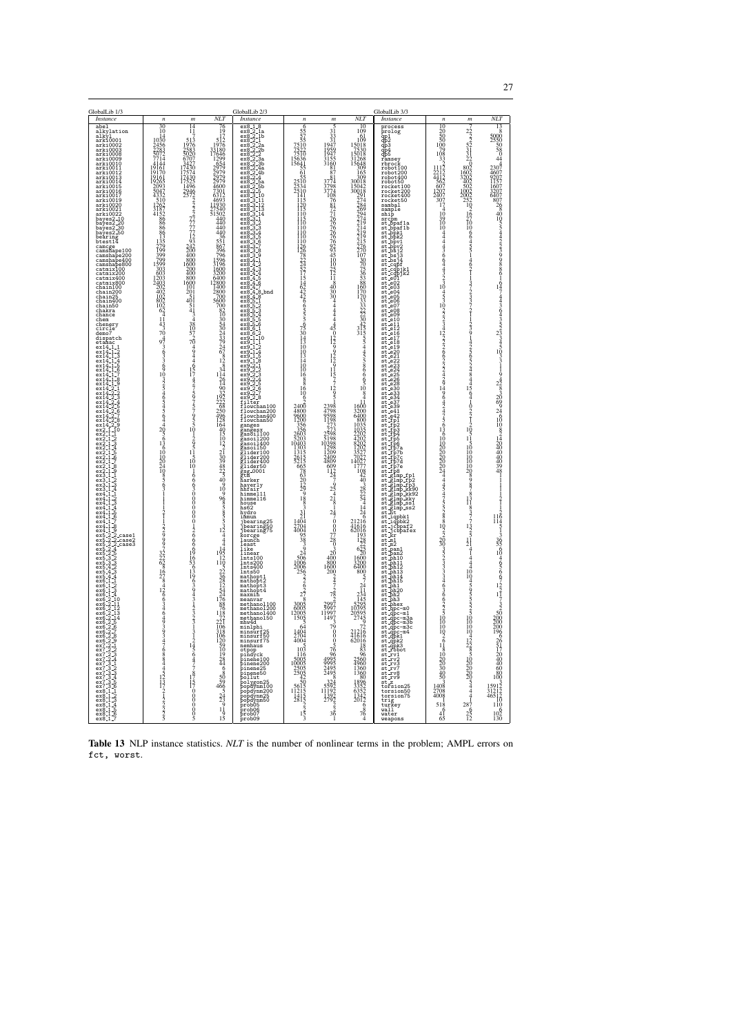**GlobalLib 1/3**

| Instance | $n$ | $m$ | NLT |
|---|---|---|---|
| abel | 30 | 14 | 76 |
| alkylation | 10 | 11 | 19 |
| alkyl | 14 | 7 | 12 |
| arki0001 | 1030 | 513 | 512 |
| arki0002 | 2456 | 1976 | 1976 |
| arki0003 | 2283 | 2583 | 33180 |
| arki0008 | 5072 | 5020 | 17646 |
| arki0009 | 7714 | 6707 | 1299 |
| arki0010 | 4144 | 3427 | 654 |
| arki0011 | 19161 | 17430 | 2979 |
| arki0012 | 19170 | 17574 | 2979 |
| arki0013 | 19161 | 17430 | 2979 |
| arki0014 | 19265 | 17525 | 2979 |
| arki0015 | 2093 | 1496 | 4600 |
| arki0016 | 5047 | 2946 | 7301 |
| arki0017 | 4332 | 2572 | 6312 |
| arki0019 | 510 | 2 | 4693 |
| arki0020 | 1262 | 2 | 11930 |
| arki0021 | 3187 | 2 | 27540 |
| arki0022 | 4152 | 2 | 51502 |
| bayes2_10 | 86 | 77 | 440 |
| bayes2_20 | 86 | 77 | 440 |
| bayes2_30 | 86 | 77 | 440 |
| bayes2_50 | 86 | 77 | 440 |
| bearing | 13 | 12 | 56 |
| btest14 | 135 | 93 | 551 |
| camcge | 279 | 242 | 867 |
| camshape100 | 199 | 200 | 396 |
| camshape200 | 399 | 400 | 796 |
| camshape400 | 799 | 800 | 1596 |
| camshape800 | 1599 | 1600 | 3196 |
| catmix100 | 303 | 200 | 1600 |
| catmix200 | 603 | 400 | 3200 |
| catmix400 | 1203 | 800 | 6400 |
| catmix800 | 2403 | 1600 | 12800 |
| chain100 | 202 | 101 | 1400 |
| chain200 | 402 | 201 | 2800 |
| chain25 | 102 | 51 | 700 |
| chain400 | 802 | 401 | 5600 |
| chain50 | 102 | 51 | 700 |
| chakra | 62 | 41 | 82 |
| chance | 4 | 3 | 10 |
| chem | 11 | 4 | 30 |
| chenery | 43 | 38 | 54 |
| circle | 3 | 10 | 30 |
| demo7 | 70 | 57 | 24 |
| dispatch | 4 | 2 | 33 |
| etamac | 97 | 70 | 79 |
| ex14_1_1 | 3 | 4 | 24 |
| ex14_1_2 | 6 | 9 | 67 |
| ex14_1_3 | 3 | 4 | 8 |
| ex14_1_4 | 3 | 4 | 12 |
| ex14_1_5 | 6 | 6 | 8 |
| ex14_1_6 | 9 | 15 | 34 |
| ex14_1_7 | 10 | 17 | 114 |
| ex14_1_8 | 3 | 4 | 26 |
| ex14_1_9 | 2 | 2 | 14 |
| ex14_2_1 | 5 | 7 | 90 |
| ex14_2_2 | 4 | 5 | 32 |
| ex14_2_3 | 6 | 9 | 192 |
| ex14_2_4 | 5 | 7 | 222 |
| ex14_2_5 | 4 | 5 | 68 |
| ex14_2_6 | 5 | 7 | 250 |
| ex14_2_7 | 6 | 9 | 496 |
| ex14_2_8 | 4 | 5 | 128 |
| ex14_2_9 | 4 | 5 | 164 |
| ex2_1_10 | 20 | 10 | 40 |
| ex2_1_1 | 5 | 1 | 35 |
| ex2_1_2 | 6 | 2 | 10 |
| ex2_1_3 | 13 | 9 | 12 |
| ex2_1_4 | 6 | 5 | 2 |
| ex2_1_5 | 10 | 11 | 21 |
| ex2_1_6 | 10 | 5 | 30 |
| ex2_1_7 | 20 | 10 | 39 |
| ex2_1_8 | 24 | 10 | 48 |
| ex2_1_9 | 10 | 1 | 22 |
| ex3_1_1 | 8 | 6 | 5 |
| ex3_1_2 | 5 | 6 | 40 |
| ex3_1_3 | 6 | 6 | 9 |
| ex3_1_4 | 3 | 3 | 10 |
| ex4_1_1 | 1 | 0 | 9 |
| ex4_1_2 | 1 | 0 | 96 |
| ex4_1_3 | 1 | 0 | 8 |
| ex4_1_4 | 1 | 0 | 5 |
| ex4_1_5 | 2 | 0 | 8 |
| ex4_1_6 | 1 | 0 | 5 |
| ex4_1_7 | 1 | 0 | 3 |
| ex4_1_8 | 2 | 1 | 3 |
| ex4_1_9 | 2 | 2 | 12 |
| ex5_2_2_case1 | 9 | 6 | 4 |
| ex5_2_2_case2 | 9 | 6 | 4 |
| ex5_2_2_case3 | 9 | 6 | 4 |
| ex5_2_4 | 7 | 6 | 14 |
| ex5_2_5 | 32 | 19 | 195 |
| ex5_3_2 | 22 | 16 | 12 |
| ex5_3_3 | 62 | 53 | 110 |
| ex5_4_2 | 8 | 6 | 5 |
| ex5_4_3 | 16 | 13 | 22 |
| ex5_4_4 | 27 | 19 | 36 |
| ex6_1_1 | 8 | 6 | 28 |
| ex6_1_2 | 4 | 3 | 12 |
| ex6_1_3 | 12 | 9 | 54 |
| ex6_1_4 | 6 | 4 | 22 |
| ex6_2_10 | 6 | 3 | 176 |
| ex6_2_11 | 3 | 1 | 88 |
| ex6_2_12 | 4 | 2 | 78 |
| ex6_2_13 | 6 | 3 | 118 |
| ex6_2_14 | 4 | 2 | 77 |
| ex6_2_5 | 9 | 3 | 221 |
| ex6_2_6 | 3 | 1 | 106 |
| ex6_2_7 | 9 | 3 | 318 |
| ex6_2_8 | 3 | 1 | 106 |
| ex6_2_9 | 4 | 2 | 120 |
| ex7_2_1 | 7 | 14 | 59 |
| ex7_2_2 | 6 | 5 | 10 |
| ex7_2_3 | 8 | 6 | 19 |
| ex7_2_4 | 8 | 4 | 28 |
| ex7_3_1 | 4 | 7 | 14 |
| ex7_3_2 | 4 | 7 | 6 |
| ex7_3_3 | 5 | 8 | 8 |
| ex7_3_4 | 12 | 17 | 50 |
| ex7_3_5 | 13 | 15 | 59 |
| ex7_3_6 | 17 | 17 | 466 |
| ex8_1_1 | 2 | 0 | 5 |
| ex8_1_2 | 1 | 0 | 23 |
| ex8_1_3 | 2 | 0 | 23 |
| ex8_1_4 | 2 | 0 | 9 |
| ex8_1_5 | 2 | 0 | 11 |
| ex8_1_6 | 2 | 0 | 9 |
| ex8_1_7 | 5 | 5 | 15 |

**GlobalLib 2/3**

| Instance | $n$ | $m$ | NLT |
|---|---|---|---|
| ex8_1_8 | 6 | 0 | 10 |
| ex8_2_1a | 55 | 31 | 109 |
| ex8_2_1b | 57 | 33 | 61 |
| ex8_2_2 | 55 | 31 | 109 |
| ex8_2_2a | 7510 | 1947 | 15018 |
| ex8_2_2b | 7522 | 1959 | 7530 |
| ex8_2_3a | 7510 | 1947 | 15018 |
| ex8_2_3b | 15636 | 3155 | 31268 |
| ex8_2_4a | 15641 | 3160 | 15648 |
| ex8_2_4b | 55 | 81 | 309 |
| ex8_2_4 | 61 | 87 | 165 |
| ex8_2_5 | 55 | 81 | 309 |
| ex8_2_5a | 2510 | 3774 | 30018 |
| ex8_2_5b | 2534 | 3798 | 15042 |
| ex8_3_1 | 2510 | 3774 | 30018 |
| ex8_3_10 | 141 | 108 | 291 |
| ex8_3_11 | 115 | 76 | 274 |
| ex8_3_12 | 120 | 81 | 284 |
| ex8_3_13 | 115 | 72 | 269 |
| ex8_3_14 | 110 | 71 | 294 |
| ex8_3_2 | 110 | 76 | 274 |
| ex8_3_3 | 110 | 76 | 219 |
| ex8_3_4 | 110 | 76 | 214 |
| ex8_3_5 | 110 | 76 | 219 |
| ex8_3_6 | 110 | 76 | 219 |
| ex8_3_7 | 126 | 92 | 215 |
| ex8_3_8 | 126 | 93 | 270 |
| ex8_3_9 | 78 | 45 | 107 |
| ex8_4_1 | 22 | 10 | 30 |
| ex8_4_2 | 24 | 10 | 70 |
| ex8_4_3 | 52 | 25 | 75 |
| ex8_4_4 | 17 | 12 | 36 |
| ex8_4_5 | 15 | 11 | 53 |
| ex8_4_6 | 14 | 8 | 88 |
| ex8_4_7 | 62 | 40 | 160 |
| ex8_4_8_bnd | 42 | 30 | 170 |
| ex8_4_8 | 42 | 30 | 170 |
| ex8_5_1 | 6 | 4 | 33 |
| ex8_5_2 | 6 | 4 | 33 |
| ex8_5_3 | 5 | 4 | 22 |
| ex8_5_4 | 5 | 4 | 22 |
| ex8_5_5 | 5 | 4 | 30 |
| ex8_5_6 | 6 | 4 | 42 |
| ex8_6_1 | 75 | 45 | 315 |
| ex8_6_2 | 30 | 0 | 315 |
| ex9_1_10 | 16 | 12 | 5 |
| ex9_1_1 | 14 | 12 | 5 |
| ex9_1_2 | 10 | 9 | 5 |
| ex9_1_4 | 10 | 9 | 4 |
| ex9_1_5 | 13 | 12 | 4 |
| ex9_1_8 | 14 | 12 | 5 |
| ex9_2_1 | 10 | 9 | 8 |
| ex9_2_2 | 10 | 11 | 6 |
| ex9_2_3 | 16 | 15 | 8 |
| ex9_2_4 | 8 | 7 | 6 |
| ex9_2_5 | 8 | 7 | 6 |
| ex9_2_6 | 16 | 12 | 10 |
| ex9_2_7 | 10 | 9 | 8 |
| ex9_2_8 | 6 | 5 | 4 |
| filter | 2 | 1 | 11 |
| flowchan100 | 2400 | 2398 | 1600 |
| flowchan200 | 4800 | 4798 | 3200 |
| flowchan400 | 9600 | 9598 | 6400 |
| flowchan50 | 1200 | 1198 | 800 |
| ganges | 356 | 273 | 1035 |
| gangesx | 356 | 273 | 1035 |
| gasoil100 | 2603 | 2598 | 2202 |
| gasoil200 | 5203 | 5198 | 4202 |
| gasoil400 | 10403 | 10398 | 8202 |
| gasoil50 | 1303 | 1298 | 1202 |
| glider100 | 1315 | 1209 | 3527 |
| glider200 | 2615 | 2409 | 7027 |
| glider400 | 5215 | 4809 | 14027 |
| glider50 | 665 | 609 | 1777 |
| gsg_0001 | 78 | 112 | 108 |
| gtm | 63 | 24 | 42 |
| harker | 20 | 7 | 40 |
| haverly | 12 | 9 | 5 |
| hhfair | 29 | 25 | 28 |
| himmel11 | 9 | 4 | 22 |
| himmel16 | 18 | 21 | 54 |
| house | 8 | 8 | 4 |
| hs62 | 3 | 1 | 14 |
| hydro | 31 | 24 | 24 |
| ifnum | 3 | 1 | 6 |
| jbearing25 | 1404 | 0 | 21216 |
| jbearing50 | 2704 | 0 | 41616 |
| jbearing75 | 4004 | 0 | 62016 |
| korcge | 95 | 77 | 193 |
| launch | 38 | 28 | 128 |
| least | 3 | 0 | 22 |
| like | 9 | 3 | 625 |
| linear | 24 | 20 | 20 |
| lnts100 | 506 | 400 | 1600 |
| lnts200 | 1006 | 800 | 3200 |
| lnts400 | 2006 | 1600 | 6400 |
| lnts50 | 256 | 200 | 800 |
| mathopt1 | 2 | 2 | 5 |
| mathopt2 | 2 | 4 | 5 |
| mathopt3 | 6 | 7 | 24 |
| mathopt4 | 2 | 2 | 24 |
| maxmin | 27 | 78 | 234 |
| meanvar | 8 | 2 | 145 |
| methanol100 | 3005 | 2997 | 5295 |
| methanol200 | 6005 | 5997 | 10395 |
| methanol400 | 12005 | 11997 | 20595 |
| methanol50 | 1505 | 1497 | 2745 |
| mhw4d | 5 | 3 | 9 |
| minlphi | 64 | 79 | 72 |
| minsurf25 | 1404 | 0 | 21216 |
| minsurf50 | 2704 | 0 | 41616 |
| minsurf75 | 4004 | 0 | 62016 |
| nemhaus | 5 | 5 | 18 |
| otpop | 103 | 76 | 83 |
| pindyck | 116 | 96 | 96 |
| pinene100 | 5005 | 4995 | 2560 |
| pinene200 | 10005 | 9995 | 4960 |
| pinene25 | 2505 | 2495 | 1360 |
| pinene50 | 2505 | 2495 | 1360 |
| pollut | 42 | 8 | 80 |
| polygon25 | 50 | 324 | 1896 |
| popdynm100 | 5613 | 5592 | 3353 |
| popdynm200 | 11213 | 11192 | 6352 |
| popdynm25 | 1413 | 1392 | 1142 |
| popdynm50 | 2815 | 2792 | 2012 |
| prob05 | 2 | 2 | 6 |
| prob06 | 2 | 2 | 8 |
| prob07 | 15 | 36 | 76 |
| prob09 | 3 | 1 | 4 |

**GlobalLib 3/3**

| Instance | $n$ | $m$ | NLT |
|---|---|---|---|
| process | 10 | 7 | 13 |
| prolog | 20 | 22 | 8 |
| qp1 | 50 | 2 | 5000 |
| qp2 | 50 | 2 | 2550 |
| qp3 | 100 | 52 | 50 |
| qp4 | 79 | 31 | 58 |
| qp5 | 108 | 31 | 0 |
| ramsey | 33 | 22 | 44 |
| rbrock | 2 | 0 | 4 |
| robot100 | 1112 | 802 | 2307 |
| robot200 | 2212 | 1602 | 4607 |
| robot400 | 4412 | 3202 | 9207 |
| robot50 | 562 | 402 | 1157 |
| rocket100 | 607 | 502 | 1607 |
| rocket200 | 1207 | 1002 | 3207 |
| rocket400 | 2407 | 2002 | 6407 |
| rocket50 | 307 | 252 | 807 |
| sambal | 17 | 10 | 26 |
| sample | 4 | 2 | 8 |
| ship | 10 | 16 | 40 |
| srcpm | 39 | 27 | 10 |
| st_bpaf1a | 10 | 10 | 5 |
| st_bpaf1b | 10 | 10 | 5 |
| st_bpk1 | 4 | 6 | 4 |
| st_bpk2 | 4 | 6 | 4 |
| st_bpv1 | 4 | 4 | 2 |
| st_bpv2 | 4 | 5 | 2 |
| st_bsj2 | 3 | 5 | 3 |
| st_bsj3 | 6 | 1 | 9 |
| st_bsj4 | 6 | 4 | 9 |
| st_cqpf | 4 | 6 | 8 |
| st_cqpjk1 | 4 | 2 | 8 |
| st_cqpjk2 | 3 | 1 | 6 |
| st_e01 | 2 | 1 | 1 |
| st_e02 | 3 | 3 | 6 |
| st_e03 | 10 | 7 | 14 |
| st_e04 | 4 | 2 | 7 |
| st_e05 | 5 | 3 | 4 |
| st_e06 | 3 | 3 | 4 |
| st_e07 | 10 | 7 | 3 |
| st_e08 | 2 | 2 | 6 |
| st_e09 | 2 | 1 | 4 |
| st_e10 | 2 | 1 | 3 |
| st_e11 | 3 | 1 | 5 |
| st_e12 | 3 | 3 | 2 |
| st_e16 | 12 | 9 | 23 |
| st_e17 | 2 | 1 | 3 |
| st_e18 | 2 | 4 | 4 |
| st_e19 | 2 | 2 | 5 |
| st_e20 | 6 | 5 | 10 |
| st_e21 | 6 | 6 | 3 |
| st_e22 | 2 | 5 | 3 |
| st_e23 | 2 | 2 | 1 |
| st_e24 | 2 | 4 | 1 |
| st_e25 | 4 | 8 | 9 |
| st_e26 | 2 | 4 | 4 |
| st_e28 | 9 | 4 | 22 |
| st_e30 | 14 | 15 | 8 |
| st_e33 | 9 | 6 | 3 |
| st_e34 | 6 | 4 | 20 |
| st_e37 | 4 | 1 | 69 |
| st_e39 | 4 | 2 | 4 |
| st_e41 | 2 | 0 | 24 |
| st_e42 | 4 | 2 | 4 |
| st_fp1 | 5 | 1 | 6 |
| st_fp2 | 6 | 2 | 10 |
| st_fp3 | 13 | 10 | 8 |
| st_fp4 | 6 | 7 | 2 |
| st_fp5 | 10 | 11 | 14 |
| st_fp6 | 10 | 5 | 20 |
| st_fp7a | 20 | 10 | 40 |
| st_fp7b | 20 | 10 | 40 |
| st_fp7c | 20 | 10 | 40 |
| st_fp7d | 20 | 10 | 40 |
| st_fp7e | 20 | 10 | 39 |
| st_fp8 | 24 | 20 | 48 |
| st_glmp_fp1 | 4 | 8 | 1 |
| st_glmp_fp2 | 4 | 9 | 1 |
| st_glmp_fp3 | 4 | 8 | 1 |
| st_glmp_kk90 | 5 | 7 | 1 |
| st_glmp_kk92 | 4 | 8 | 1 |
| st_glmp_kky | 7 | 13 | 2 |
| st_glmp_ss1 | 5 | 11 | 1 |
| st_glmp_ss2 | 5 | 8 | 1 |
| st_ht | 2 | 3 | 1 |
| st_iqpbk1 | 8 | 7 | 116 |
| st_iqpbk2 | 8 | 7 | 114 |
| st_jcbpaf2 | 10 | 13 | 5 |
| st_jcbpafex | 2 | 2 | 3 |
| st_kr | 2 | 5 | 3 |
| st_m1 | 20 | 11 | 36 |
| st_m2 | 30 | 21 | 55 |
| st_pan1 | 3 | 4 | 6 |
| st_pan2 | 5 | 1 | 10 |
| st_ph10 | 2 | 4 | 4 |
| st_ph11 | 3 | 4 | 6 |
| st_ph12 | 3 | 4 | 6 |
| st_ph13 | 3 | 10 | 6 |
| st_ph14 | 3 | 10 | 6 |
| st_ph15 | 4 | 11 | 12 |
| st_ph1 | 6 | 5 | 5 |
| st_ph20 | 3 | 9 | 11 |
| st_ph2 | 6 | 5 | 7 |
| st_ph3 | 6 | 5 | 7 |
| st_phex | 5 | 5 | 2 |
| st_qpc-m0 | 2 | 5 | 5 |
| st_qpc-m1 | 5 | 5 | 50 |
| st_qpc-m3a | 10 | 10 | 200 |
| st_qpc-m3b | 10 | 10 | 200 |
| st_qpc-m3c | 10 | 10 | 200 |
| st_qpc-m4 | 10 | 10 | 196 |
| st_qpk1 | 2 | 4 | 6 |
| st_qpk2 | 6 | 12 | 26 |
| st_qpk3 | 11 | 22 | 51 |
| st_robot | 8 | 8 | 17 |
| st_rv1 | 10 | 5 | 20 |
| st_rv2 | 20 | 10 | 40 |
| st_rv3 | 20 | 20 | 40 |
| st_rv7 | 30 | 20 | 60 |
| st_rv8 | 40 | 20 | 80 |
| st_rv9 | 50 | 20 | 100 |
| st_z | 3 | 5 | 3 |
| torsion25 | 1408 | 4 | 15912 |
| torsion50 | 2708 | 4 | 31212 |
| torsion75 | 4008 | 4 | 46512 |
| trig | 4 | 4 | 10 |
| turkey | 518 | 287 | 110 |
| wall | 6 | 6 | 8 |
| water | 41 | 25 | 102 |
| weapons | 65 | 12 | 130 |

**Table 13** NLP instance statistics. *NLT* is the number of nonlinear terms in the problem; AMPL errors on fct, worst.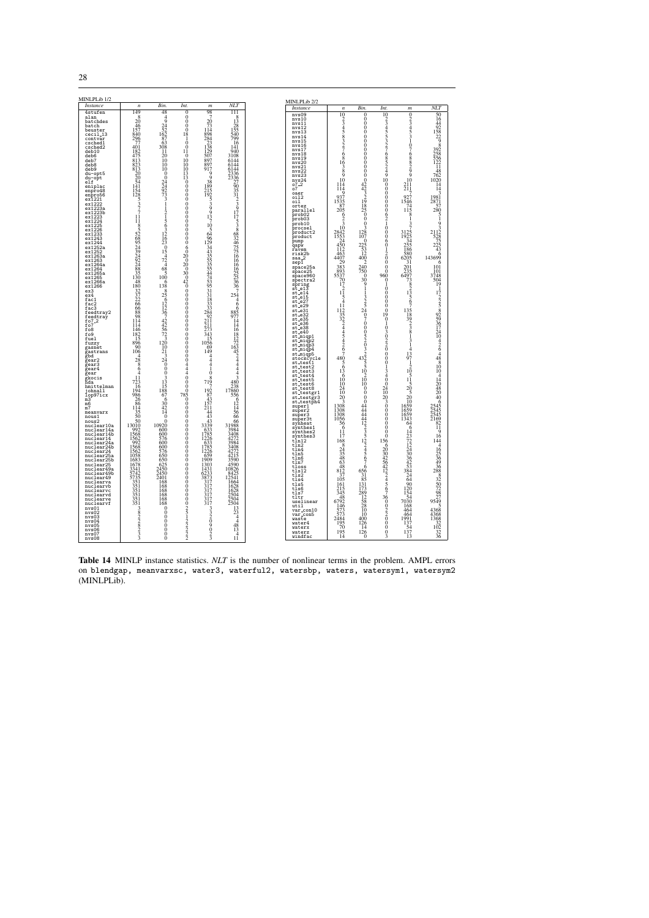MINLPLib 1/2

| *Instance* | *n* | *Bin.* | *Int.* | *m* | *NLT* |
|---|---|---|---|---|---|
| 4stufen | 149 | 48 | 0 | 98 | 111 |
| alan | 8 | 4 | 0 | 7 | 8 |
| batchdes | 20 | 9 | 0 | 20 | 13 |
| batch | 46 | 24 | 0 | 73 | 28 |
| beuster | 157 | 52 | 0 | 114 | 155 |
| cecil_13 | 840 | 162 | 18 | 898 | 540 |
| contvar | 296 | 87 | 1 | 284 | 799 |
| csched1 | 77 | 63 | 0 | 23 | 16 |
| csched2 | 401 | 308 | 0 | 138 | 141 |
| deb10 | 182 | 11 | 11 | 129 | 940 |
| deb6 | 475 | 20 | 0 | 507 | 3108 |
| deb7 | 813 | 10 | 10 | 897 | 6144 |
| deb8 | 823 | 10 | 10 | 897 | 6144 |
| deb9 | 813 | 10 | 10 | 917 | 6144 |
| du-opt5 | 20 | 0 | 13 | 9 | 2336 |
| du-opt | 20 | 0 | 13 | 9 | 2336 |
| elf | 54 | 24 | 0 | 38 | 27 |
| eniplac | 141 | 24 | 0 | 189 | 90 |
| enpro48 | 154 | 92 | 0 | 215 | 35 |
| enpro56 | 128 | 73 | 0 | 192 | 31 |
| ex1221 | 5 | 3 | 0 | 5 | 2 |
| ex1222 | 3 | 1 | 0 | 3 | 3 |
| ex1223a | 7 | 1 | 0 | 9 | 9 |
| ex1223b | 7 | 2 | 0 | 9 | 17 |
| ex1223 | 11 | 1 | 0 | 13 | 17 |
| ex1224 | 11 | 5 | 0 | 7 | 5 |
| ex1225 | 8 | 6 | 0 | 10 | 3 |
| ex1226 | 5 | 3 | 0 | 5 | 8 |
| ex1233 | 52 | 12 | 0 | 64 | 68 |
| ex1243 | 68 | 16 | 0 | 96 | 32 |
| ex1244 | 95 | 23 | 0 | 129 | 46 |
| ex1252a | 24 | 0 | 6 | 34 | 75 |
| ex1252 | 39 | 15 | 0 | 43 | 75 |
| ex1263a | 24 | 4 | 20 | 35 | 16 |
| ex1263 | 92 | 72 | 0 | 55 | 16 |
| ex1264a | 24 | 4 | 20 | 35 | 16 |
| ex1264 | 88 | 68 | 0 | 55 | 16 |
| ex1265a | 35 | 5 | 30 | 44 | 25 |
| ex1265 | 130 | 100 | 0 | 74 | 25 |
| ex1266a | 48 | 6 | 42 | 53 | 36 |
| ex1266 | 180 | 138 | 0 | 95 | 36 |
| ex3 | 32 | 8 | 0 | 31 | 7 |
| ex4 | 37 | 25 | 0 | 31 | 254 |
| fac1 | 22 | 6 | 0 | 18 | 4 |
| fac2 | 66 | 12 | 0 | 33 | 6 |
| fac3 | 66 | 12 | 0 | 33 | 6 |
| feedtray2 | 88 | 36 | 0 | 284 | 885 |
| feedtray | 98 | 7 | 0 | 92 | 977 |
| fo7_2 | 114 | 42 | 0 | 211 | 14 |
| fo7 | 114 | 42 | 0 | 211 | 14 |
| fo8 | 146 | 56 | 0 | 273 | 16 |
| fo9 | 182 | 72 | 0 | 343 | 18 |
| fuel | 15 | 3 | 0 | 15 | 12 |
| fuzzy | 896 | 120 | 0 | 1056 | 72 |
| gasnet | 90 | 10 | 0 | 69 | 163 |
| gastrans | 106 | 21 | 0 | 149 | 45 |
| gbd | 4 | 3 | 0 | 4 | 2 |
| gear2 | 28 | 24 | 0 | 4 | 4 |
| gear3 | 8 | 0 | 4 | 4 | 4 |
| gear4 | 6 | 0 | 4 | 1 | 4 |
| gear | 4 | 0 | 4 | 0 | 4 |
| gkocis | 11 | 3 | 0 | 8 | 3 |
| hda | 723 | 13 | 0 | 719 | 480 |
| hmittelman | 16 | 15 | 0 | 7 | 238 |
| johnall | 194 | 188 | 0 | 192 | 17860 |
| lop97icx | 986 | 67 | 785 | 87 | 556 |
| m3 | 26 | 6 | 0 | 43 | 6 |
| m6 | 86 | 30 | 0 | 157 | 12 |
| m7 | 114 | 42 | 0 | 211 | 14 |
| meanvarx | 35 | 14 | 0 | 44 | 56 |
| nous1 | 50 | 0 | 0 | 43 | 66 |
| nous2 | 50 | 0 | 0 | 43 | 66 |
| nuclear10a | 13010 | 10920 | 0 | 3339 | 31988 |
| nuclear14a | 992 | 600 | 0 | 633 | 3984 |
| nuclear14b | 1568 | 600 | 0 | 1785 | 3408 |
| nuclear14 | 1562 | 576 | 0 | 1226 | 4272 |
| nuclear24a | 992 | 600 | 0 | 633 | 3984 |
| nuclear24b | 1568 | 600 | 0 | 1785 | 3408 |
| nuclear24 | 1562 | 576 | 0 | 1226 | 4272 |
| nuclear25a | 1058 | 650 | 0 | 659 | 4215 |
| nuclear25b | 1683 | 650 | 0 | 1909 | 3590 |
| nuclear25 | 1678 | 625 | 0 | 1303 | 4590 |
| nuclear49a | 3341 | 2450 | 0 | 1431 | 10826 |
| nuclear49b | 5742 | 2450 | 0 | 6233 | 8425 |
| nuclear49 | 5735 | 2401 | 0 | 3873 | 12541 |
| nuclearva | 351 | 168 | 0 | 317 | 1664 |
| nuclearvb | 351 | 168 | 0 | 317 | 1628 |
| nuclearvc | 351 | 168 | 0 | 317 | 1628 |
| nuclearvd | 351 | 168 | 0 | 317 | 2504 |
| nuclearve | 351 | 168 | 0 | 317 | 2504 |
| nuclearvf | 351 | 168 | 0 | 317 | 2504 |
| nvs01 | 3 | 0 | 2 | 3 | 13 |
| nvs02 | 8 | 0 | 5 | 3 | 23 |
| nvs03 | 2 | 0 | 1 | 2 | 4 |
| nvs04 | 2 | 0 | 2 | 0 | 4 |
| nvs05 | 8 | 0 | 2 | 9 | 48 |
| nvs06 | 2 | 0 | 2 | 0 | 13 |
| nvs07 | 3 | 0 | 2 | 2 | 4 |
| nvs08 | 3 | 0 | 2 | 3 | 11 |

MINLPLib 2/2

| *Instance* | *n* | *Bin.* | *Int.* | *m* | *NLT* |
|---|---|---|---|---|---|
| nvs09 | 10 | 0 | 10 | 0 | 50 |
| nvs10 | 2 | 0 | 2 | 2 | 16 |
| nvs11 | 3 | 0 | 3 | 3 | 44 |
| nvs12 | 4 | 0 | 4 | 4 | 92 |
| nvs13 | 5 | 0 | 5 | 5 | 158 |
| nvs14 | 8 | 0 | 5 | 3 | 22 |
| nvs15 | 3 | 0 | 3 | 1 | 9 |
| nvs16 | 2 | 0 | 2 | 0 | 8 |
| nvs17 | 7 | 0 | 7 | 7 | 392 |
| nvs18 | 6 | 0 | 6 | 6 | 258 |
| nvs19 | 8 | 0 | 8 | 8 | 556 |
| nvs20 | 16 | 0 | 5 | 8 | 122 |
| nvs21 | 3 | 0 | 2 | 2 | 11 |
| nvs22 | 8 | 0 | 4 | 9 | 48 |
| nvs23 | 9 | 0 | 9 | 9 | 762 |
| nvs24 | 10 | 0 | 10 | 10 | 1020 |
| o7_2 | 114 | 42 | 0 | 211 | 14 |
| o7 | 114 | 42 | 0 | 211 | 14 |
| oaer | 9 | 3 | 0 | 7 | 3 |
| oil2 | 937 | 2 | 0 | 927 | 1981 |
| oil | 1535 | 19 | 0 | 1546 | 2871 |
| ortez | 87 | 18 | 0 | 74 | 57 |
| parallel | 205 | 25 | 0 | 115 | 280 |
| prob02 | 6 | 0 | 6 | 8 | 5 |
| prob03 | 2 | 0 | 2 | 1 | 1 |
| prob10 | 3 | 0 | 1 | 3 | 9 |
| procsel | 10 | 3 | 0 | 7 | 3 |
| product2 | 2842 | 128 | 0 | 3125 | 2112 |
| product | 1553 | 107 | 0 | 1925 | 528 |
| pump | 24 | 10 | 6 | 32 | 75 |
| qapw | 450 | 225 | 0 | 255 | 225 |
| ravem | 112 | 53 | 1 | 186 | 43 |
| risk2b | 463 | 12 | 2 | 580 | 6 |
| saa_2 | 4407 | 400 | 0 | 6205 | 143699 |
| sep1 | 29 | 2 | 0 | 31 | 6 |
| space25a | 383 | 240 | 0 | 201 | 101 |
| space25 | 893 | 750 | 0 | 235 | 101 |
| space960 | 5537 | 0 | 960 | 6497 | 3748 |
| spectra2 | 70 | 30 | 0 | 73 | 504 |
| spring | 17 | 9 | 1 | 8 | 19 |
| st_e13 | 2 | 1 | 0 | 2 | 1 |
| st_e14 | 11 | 1 | 0 | 13 | 17 |
| st_e15 | 5 | 3 | 0 | 5 | 2 |
| st_e27 | 4 | 2 | 0 | 6 | 2 |
| st_e29 | 11 | 5 | 0 | 7 | 5 |
| st_e31 | 112 | 24 | 0 | 135 | 8 |
| st_e32 | 35 | 0 | 19 | 18 | 92 |
| st_e35 | 32 | 7 | 0 | 39 | 59 |
| st_e36 | 2 | 0 | 1 | 2 | 36 |
| st_e38 | 4 | 0 | 0 | 3 | 17 |
| st_e40 | 4 | 0 | 3 | 8 | 24 |
| st_miqp1 | 5 | 5 | 0 | 1 | 10 |
| st_miqp2 | 4 | 2 | 2 | 3 | 4 |
| st_miqp3 | 2 | 0 | 2 | 1 | 2 |
| st_miqp4 | 6 | 3 | 0 | 4 | 6 |
| st_miqp5 | 7 | 2 | 0 | 13 | 4 |
| stockcycle | 480 | 432 | 0 | 97 | 48 |
| st_test1 | 5 | 5 | 0 | 1 | 8 |
| st_test2 | 6 | 5 | 1 | 2 | 10 |
| st_test3 | 13 | 10 | 3 | 10 | 10 |
| st_test4 | 6 | 2 | 4 | 5 | 4 |
| st_test5 | 10 | 10 | 0 | 11 | 14 |
| st_test6 | 10 | 10 | 0 | 5 | 20 |
| st_test8 | 24 | 0 | 24 | 20 | 48 |
| st_testgr1 | 10 | 0 | 10 | 5 | 20 |
| st_testgr3 | 20 | 0 | 20 | 20 | 40 |
| st_testph4 | 3 | 0 | 3 | 10 | 6 |
| super1 | 1308 | 44 | 0 | 1659 | 2545 |
| super2 | 1308 | 44 | 0 | 1659 | 2545 |
| super3 | 1308 | 44 | 0 | 1659 | 2545 |
| super3t | 1056 | 44 | 0 | 1343 | 2169 |
| synheat | 56 | 12 | 0 | 64 | 82 |
| synthes1 | 6 | 2 | 0 | 6 | 11 |
| synthes2 | 11 | 3 | 0 | 14 | 9 |
| synthes3 | 17 | 5 | 0 | 23 | 16 |
| tln12 | 168 | 12 | 156 | 72 | 144 |
| tln2 | 8 | 2 | 6 | 12 | 4 |
| tln4 | 24 | 4 | 20 | 24 | 16 |
| tln5 | 35 | 5 | 30 | 30 | 25 |
| tln6 | 48 | 6 | 42 | 36 | 36 |
| tln7 | 63 | 7 | 56 | 42 | 49 |
| tloss | 48 | 6 | 42 | 53 | 36 |
| tls12 | 812 | 656 | 12 | 384 | 288 |
| tls2 | 37 | 31 | 2 | 24 | 8 |
| tls4 | 105 | 85 | 4 | 64 | 32 |
| tls5 | 161 | 131 | 5 | 90 | 50 |
| tls6 | 215 | 173 | 6 | 120 | 72 |
| tls7 | 345 | 289 | 7 | 154 | 98 |
| tltr | 48 | 12 | 36 | 54 | 27 |
| uselinear | 6792 | 58 | 0 | 7030 | 9549 |
| util | 146 | 28 | 0 | 168 | 5 |
| var_con10 | 573 | 10 | 2 | 464 | 4368 |
| var_con5 | 573 | 10 | 2 | 464 | 4368 |
| waste | 2484 | 400 | 0 | 1991 | 1368 |
| water4 | 195 | 126 | 0 | 137 | 32 |
| waterx | 70 | 14 | 0 | 54 | 102 |
| waterz | 195 | 126 | 0 | 137 | 32 |
| windfac | 14 | 0 | 3 | 13 | 36 |

**Table 14** MINLP instance statistics. *NLT* is the number of nonlinear terms in the problem. AMPL errors on blendgap, meanvarxsc, water3, waterful2, watersbp, waters, watersym1, watersym2 (MINLPLib).